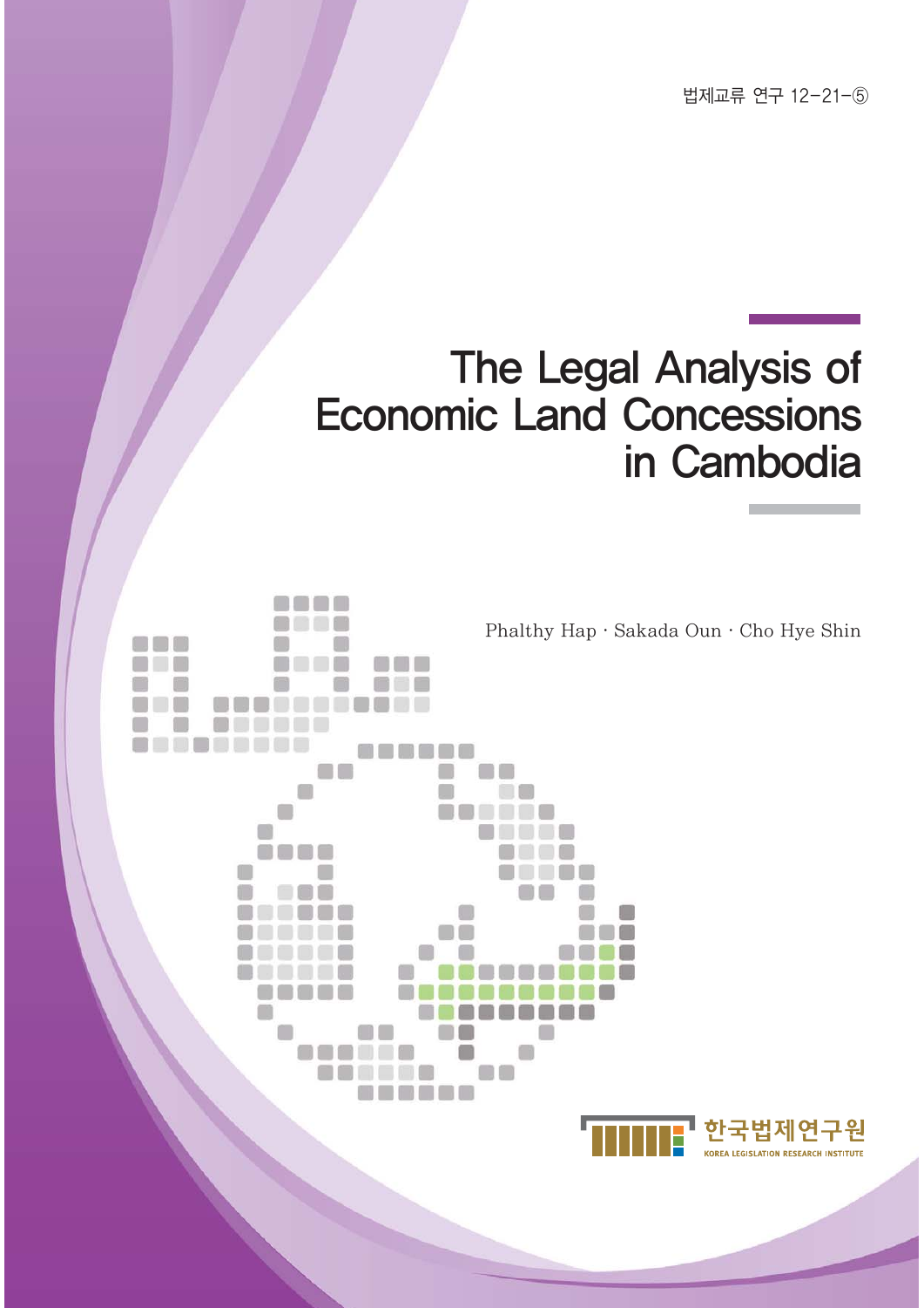법제교류 연구 12-21-⑤

# The Legal Analysis of Economic Land Concessions in Cambodia

Phalthy Hap · Sakada Oun · Cho Hye Shin

한국법제연구원

KOREA LEGISLATION RESEARCH INSTITUTE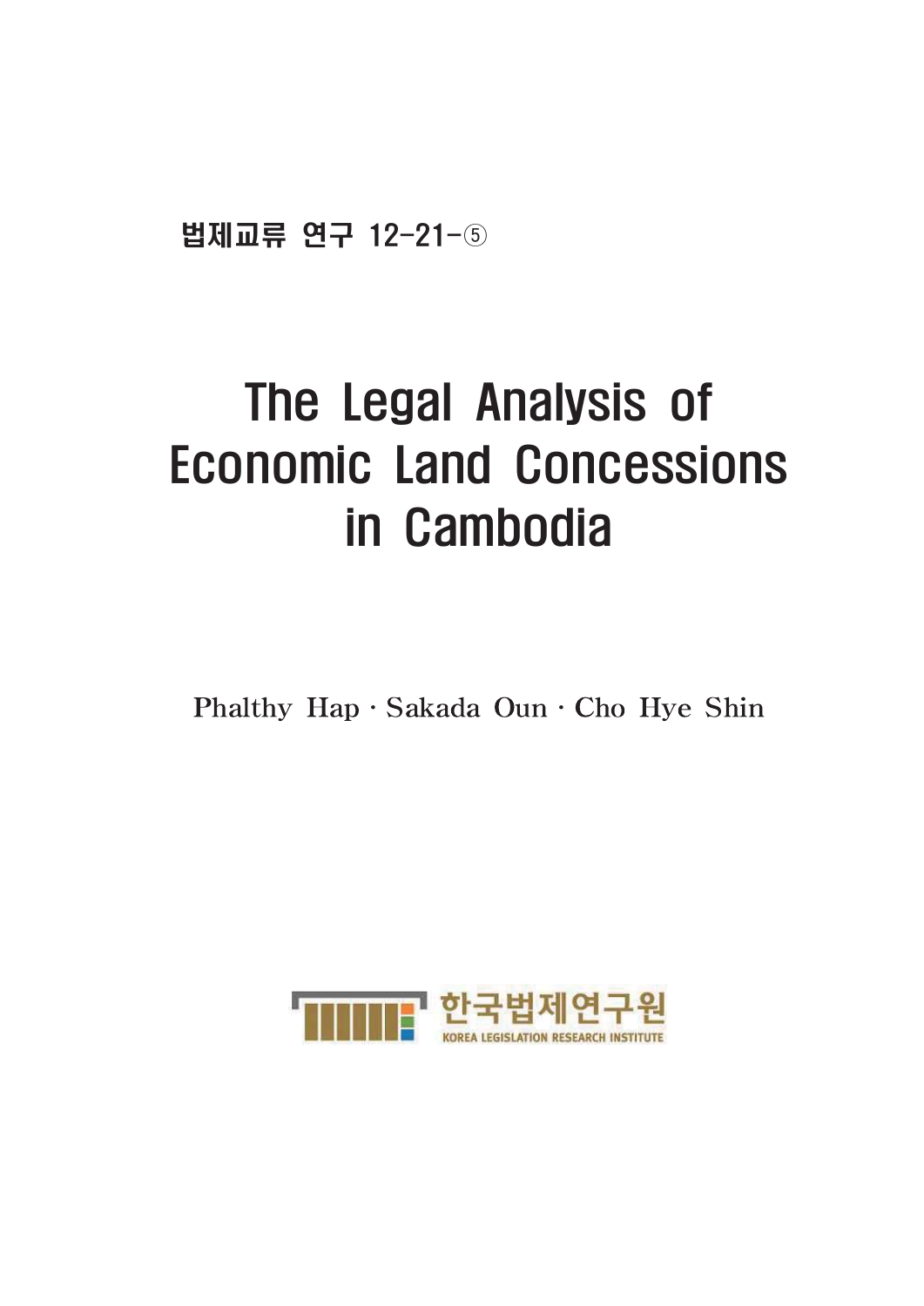법제교류 연구 12-21-⑤

# The Legal Analysis of Economic Land Concessions in Cambodia

Phalthy Hap · Sakada Oun · Cho Hye Shin

한국법제연구원

KOREA LEGISLATION RESEARCH INSTITUTE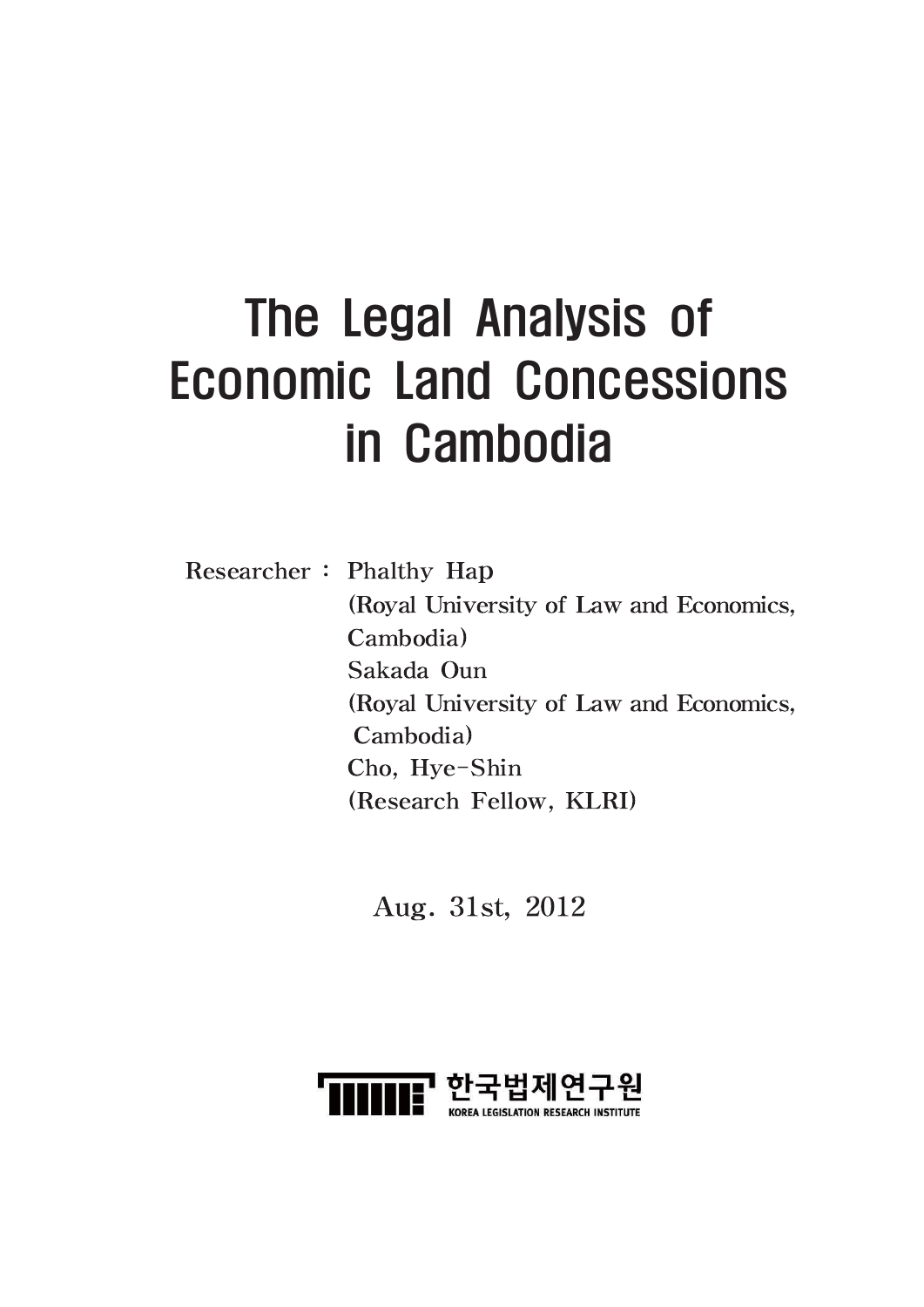# The Legal Analysis of Economic Land Concessions in Cambodia

Researcher : Phalthy Hap
(Royal University of Law and Economics, Cambodia)
Sakada Oun
(Royal University of Law and Economics, Cambodia)
Cho, Hye-Shin
(Research Fellow, KLRI)

Aug. 31st, 2012

한국법제연구원
KOREA LEGISLATION RESEARCH INSTITUTE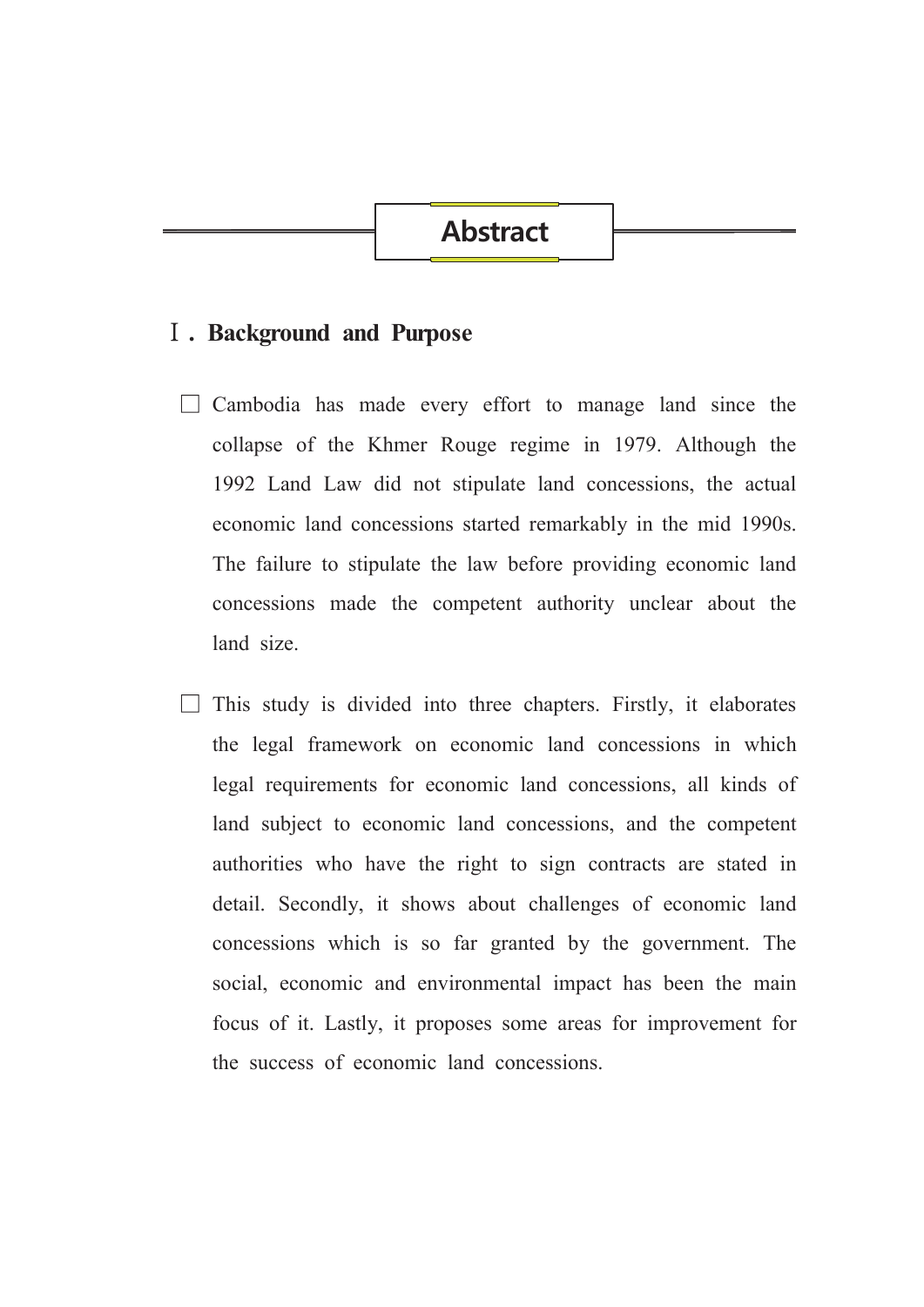# Abstract

## Ⅰ. Background and Purpose

☐ Cambodia has made every effort to manage land since the collapse of the Khmer Rouge regime in 1979. Although the 1992 Land Law did not stipulate land concessions, the actual economic land concessions started remarkably in the mid 1990s. The failure to stipulate the law before providing economic land concessions made the competent authority unclear about the land size.

☐ This study is divided into three chapters. Firstly, it elaborates the legal framework on economic land concessions in which legal requirements for economic land concessions, all kinds of land subject to economic land concessions, and the competent authorities who have the right to sign contracts are stated in detail. Secondly, it shows about challenges of economic land concessions which is so far granted by the government. The social, economic and environmental impact has been the main focus of it. Lastly, it proposes some areas for improvement for the success of economic land concessions.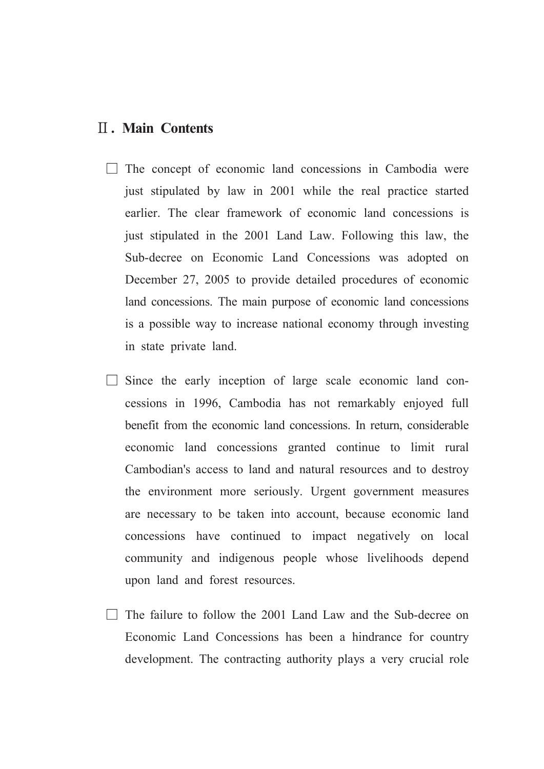## Ⅱ. Main Contents

- The concept of economic land concessions in Cambodia were just stipulated by law in 2001 while the real practice started earlier. The clear framework of economic land concessions is just stipulated in the 2001 Land Law. Following this law, the Sub-decree on Economic Land Concessions was adopted on December 27, 2005 to provide detailed procedures of economic land concessions. The main purpose of economic land concessions is a possible way to increase national economy through investing in state private land.

- Since the early inception of large scale economic land concessions in 1996, Cambodia has not remarkably enjoyed full benefit from the economic land concessions. In return, considerable economic land concessions granted continue to limit rural Cambodian's access to land and natural resources and to destroy the environment more seriously. Urgent government measures are necessary to be taken into account, because economic land concessions have continued to impact negatively on local community and indigenous people whose livelihoods depend upon land and forest resources.

- The failure to follow the 2001 Land Law and the Sub-decree on Economic Land Concessions has been a hindrance for country development. The contracting authority plays a very crucial role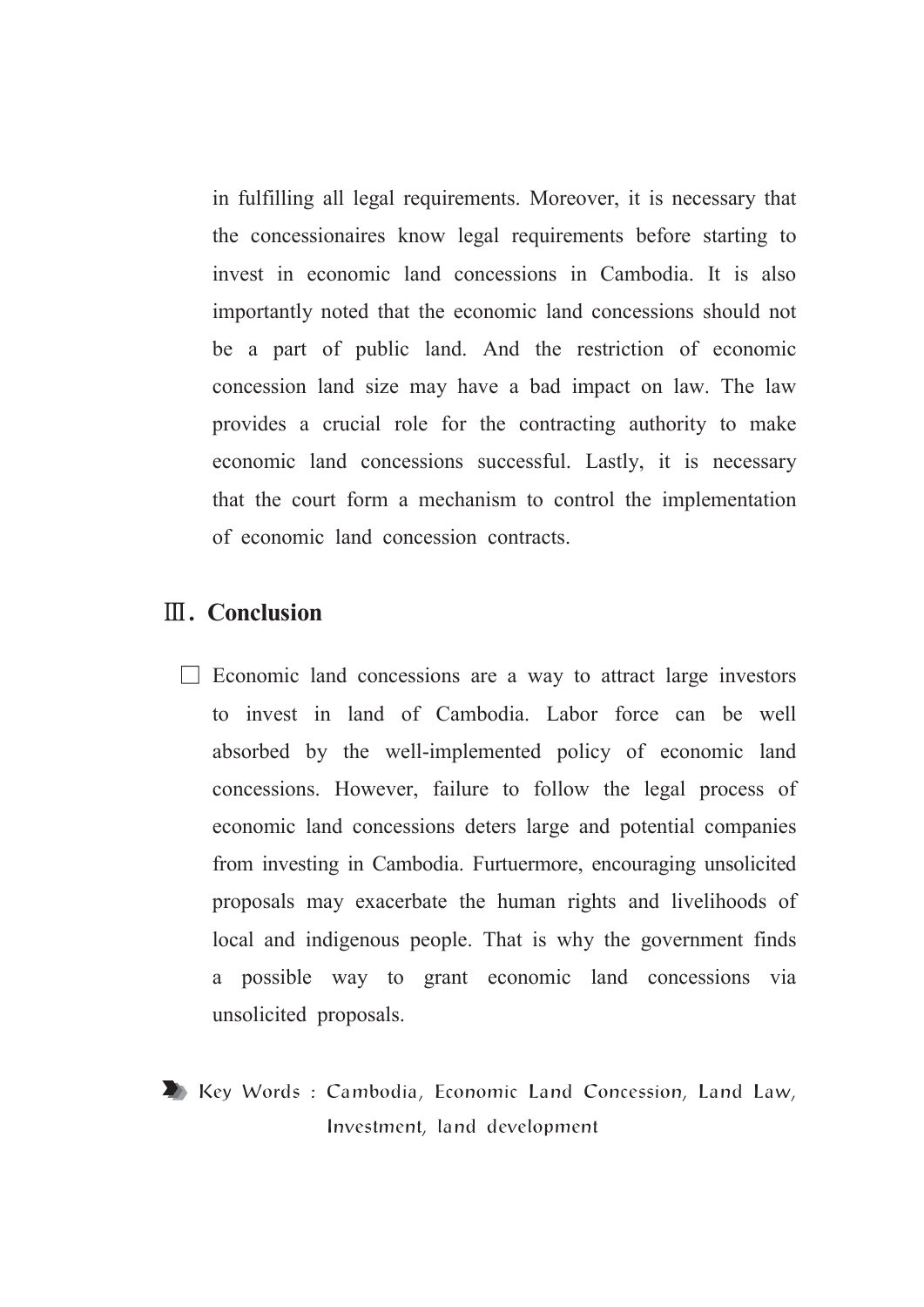in fulfilling all legal requirements. Moreover, it is necessary that the concessionaires know legal requirements before starting to invest in economic land concessions in Cambodia. It is also importantly noted that the economic land concessions should not be a part of public land. And the restriction of economic concession land size may have a bad impact on law. The law provides a crucial role for the contracting authority to make economic land concessions successful. Lastly, it is necessary that the court form a mechanism to control the implementation of economic land concession contracts.

## Ⅲ. Conclusion

□ Economic land concessions are a way to attract large investors to invest in land of Cambodia. Labor force can be well absorbed by the well-implemented policy of economic land concessions. However, failure to follow the legal process of economic land concessions deters large and potential companies from investing in Cambodia. Furtuermore, encouraging unsolicited proposals may exacerbate the human rights and livelihoods of local and indigenous people. That is why the government finds a possible way to grant economic land concessions via unsolicited proposals.

Key Words : Cambodia, Economic Land Concession, Land Law, Investment, land development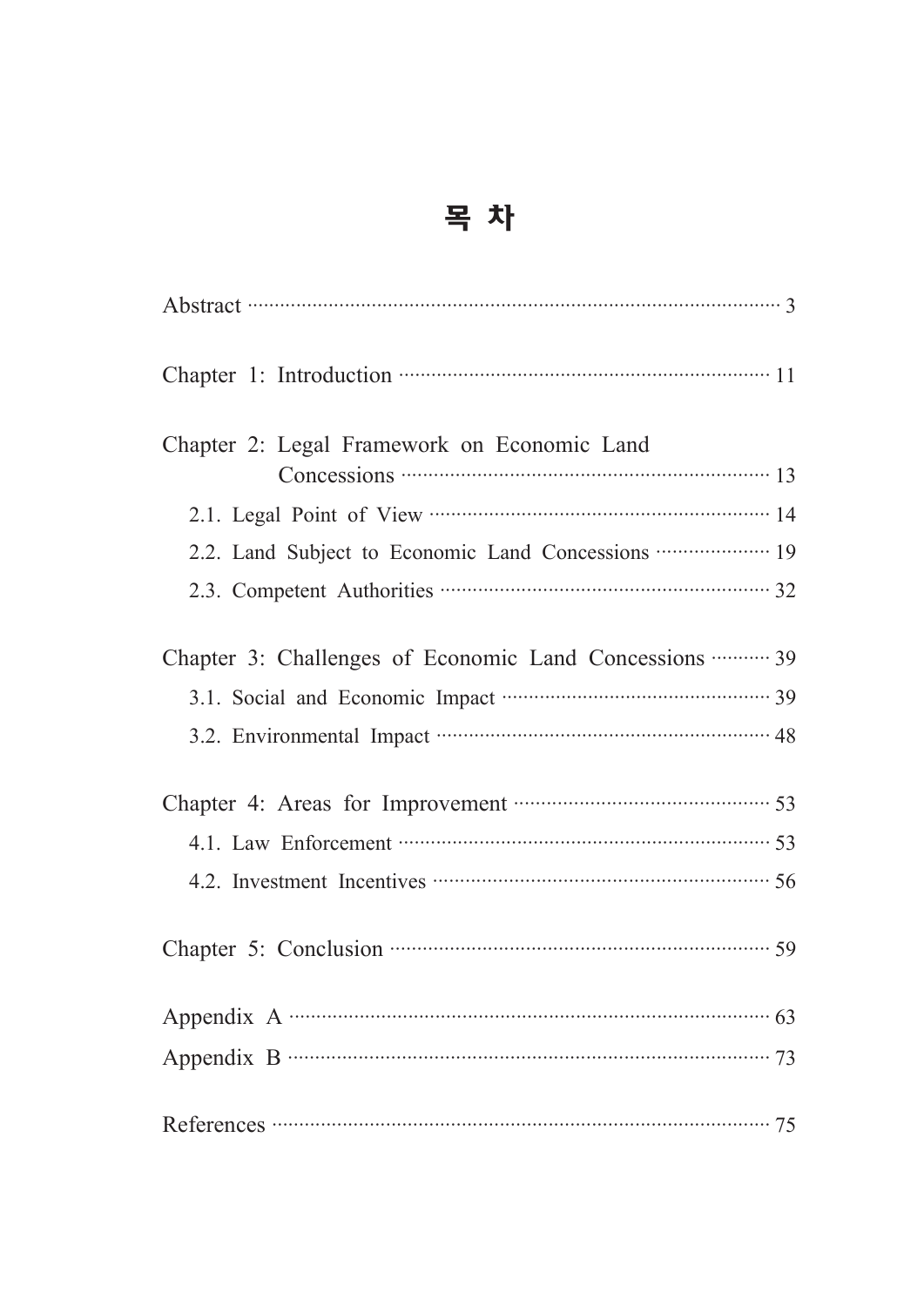# 목 차

Abstract ········································································ 3

Chapter 1: Introduction ···················································· 11

Chapter 2: Legal Framework on Economic Land Concessions ···················································· 13

- 2.1. Legal Point of View ··············································· 14
- 2.2. Land Subject to Economic Land Concessions ··················· 19
- 2.3. Competent Authorities ············································ 32

Chapter 3: Challenges of Economic Land Concessions ··········· 39

- 3.1. Social and Economic Impact ··································· 39
- 3.2. Environmental Impact ············································ 48

Chapter 4: Areas for Improvement ········································ 53

- 4.1. Law Enforcement ·················································· 53
- 4.2. Investment Incentives ············································ 56

Chapter 5: Conclusion ······················································ 59

Appendix A ······································································ 63

Appendix B ······································································ 73

References ········································································ 75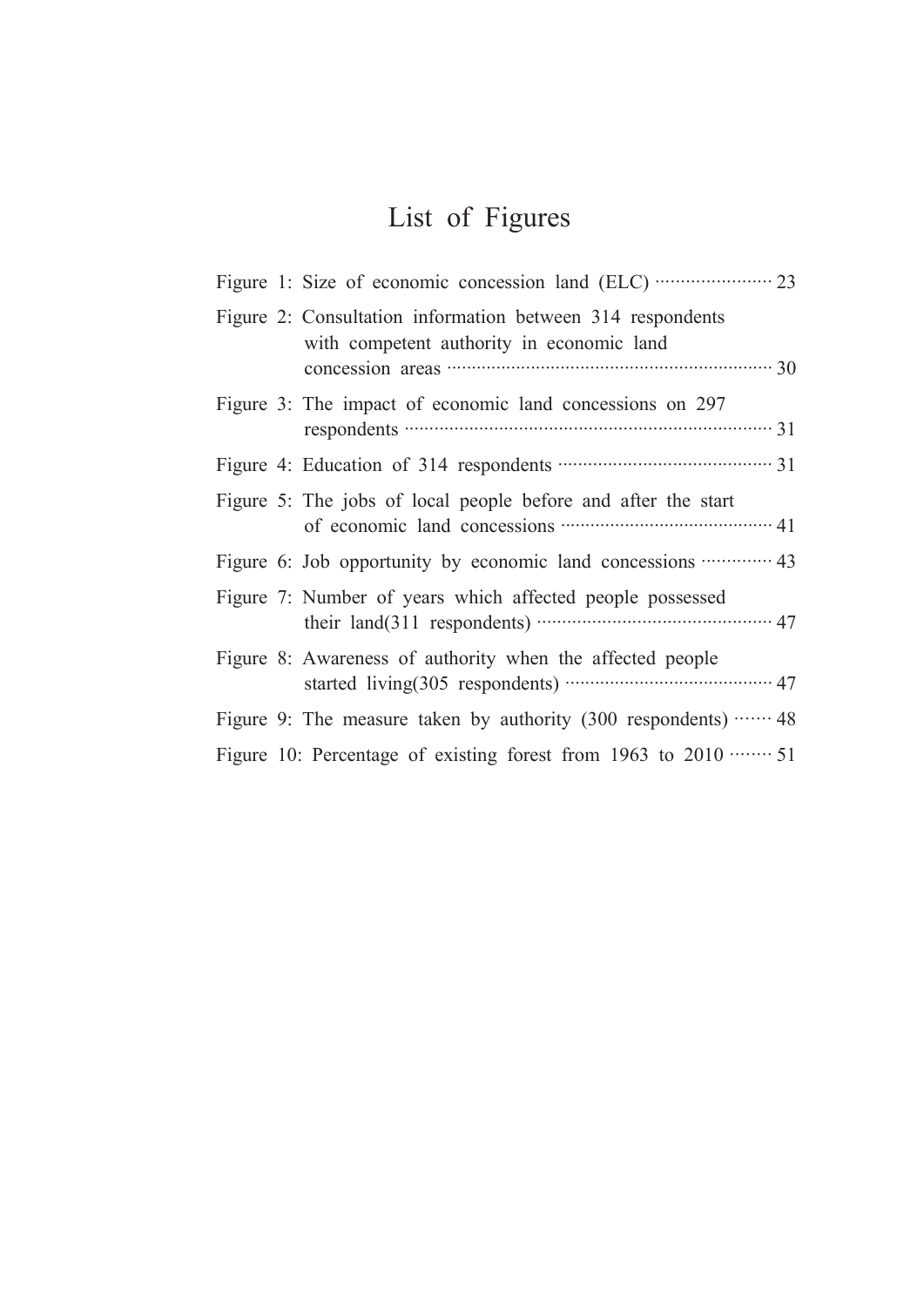# List of Figures

Figure 1: Size of economic concession land (ELC) ........................ 23

Figure 2: Consultation information between 314 respondents with competent authority in economic land concession areas ........................ 30

Figure 3: The impact of economic land concessions on 297 respondents ........................ 31

Figure 4: Education of 314 respondents ........................ 31

Figure 5: The jobs of local people before and after the start of economic land concessions ........................ 41

Figure 6: Job opportunity by economic land concessions ........................ 43

Figure 7: Number of years which affected people possessed their land(311 respondents) ........................ 47

Figure 8: Awareness of authority when the affected people started living(305 respondents) ........................ 47

Figure 9: The measure taken by authority (300 respondents) ........................ 48

Figure 10: Percentage of existing forest from 1963 to 2010 ........................ 51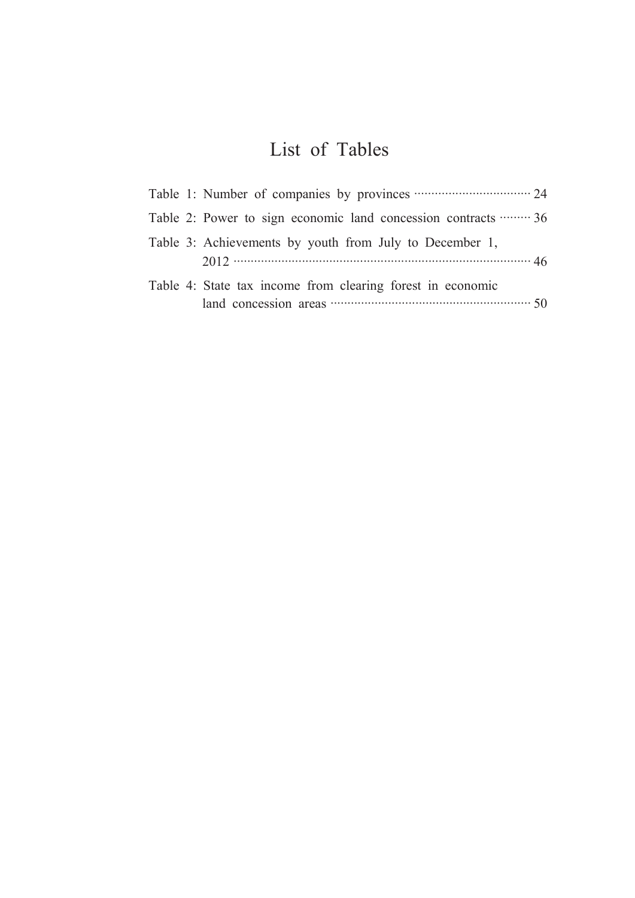# List of Tables

Table 1: Number of companies by provinces ..... 24

Table 2: Power to sign economic land concession contracts ..... 36

Table 3: Achievements by youth from July to December 1, 2012 ..... 46

Table 4: State tax income from clearing forest in economic land concession areas ..... 50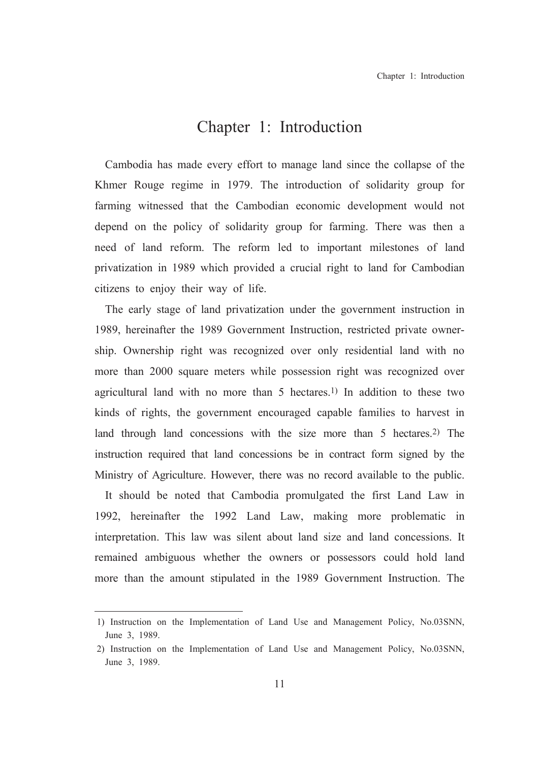# Chapter 1: Introduction

Cambodia has made every effort to manage land since the collapse of the Khmer Rouge regime in 1979. The introduction of solidarity group for farming witnessed that the Cambodian economic development would not depend on the policy of solidarity group for farming. There was then a need of land reform. The reform led to important milestones of land privatization in 1989 which provided a crucial right to land for Cambodian citizens to enjoy their way of life.

The early stage of land privatization under the government instruction in 1989, hereinafter the 1989 Government Instruction, restricted private ownership. Ownership right was recognized over only residential land with no more than 2000 square meters while possession right was recognized over agricultural land with no more than 5 hectares.[1] In addition to these two kinds of rights, the government encouraged capable families to harvest in land through land concessions with the size more than 5 hectares.[2] The instruction required that land concessions be in contract form signed by the Ministry of Agriculture. However, there was no record available to the public.

It should be noted that Cambodia promulgated the first Land Law in 1992, hereinafter the 1992 Land Law, making more problematic in interpretation. This law was silent about land size and land concessions. It remained ambiguous whether the owners or possessors could hold land more than the amount stipulated in the 1989 Government Instruction. The

---

1) Instruction on the Implementation of Land Use and Management Policy, No.03SNN, June 3, 1989.

2) Instruction on the Implementation of Land Use and Management Policy, No.03SNN, June 3, 1989.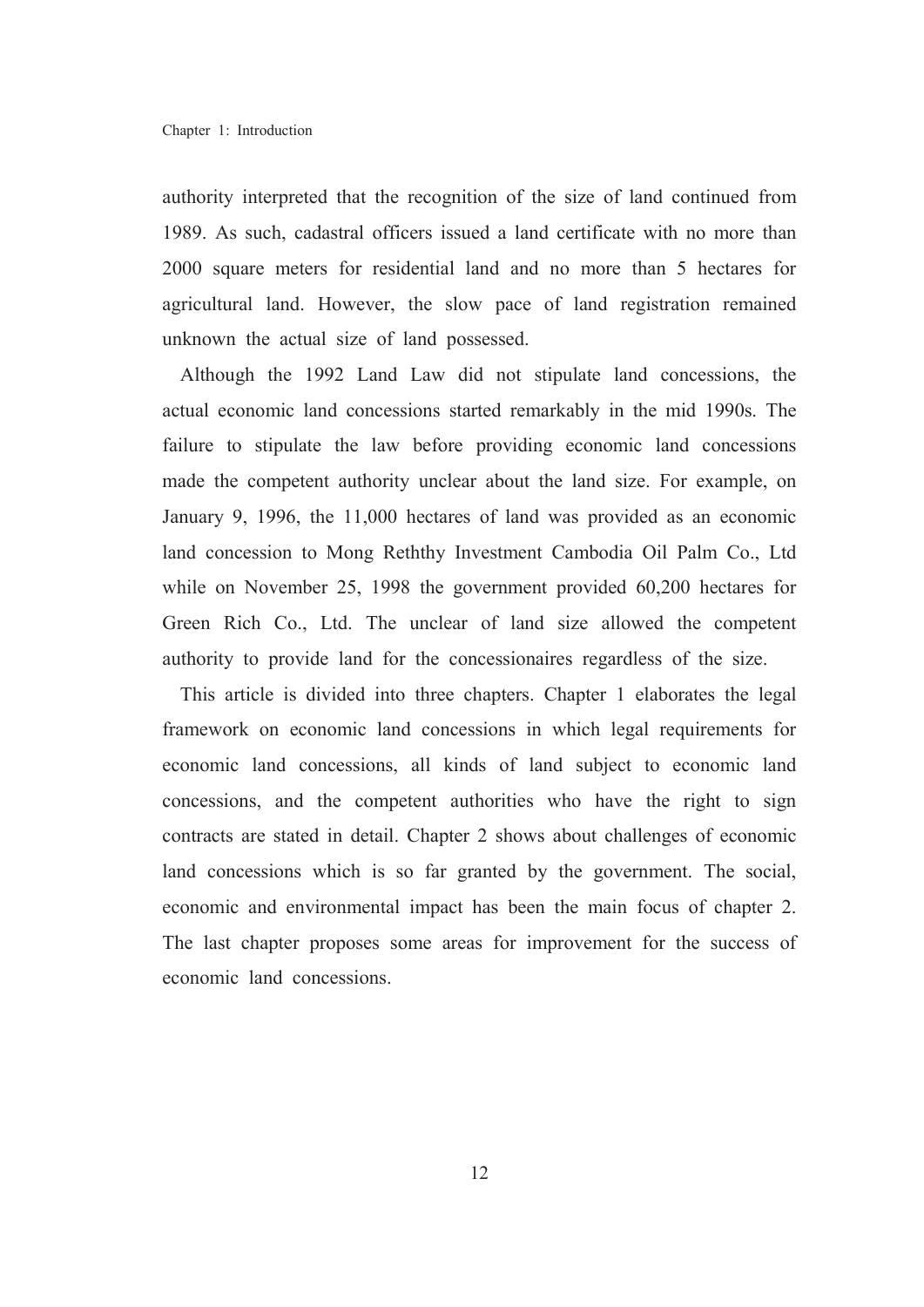authority interpreted that the recognition of the size of land continued from 1989. As such, cadastral officers issued a land certificate with no more than 2000 square meters for residential land and no more than 5 hectares for agricultural land. However, the slow pace of land registration remained unknown the actual size of land possessed.

Although the 1992 Land Law did not stipulate land concessions, the actual economic land concessions started remarkably in the mid 1990s. The failure to stipulate the law before providing economic land concessions made the competent authority unclear about the land size. For example, on January 9, 1996, the 11,000 hectares of land was provided as an economic land concession to Mong Reththy Investment Cambodia Oil Palm Co., Ltd while on November 25, 1998 the government provided 60,200 hectares for Green Rich Co., Ltd. The unclear of land size allowed the competent authority to provide land for the concessionaires regardless of the size.

This article is divided into three chapters. Chapter 1 elaborates the legal framework on economic land concessions in which legal requirements for economic land concessions, all kinds of land subject to economic land concessions, and the competent authorities who have the right to sign contracts are stated in detail. Chapter 2 shows about challenges of economic land concessions which is so far granted by the government. The social, economic and environmental impact has been the main focus of chapter 2. The last chapter proposes some areas for improvement for the success of economic land concessions.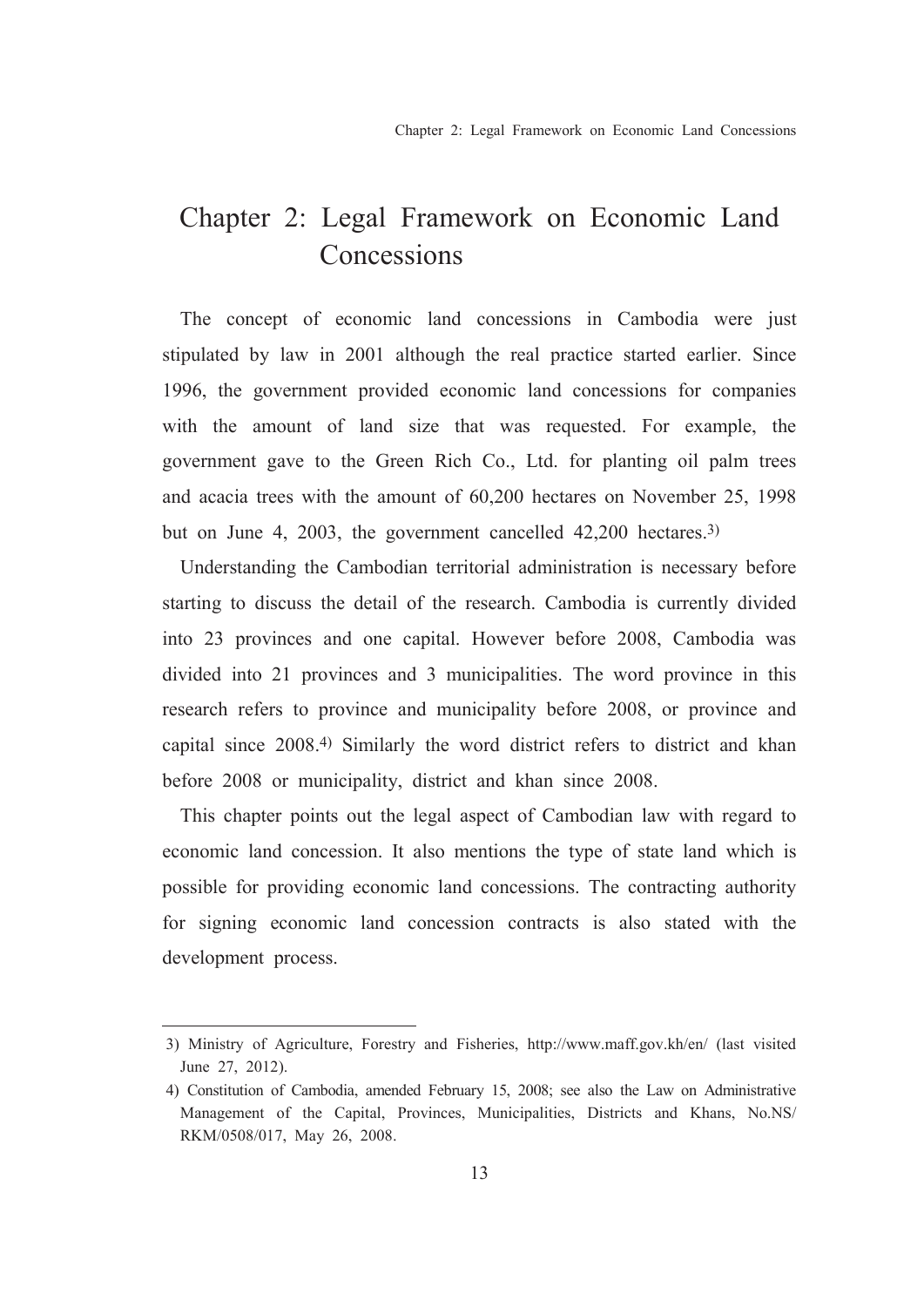# Chapter 2: Legal Framework on Economic Land Concessions

The concept of economic land concessions in Cambodia were just stipulated by law in 2001 although the real practice started earlier. Since 1996, the government provided economic land concessions for companies with the amount of land size that was requested. For example, the government gave to the Green Rich Co., Ltd. for planting oil palm trees and acacia trees with the amount of 60,200 hectares on November 25, 1998 but on June 4, 2003, the government cancelled 42,200 hectares.[3)]

Understanding the Cambodian territorial administration is necessary before starting to discuss the detail of the research. Cambodia is currently divided into 23 provinces and one capital. However before 2008, Cambodia was divided into 21 provinces and 3 municipalities. The word province in this research refers to province and municipality before 2008, or province and capital since 2008.[4)] Similarly the word district refers to district and khan before 2008 or municipality, district and khan since 2008.

This chapter points out the legal aspect of Cambodian law with regard to economic land concession. It also mentions the type of state land which is possible for providing economic land concessions. The contracting authority for signing economic land concession contracts is also stated with the development process.

---

3) Ministry of Agriculture, Forestry and Fisheries, http://www.maff.gov.kh/en/ (last visited June 27, 2012).

4) Constitution of Cambodia, amended February 15, 2008; see also the Law on Administrative Management of the Capital, Provinces, Municipalities, Districts and Khans, No.NS/RKM/0508/017, May 26, 2008.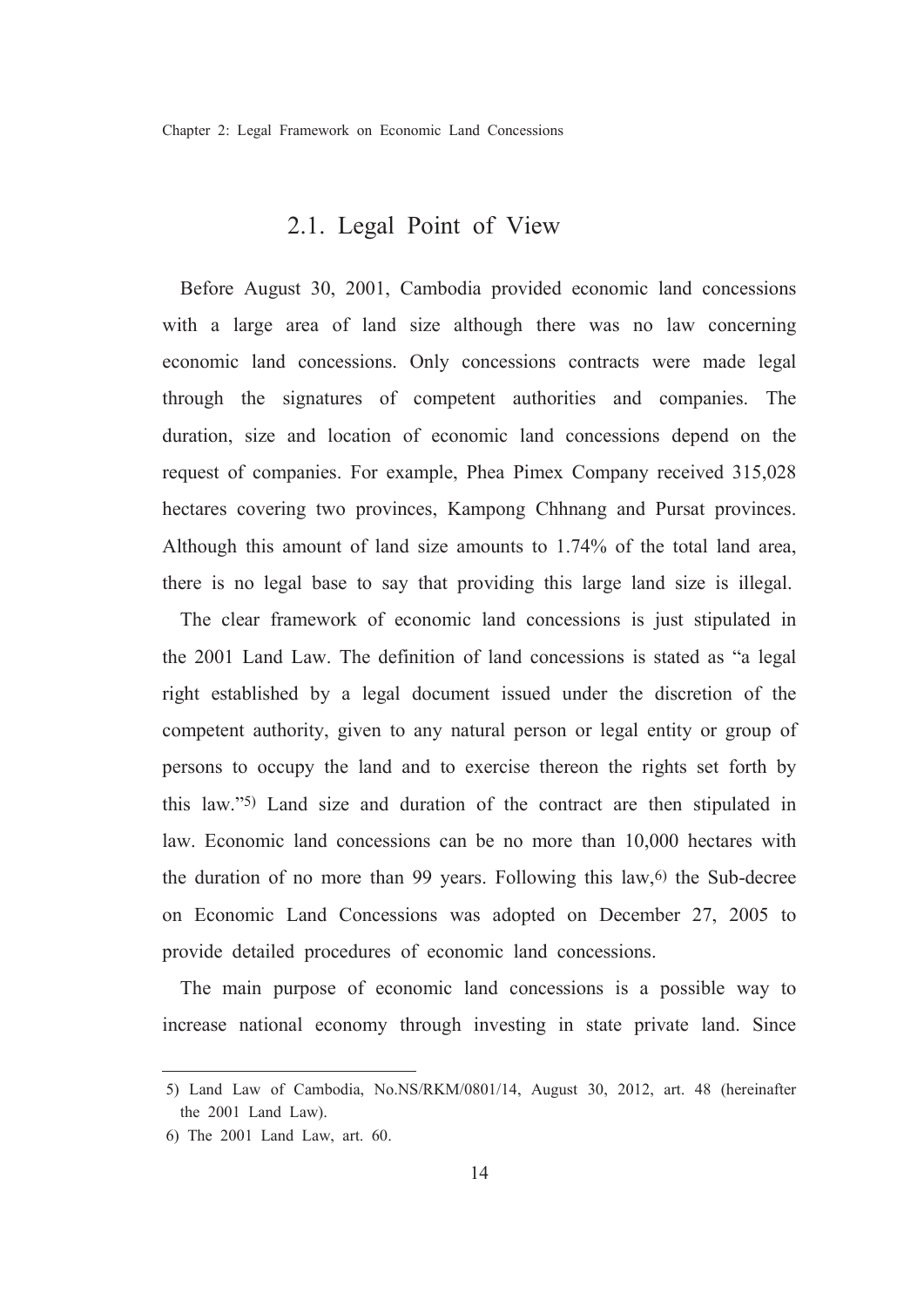## 2.1. Legal Point of View

Before August 30, 2001, Cambodia provided economic land concessions with a large area of land size although there was no law concerning economic land concessions. Only concessions contracts were made legal through the signatures of competent authorities and companies. The duration, size and location of economic land concessions depend on the request of companies. For example, Phea Pimex Company received 315,028 hectares covering two provinces, Kampong Chhnang and Pursat provinces. Although this amount of land size amounts to 1.74% of the total land area, there is no legal base to say that providing this large land size is illegal.

The clear framework of economic land concessions is just stipulated in the 2001 Land Law. The definition of land concessions is stated as "a legal right established by a legal document issued under the discretion of the competent authority, given to any natural person or legal entity or group of persons to occupy the land and to exercise thereon the rights set forth by this law."[5] Land size and duration of the contract are then stipulated in law. Economic land concessions can be no more than 10,000 hectares with the duration of no more than 99 years. Following this law,[6] the Sub-decree on Economic Land Concessions was adopted on December 27, 2005 to provide detailed procedures of economic land concessions.

The main purpose of economic land concessions is a possible way to increase national economy through investing in state private land. Since

---

5) Land Law of Cambodia, No.NS/RKM/0801/14, August 30, 2012, art. 48 (hereinafter the 2001 Land Law).

6) The 2001 Land Law, art. 60.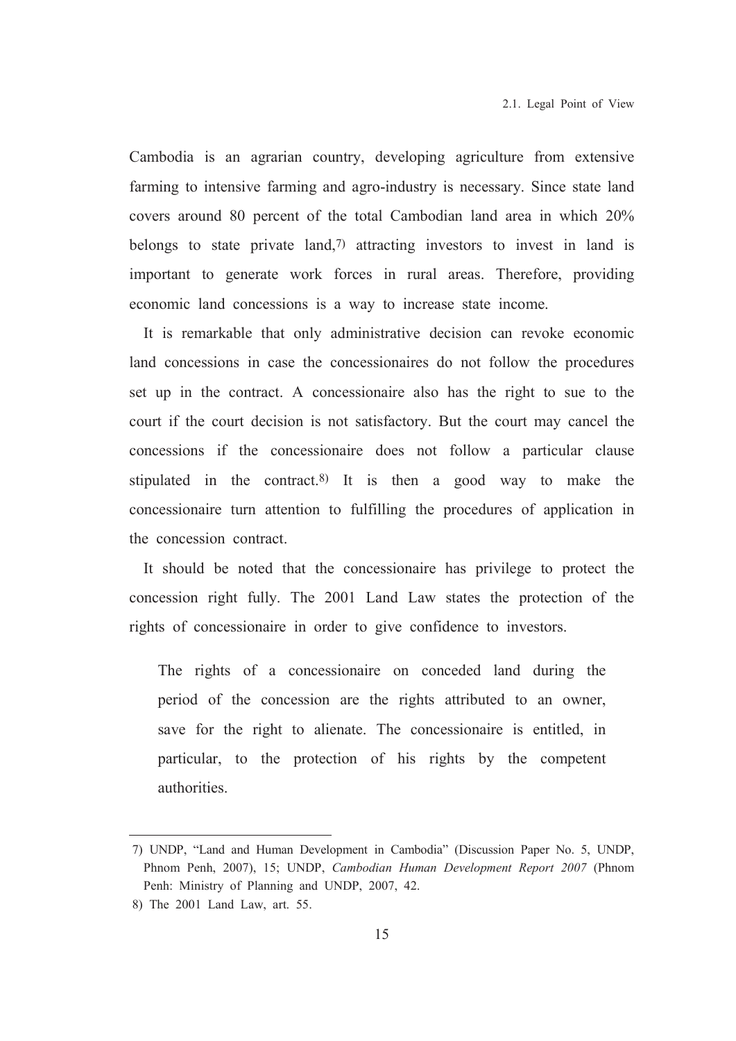Cambodia is an agrarian country, developing agriculture from extensive farming to intensive farming and agro-industry is necessary. Since state land covers around 80 percent of the total Cambodian land area in which 20% belongs to state private land,[7] attracting investors to invest in land is important to generate work forces in rural areas. Therefore, providing economic land concessions is a way to increase state income.

It is remarkable that only administrative decision can revoke economic land concessions in case the concessionaires do not follow the procedures set up in the contract. A concessionaire also has the right to sue to the court if the court decision is not satisfactory. But the court may cancel the concessions if the concessionaire does not follow a particular clause stipulated in the contract.[8] It is then a good way to make the concessionaire turn attention to fulfilling the procedures of application in the concession contract.

It should be noted that the concessionaire has privilege to protect the concession right fully. The 2001 Land Law states the protection of the rights of concessionaire in order to give confidence to investors.

> The rights of a concessionaire on conceded land during the period of the concession are the rights attributed to an owner, save for the right to alienate. The concessionaire is entitled, in particular, to the protection of his rights by the competent authorities.

---

7) UNDP, "Land and Human Development in Cambodia" (Discussion Paper No. 5, UNDP, Phnom Penh, 2007), 15; UNDP, *Cambodian Human Development Report 2007* (Phnom Penh: Ministry of Planning and UNDP, 2007, 42.

8) The 2001 Land Law, art. 55.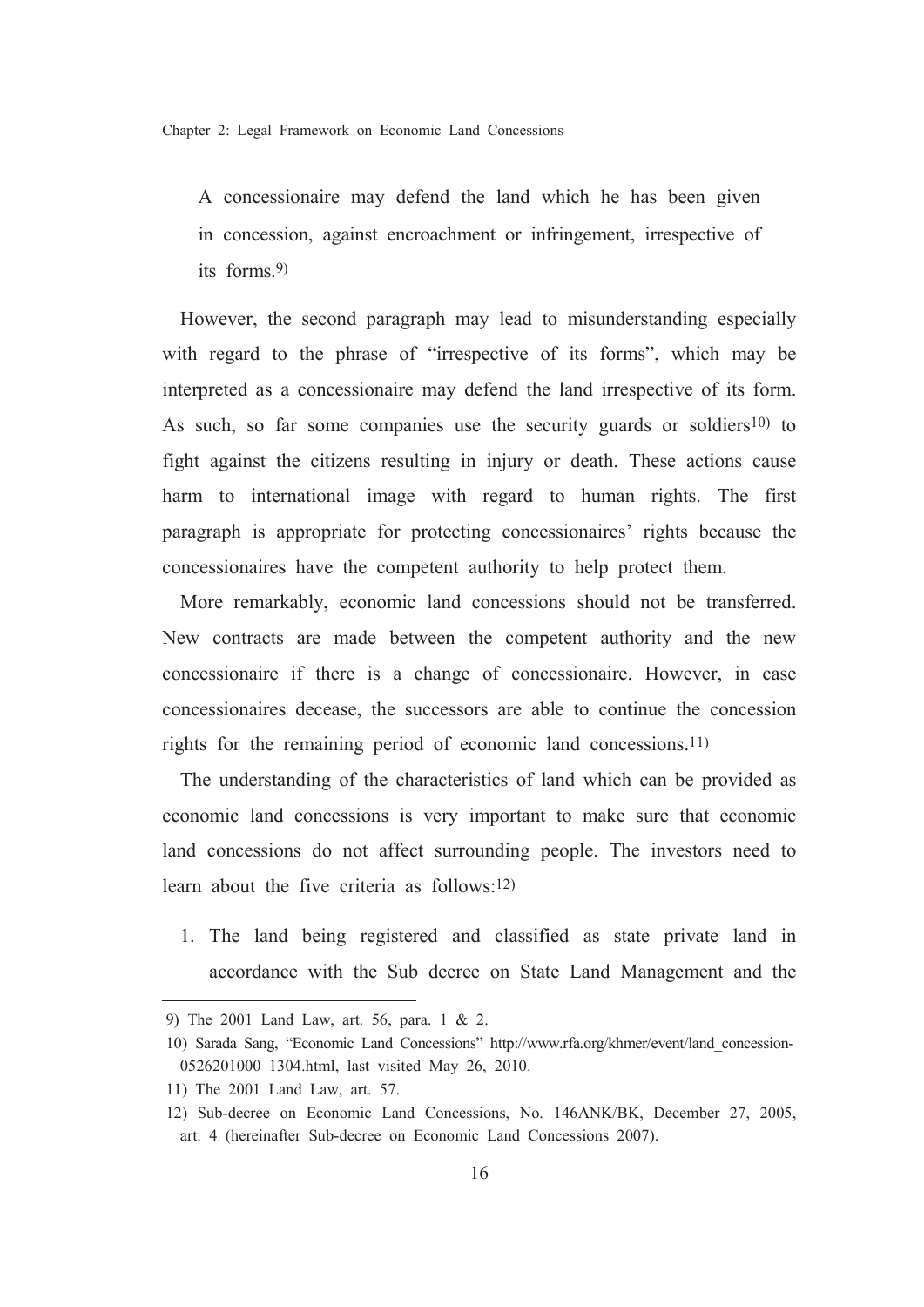> A concessionaire may defend the land which he has been given in concession, against encroachment or infringement, irrespective of its forms.[9)]

However, the second paragraph may lead to misunderstanding especially with regard to the phrase of "irrespective of its forms", which may be interpreted as a concessionaire may defend the land irrespective of its form. As such, so far some companies use the security guards or soldiers[10)] to fight against the citizens resulting in injury or death. These actions cause harm to international image with regard to human rights. The first paragraph is appropriate for protecting concessionaires' rights because the concessionaires have the competent authority to help protect them.

More remarkably, economic land concessions should not be transferred. New contracts are made between the competent authority and the new concessionaire if there is a change of concessionaire. However, in case concessionaires decease, the successors are able to continue the concession rights for the remaining period of economic land concessions.[11)]

The understanding of the characteristics of land which can be provided as economic land concessions is very important to make sure that economic land concessions do not affect surrounding people. The investors need to learn about the five criteria as follows:[12)]

1. The land being registered and classified as state private land in accordance with the Sub decree on State Land Management and the

---

9) The 2001 Land Law, art. 56, para. 1 & 2.

10) Sarada Sang, "Economic Land Concessions" http://www.rfa.org/khmer/event/land_concession-0526201000 1304.html, last visited May 26, 2010.

11) The 2001 Land Law, art. 57.

12) Sub-decree on Economic Land Concessions, No. 146ANK/BK, December 27, 2005, art. 4 (hereinafter Sub-decree on Economic Land Concessions 2007).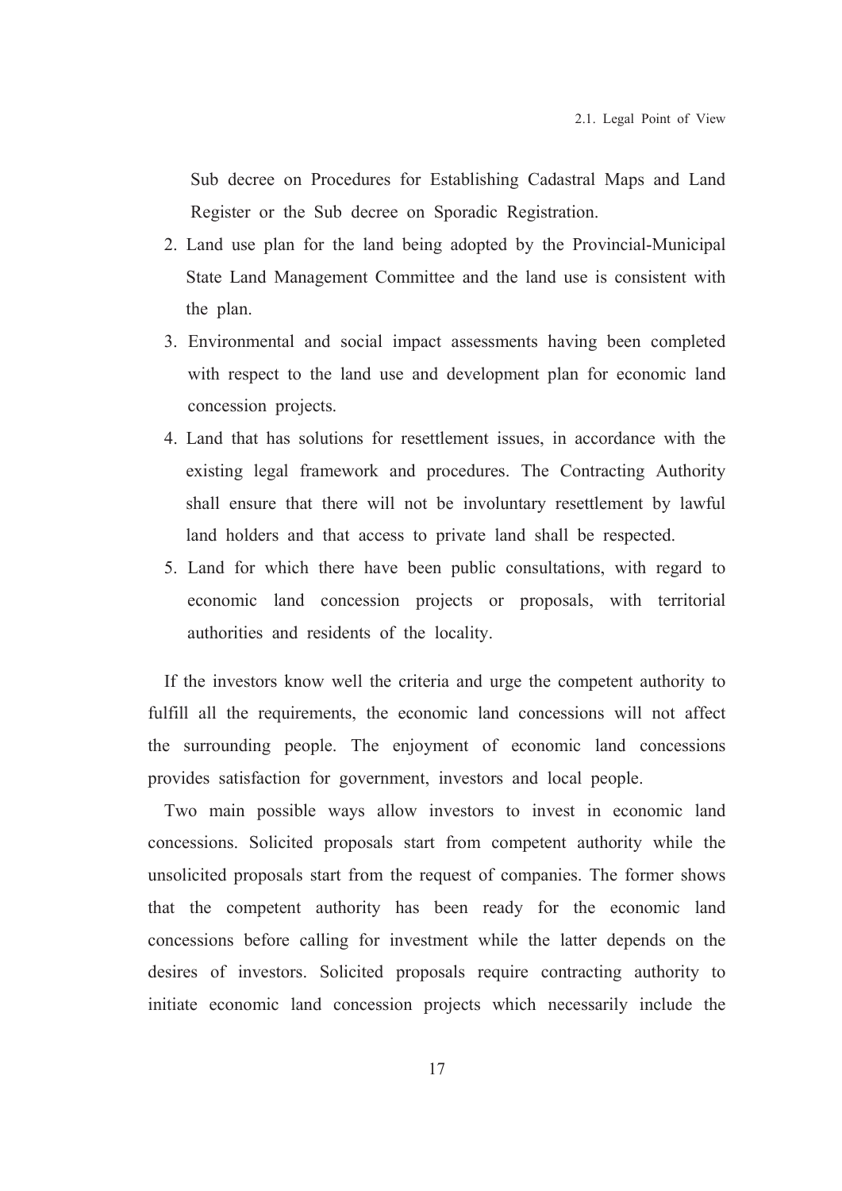Sub decree on Procedures for Establishing Cadastral Maps and Land Register or the Sub decree on Sporadic Registration.

2. Land use plan for the land being adopted by the Provincial-Municipal State Land Management Committee and the land use is consistent with the plan.
3. Environmental and social impact assessments having been completed with respect to the land use and development plan for economic land concession projects.
4. Land that has solutions for resettlement issues, in accordance with the existing legal framework and procedures. The Contracting Authority shall ensure that there will not be involuntary resettlement by lawful land holders and that access to private land shall be respected.
5. Land for which there have been public consultations, with regard to economic land concession projects or proposals, with territorial authorities and residents of the locality.

If the investors know well the criteria and urge the competent authority to fulfill all the requirements, the economic land concessions will not affect the surrounding people. The enjoyment of economic land concessions provides satisfaction for government, investors and local people.

Two main possible ways allow investors to invest in economic land concessions. Solicited proposals start from competent authority while the unsolicited proposals start from the request of companies. The former shows that the competent authority has been ready for the economic land concessions before calling for investment while the latter depends on the desires of investors. Solicited proposals require contracting authority to initiate economic land concession projects which necessarily include the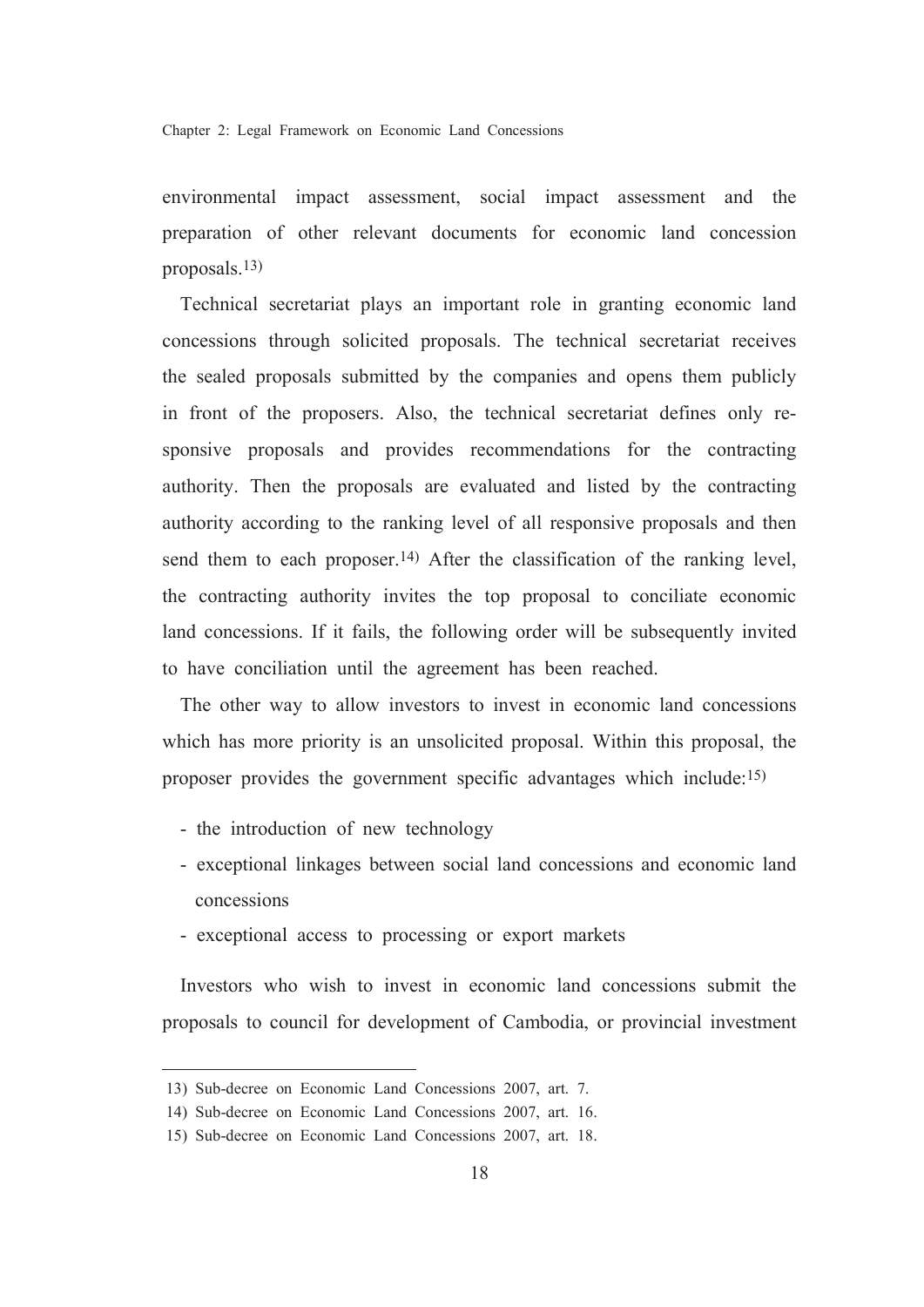environmental impact assessment, social impact assessment and the preparation of other relevant documents for economic land concession proposals.[13)]

Technical secretariat plays an important role in granting economic land concessions through solicited proposals. The technical secretariat receives the sealed proposals submitted by the companies and opens them publicly in front of the proposers. Also, the technical secretariat defines only responsive proposals and provides recommendations for the contracting authority. Then the proposals are evaluated and listed by the contracting authority according to the ranking level of all responsive proposals and then send them to each proposer.[14)] After the classification of the ranking level, the contracting authority invites the top proposal to conciliate economic land concessions. If it fails, the following order will be subsequently invited to have conciliation until the agreement has been reached.

The other way to allow investors to invest in economic land concessions which has more priority is an unsolicited proposal. Within this proposal, the proposer provides the government specific advantages which include:[15)]

- the introduction of new technology
- exceptional linkages between social land concessions and economic land concessions
- exceptional access to processing or export markets

Investors who wish to invest in economic land concessions submit the proposals to council for development of Cambodia, or provincial investment

---

13) Sub-decree on Economic Land Concessions 2007, art. 7.

14) Sub-decree on Economic Land Concessions 2007, art. 16.

15) Sub-decree on Economic Land Concessions 2007, art. 18.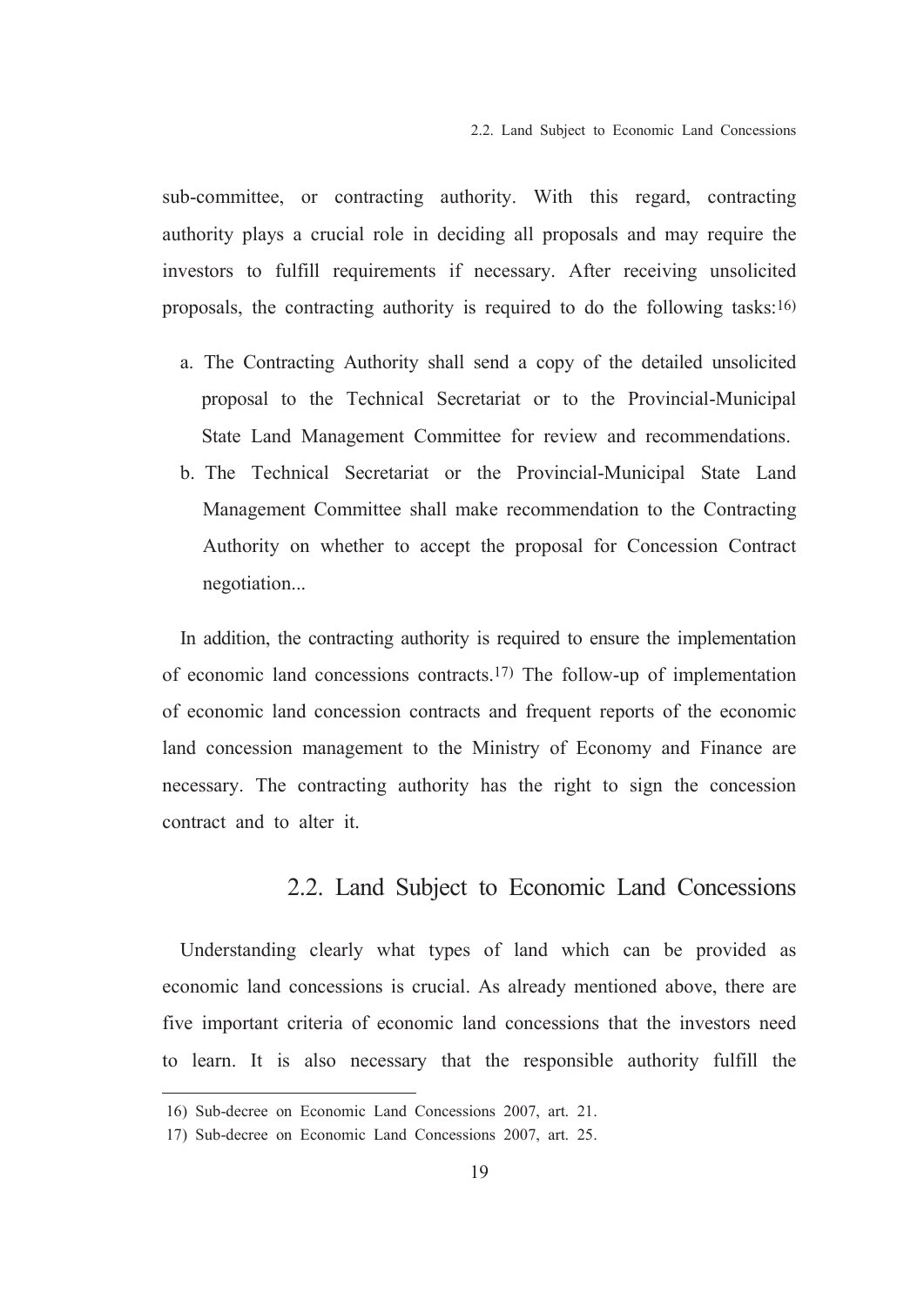sub-committee, or contracting authority. With this regard, contracting authority plays a crucial role in deciding all proposals and may require the investors to fulfill requirements if necessary. After receiving unsolicited proposals, the contracting authority is required to do the following tasks:[16]

a. The Contracting Authority shall send a copy of the detailed unsolicited proposal to the Technical Secretariat or to the Provincial-Municipal State Land Management Committee for review and recommendations.
b. The Technical Secretariat or the Provincial-Municipal State Land Management Committee shall make recommendation to the Contracting Authority on whether to accept the proposal for Concession Contract negotiation...

In addition, the contracting authority is required to ensure the implementation of economic land concessions contracts.[17] The follow-up of implementation of economic land concession contracts and frequent reports of the economic land concession management to the Ministry of Economy and Finance are necessary. The contracting authority has the right to sign the concession contract and to alter it.

## 2.2. Land Subject to Economic Land Concessions

Understanding clearly what types of land which can be provided as economic land concessions is crucial. As already mentioned above, there are five important criteria of economic land concessions that the investors need to learn. It is also necessary that the responsible authority fulfill the

---

16) Sub-decree on Economic Land Concessions 2007, art. 21.

17) Sub-decree on Economic Land Concessions 2007, art. 25.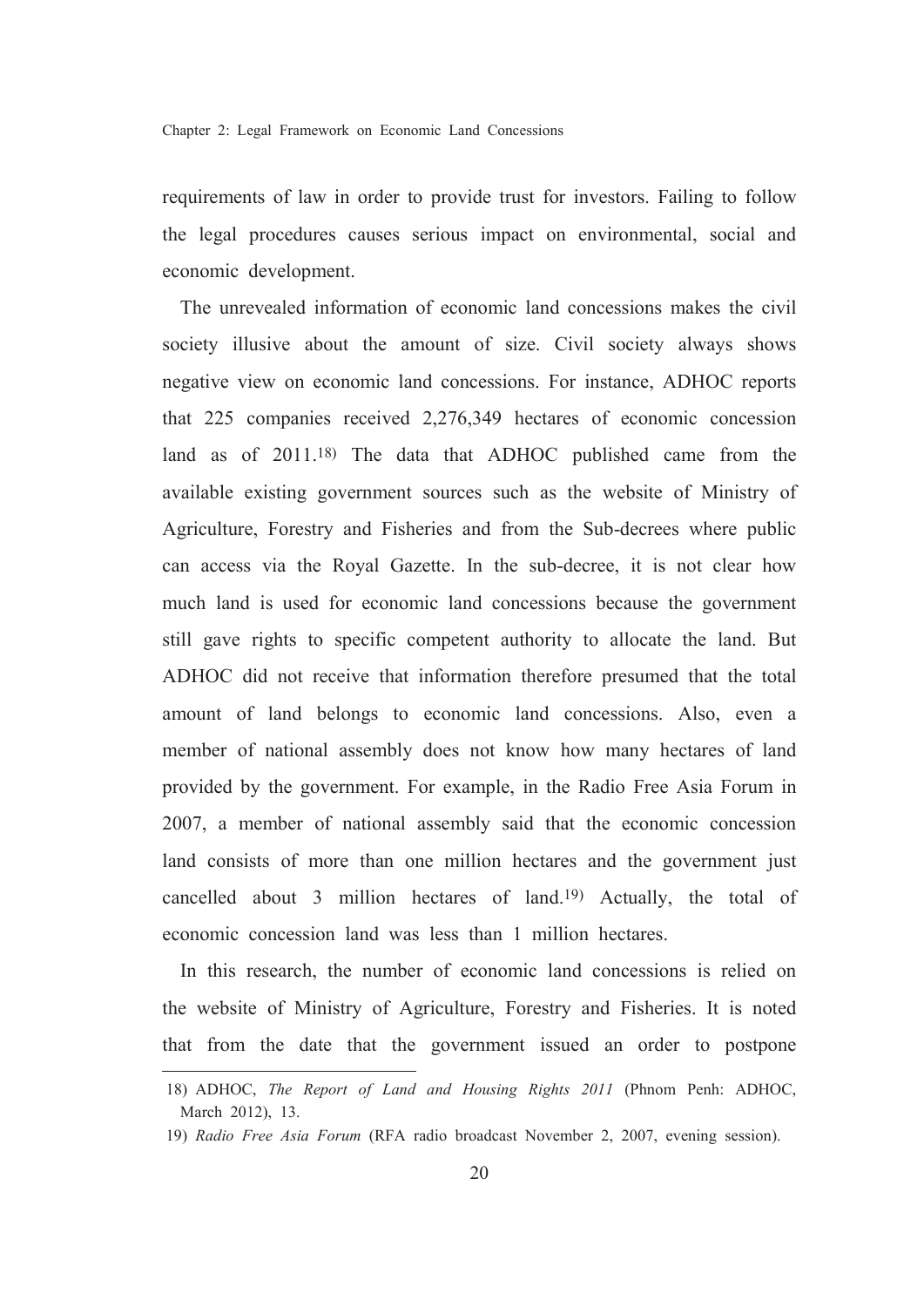requirements of law in order to provide trust for investors. Failing to follow the legal procedures causes serious impact on environmental, social and economic development.

The unrevealed information of economic land concessions makes the civil society illusive about the amount of size. Civil society always shows negative view on economic land concessions. For instance, ADHOC reports that 225 companies received 2,276,349 hectares of economic concession land as of 2011.[18] The data that ADHOC published came from the available existing government sources such as the website of Ministry of Agriculture, Forestry and Fisheries and from the Sub-decrees where public can access via the Royal Gazette. In the sub-decree, it is not clear how much land is used for economic land concessions because the government still gave rights to specific competent authority to allocate the land. But ADHOC did not receive that information therefore presumed that the total amount of land belongs to economic land concessions. Also, even a member of national assembly does not know how many hectares of land provided by the government. For example, in the Radio Free Asia Forum in 2007, a member of national assembly said that the economic concession land consists of more than one million hectares and the government just cancelled about 3 million hectares of land.[19] Actually, the total of economic concession land was less than 1 million hectares.

In this research, the number of economic land concessions is relied on the website of Ministry of Agriculture, Forestry and Fisheries. It is noted that from the date that the government issued an order to postpone

---

18) ADHOC, *The Report of Land and Housing Rights 2011* (Phnom Penh: ADHOC, March 2012), 13.

19) *Radio Free Asia Forum* (RFA radio broadcast November 2, 2007, evening session).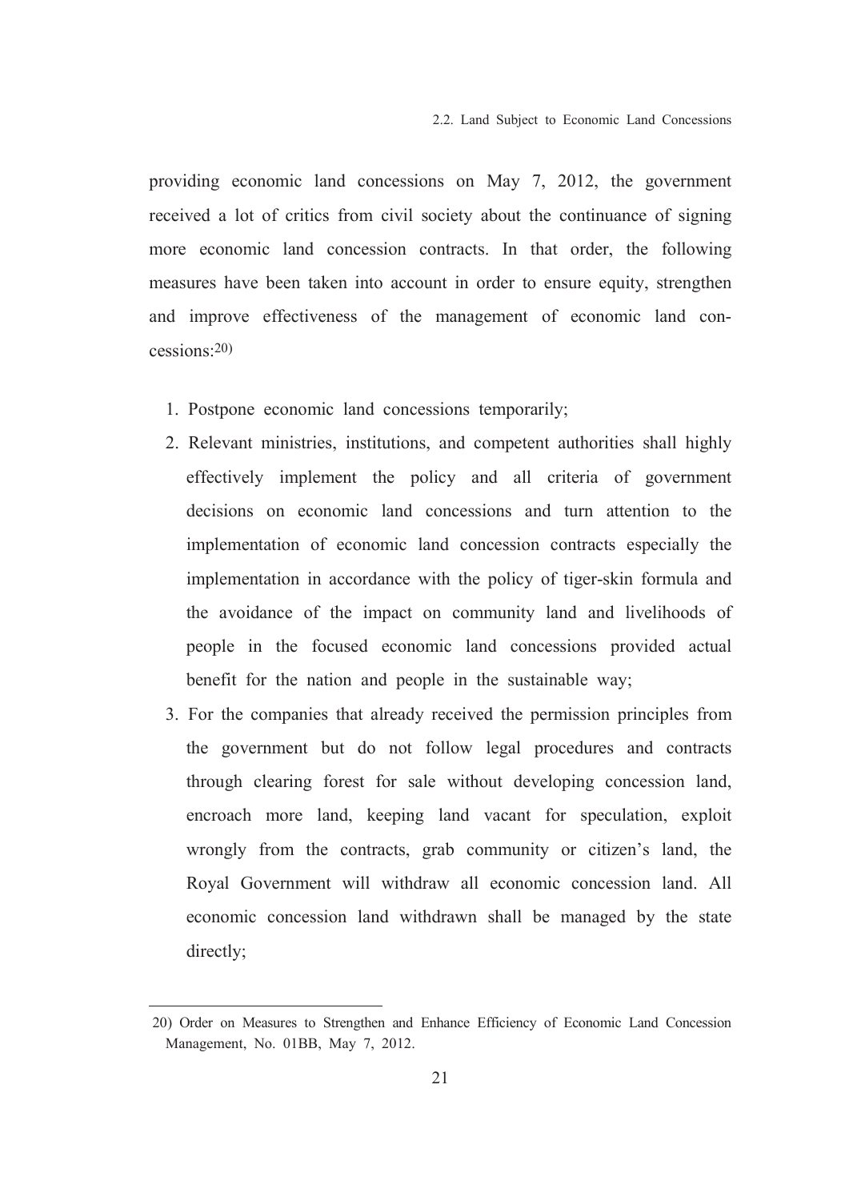providing economic land concessions on May 7, 2012, the government received a lot of critics from civil society about the continuance of signing more economic land concession contracts. In that order, the following measures have been taken into account in order to ensure equity, strengthen and improve effectiveness of the management of economic land concessions:[20]

1. Postpone economic land concessions temporarily;
2. Relevant ministries, institutions, and competent authorities shall highly effectively implement the policy and all criteria of government decisions on economic land concessions and turn attention to the implementation of economic land concession contracts especially the implementation in accordance with the policy of tiger-skin formula and the avoidance of the impact on community land and livelihoods of people in the focused economic land concessions provided actual benefit for the nation and people in the sustainable way;
3. For the companies that already received the permission principles from the government but do not follow legal procedures and contracts through clearing forest for sale without developing concession land, encroach more land, keeping land vacant for speculation, exploit wrongly from the contracts, grab community or citizen's land, the Royal Government will withdraw all economic concession land. All economic concession land withdrawn shall be managed by the state directly;

---

20) Order on Measures to Strengthen and Enhance Efficiency of Economic Land Concession Management, No. 01BB, May 7, 2012.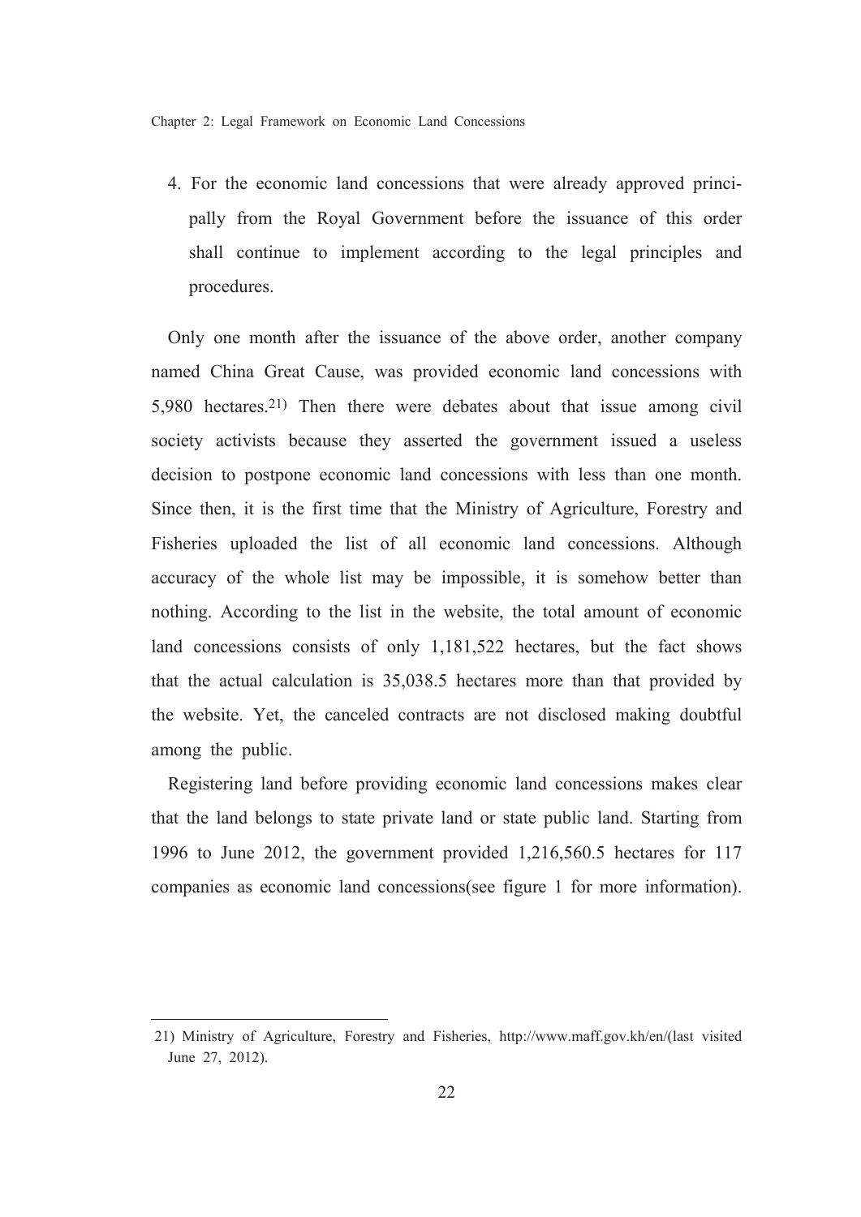4. For the economic land concessions that were already approved principally from the Royal Government before the issuance of this order shall continue to implement according to the legal principles and procedures.

Only one month after the issuance of the above order, another company named China Great Cause, was provided economic land concessions with 5,980 hectares.[21] Then there were debates about that issue among civil society activists because they asserted the government issued a useless decision to postpone economic land concessions with less than one month. Since then, it is the first time that the Ministry of Agriculture, Forestry and Fisheries uploaded the list of all economic land concessions. Although accuracy of the whole list may be impossible, it is somehow better than nothing. According to the list in the website, the total amount of economic land concessions consists of only 1,181,522 hectares, but the fact shows that the actual calculation is 35,038.5 hectares more than that provided by the website. Yet, the canceled contracts are not disclosed making doubtful among the public.

Registering land before providing economic land concessions makes clear that the land belongs to state private land or state public land. Starting from 1996 to June 2012, the government provided 1,216,560.5 hectares for 117 companies as economic land concessions(see figure 1 for more information).

---

21) Ministry of Agriculture, Forestry and Fisheries, http://www.maff.gov.kh/en/(last visited June 27, 2012).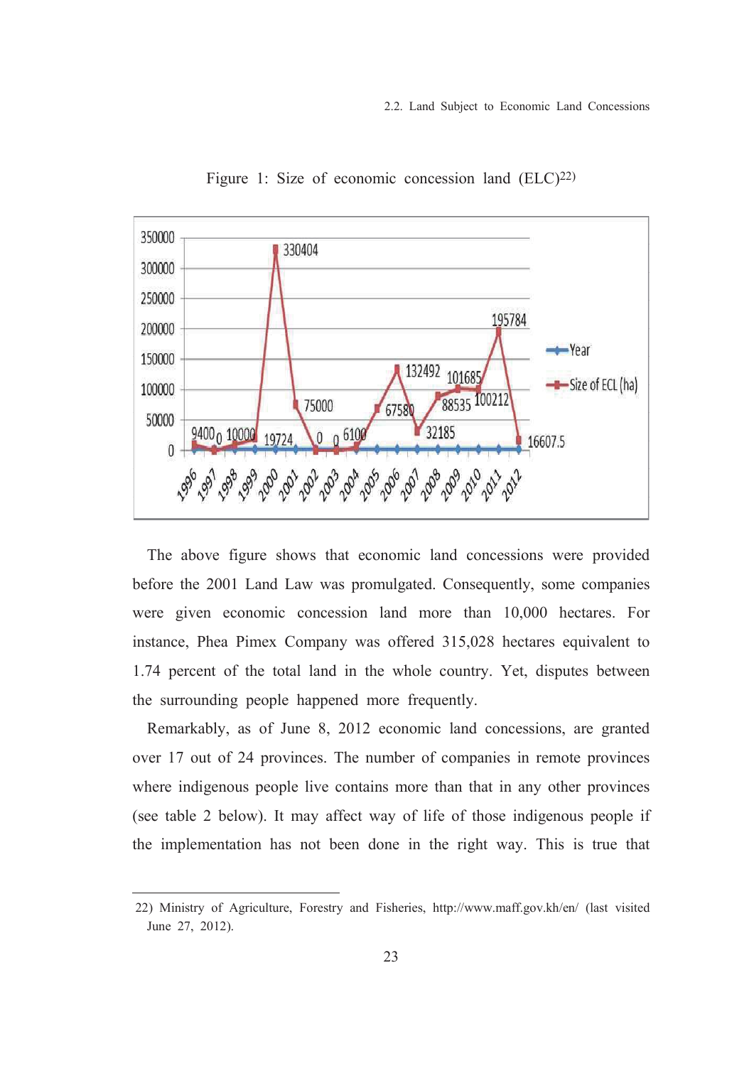Figure 1: Size of economic concession land (ELC)[22]

The above figure shows that economic land concessions were provided before the 2001 Land Law was promulgated. Consequently, some companies were given economic concession land more than 10,000 hectares. For instance, Phea Pimex Company was offered 315,028 hectares equivalent to 1.74 percent of the total land in the whole country. Yet, disputes between the surrounding people happened more frequently.

Remarkably, as of June 8, 2012 economic land concessions, are granted over 17 out of 24 provinces. The number of companies in remote provinces where indigenous people live contains more than that in any other provinces (see table 2 below). It may affect way of life of those indigenous people if the implementation has not been done in the right way. This is true that

22) Ministry of Agriculture, Forestry and Fisheries, http://www.maff.gov.kh/en/ (last visited June 27, 2012).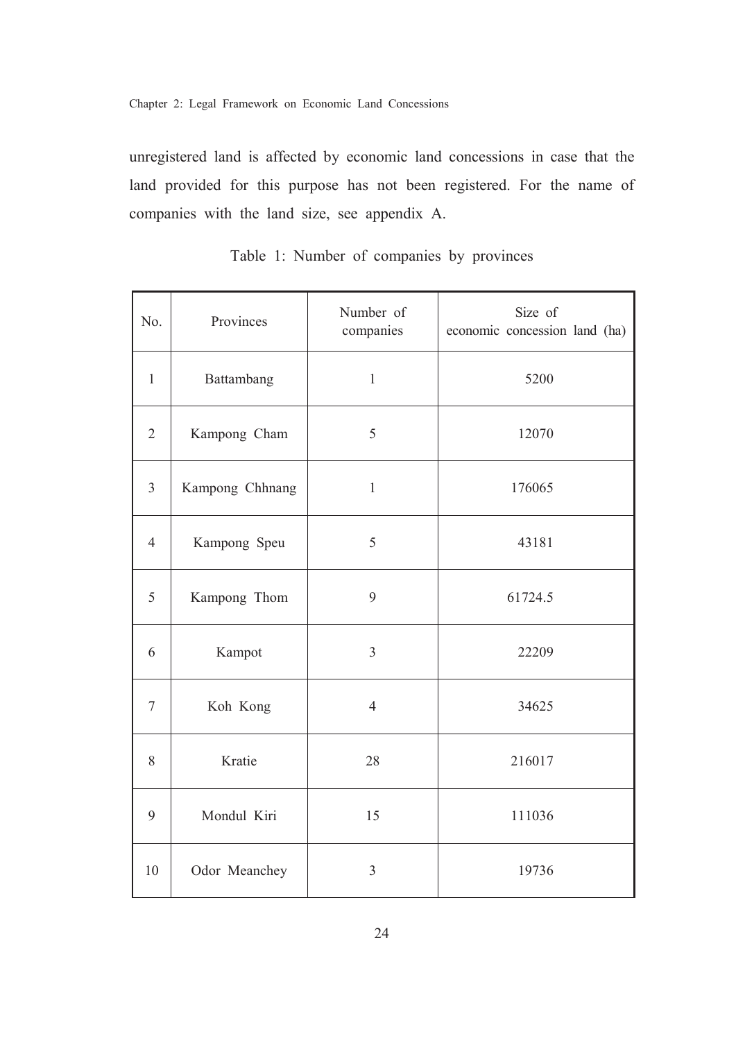unregistered land is affected by economic land concessions in case that the land provided for this purpose has not been registered. For the name of companies with the land size, see appendix A.

Table 1: Number of companies by provinces

| No. | Provinces | Number of companies | Size of economic concession land (ha) |
|---|---|---|---|
| 1 | Battambang | 1 | 5200 |
| 2 | Kampong Cham | 5 | 12070 |
| 3 | Kampong Chhnang | 1 | 176065 |
| 4 | Kampong Speu | 5 | 43181 |
| 5 | Kampong Thom | 9 | 61724.5 |
| 6 | Kampot | 3 | 22209 |
| 7 | Koh Kong | 4 | 34625 |
| 8 | Kratie | 28 | 216017 |
| 9 | Mondul Kiri | 15 | 111036 |
| 10 | Odor Meanchey | 3 | 19736 |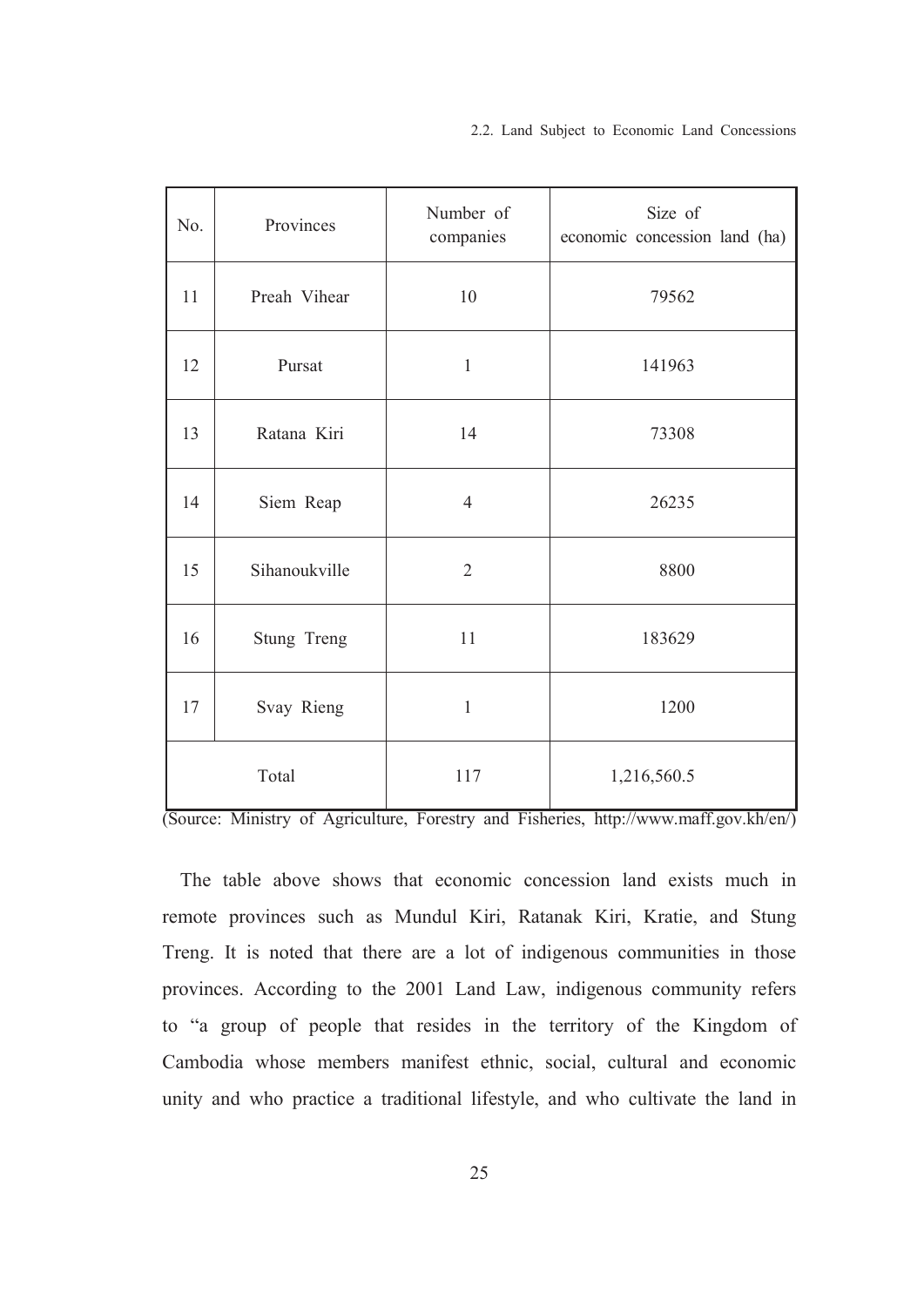| No. | Provinces | Number of companies | Size of economic concession land (ha) |
|---|---|---|---|
| 11 | Preah Vihear | 10 | 79562 |
| 12 | Pursat | 1 | 141963 |
| 13 | Ratana Kiri | 14 | 73308 |
| 14 | Siem Reap | 4 | 26235 |
| 15 | Sihanoukville | 2 | 8800 |
| 16 | Stung Treng | 11 | 183629 |
| 17 | Svay Rieng | 1 | 1200 |
| Total | | 117 | 1,216,560.5 |

(Source: Ministry of Agriculture, Forestry and Fisheries, http://www.maff.gov.kh/en/)

The table above shows that economic concession land exists much in remote provinces such as Mundul Kiri, Ratanak Kiri, Kratie, and Stung Treng. It is noted that there are a lot of indigenous communities in those provinces. According to the 2001 Land Law, indigenous community refers to "a group of people that resides in the territory of the Kingdom of Cambodia whose members manifest ethnic, social, cultural and economic unity and who practice a traditional lifestyle, and who cultivate the land in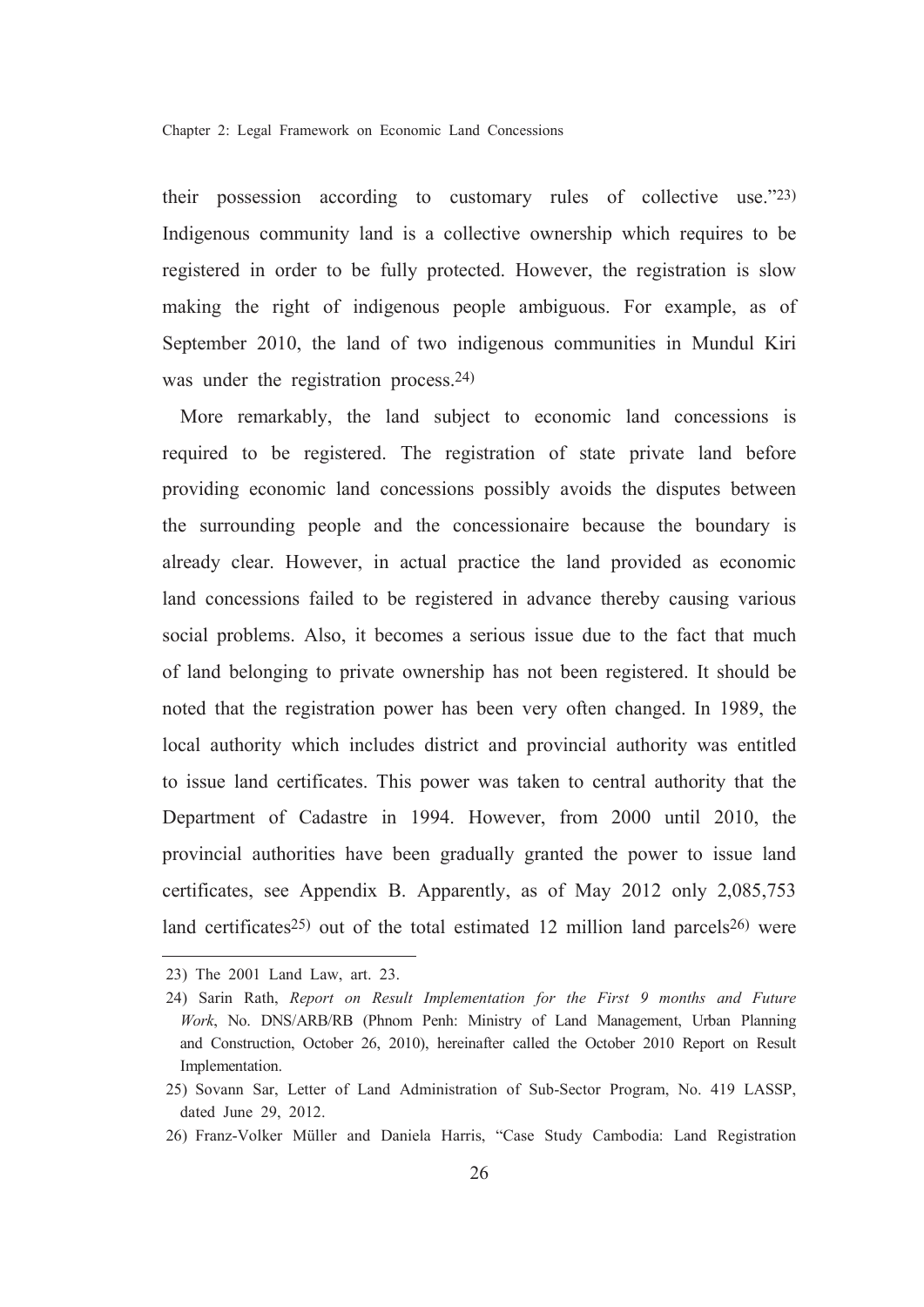their possession according to customary rules of collective use."[23] Indigenous community land is a collective ownership which requires to be registered in order to be fully protected. However, the registration is slow making the right of indigenous people ambiguous. For example, as of September 2010, the land of two indigenous communities in Mundul Kiri was under the registration process.[24]

More remarkably, the land subject to economic land concessions is required to be registered. The registration of state private land before providing economic land concessions possibly avoids the disputes between the surrounding people and the concessionaire because the boundary is already clear. However, in actual practice the land provided as economic land concessions failed to be registered in advance thereby causing various social problems. Also, it becomes a serious issue due to the fact that much of land belonging to private ownership has not been registered. It should be noted that the registration power has been very often changed. In 1989, the local authority which includes district and provincial authority was entitled to issue land certificates. This power was taken to central authority that the Department of Cadastre in 1994. However, from 2000 until 2010, the provincial authorities have been gradually granted the power to issue land certificates, see Appendix B. Apparently, as of May 2012 only 2,085,753 land certificates[25] out of the total estimated 12 million land parcels[26] were

---

23) The 2001 Land Law, art. 23.

24) Sarin Rath, *Report on Result Implementation for the First 9 months and Future Work*, No. DNS/ARB/RB (Phnom Penh: Ministry of Land Management, Urban Planning and Construction, October 26, 2010), hereinafter called the October 2010 Report on Result Implementation.

25) Sovann Sar, Letter of Land Administration of Sub-Sector Program, No. 419 LASSP, dated June 29, 2012.

26) Franz-Volker Müller and Daniela Harris, "Case Study Cambodia: Land Registration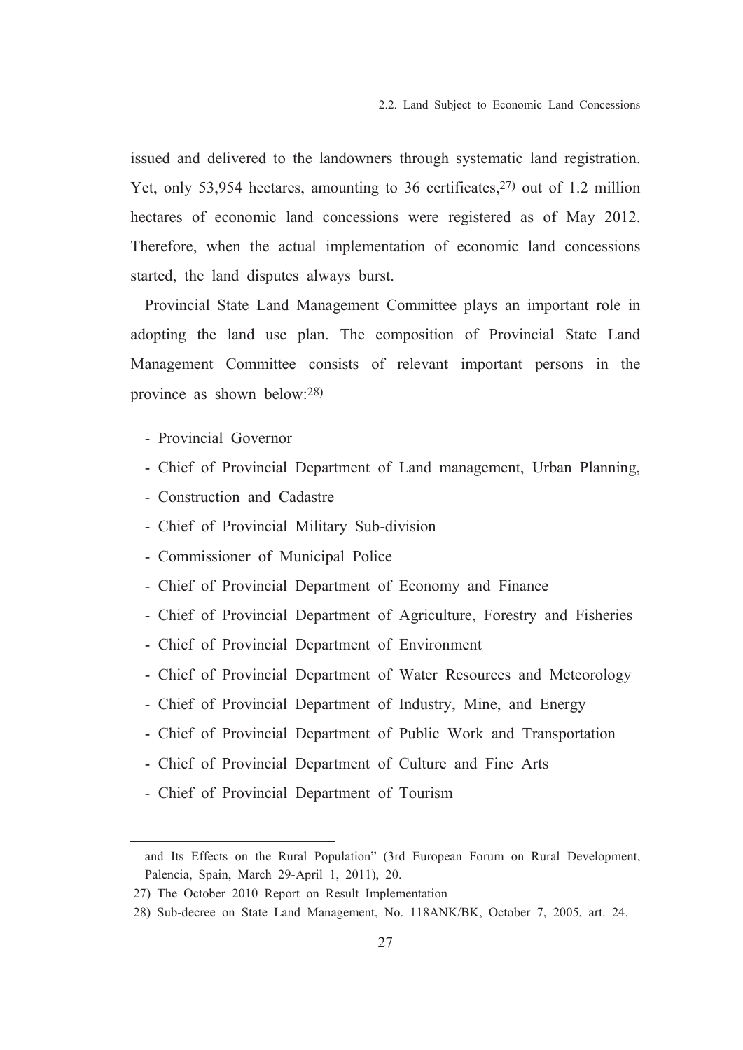issued and delivered to the landowners through systematic land registration. Yet, only 53,954 hectares, amounting to 36 certificates,[27] out of 1.2 million hectares of economic land concessions were registered as of May 2012. Therefore, when the actual implementation of economic land concessions started, the land disputes always burst.

Provincial State Land Management Committee plays an important role in adopting the land use plan. The composition of Provincial State Land Management Committee consists of relevant important persons in the province as shown below:[28]

- Provincial Governor
- Chief of Provincial Department of Land management, Urban Planning,
- Construction and Cadastre
- Chief of Provincial Military Sub-division
- Commissioner of Municipal Police
- Chief of Provincial Department of Economy and Finance
- Chief of Provincial Department of Agriculture, Forestry and Fisheries
- Chief of Provincial Department of Environment
- Chief of Provincial Department of Water Resources and Meteorology
- Chief of Provincial Department of Industry, Mine, and Energy
- Chief of Provincial Department of Public Work and Transportation
- Chief of Provincial Department of Culture and Fine Arts
- Chief of Provincial Department of Tourism

---

and Its Effects on the Rural Population" (3rd European Forum on Rural Development, Palencia, Spain, March 29-April 1, 2011), 20.

27) The October 2010 Report on Result Implementation

28) Sub-decree on State Land Management, No. 118ANK/BK, October 7, 2005, art. 24.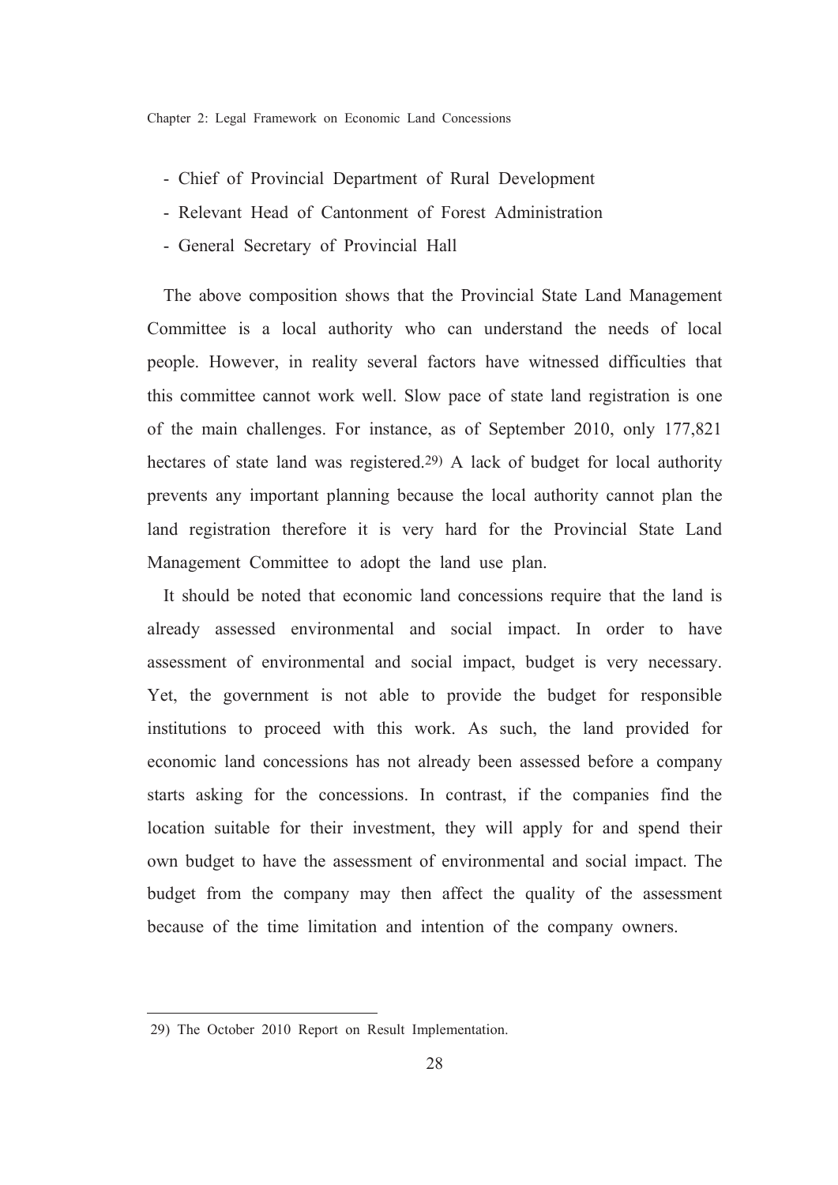- Chief of Provincial Department of Rural Development
- Relevant Head of Cantonment of Forest Administration
- General Secretary of Provincial Hall

The above composition shows that the Provincial State Land Management Committee is a local authority who can understand the needs of local people. However, in reality several factors have witnessed difficulties that this committee cannot work well. Slow pace of state land registration is one of the main challenges. For instance, as of September 2010, only 177,821 hectares of state land was registered.[29] A lack of budget for local authority prevents any important planning because the local authority cannot plan the land registration therefore it is very hard for the Provincial State Land Management Committee to adopt the land use plan.

It should be noted that economic land concessions require that the land is already assessed environmental and social impact. In order to have assessment of environmental and social impact, budget is very necessary. Yet, the government is not able to provide the budget for responsible institutions to proceed with this work. As such, the land provided for economic land concessions has not already been assessed before a company starts asking for the concessions. In contrast, if the companies find the location suitable for their investment, they will apply for and spend their own budget to have the assessment of environmental and social impact. The budget from the company may then affect the quality of the assessment because of the time limitation and intention of the company owners.

---

29) The October 2010 Report on Result Implementation.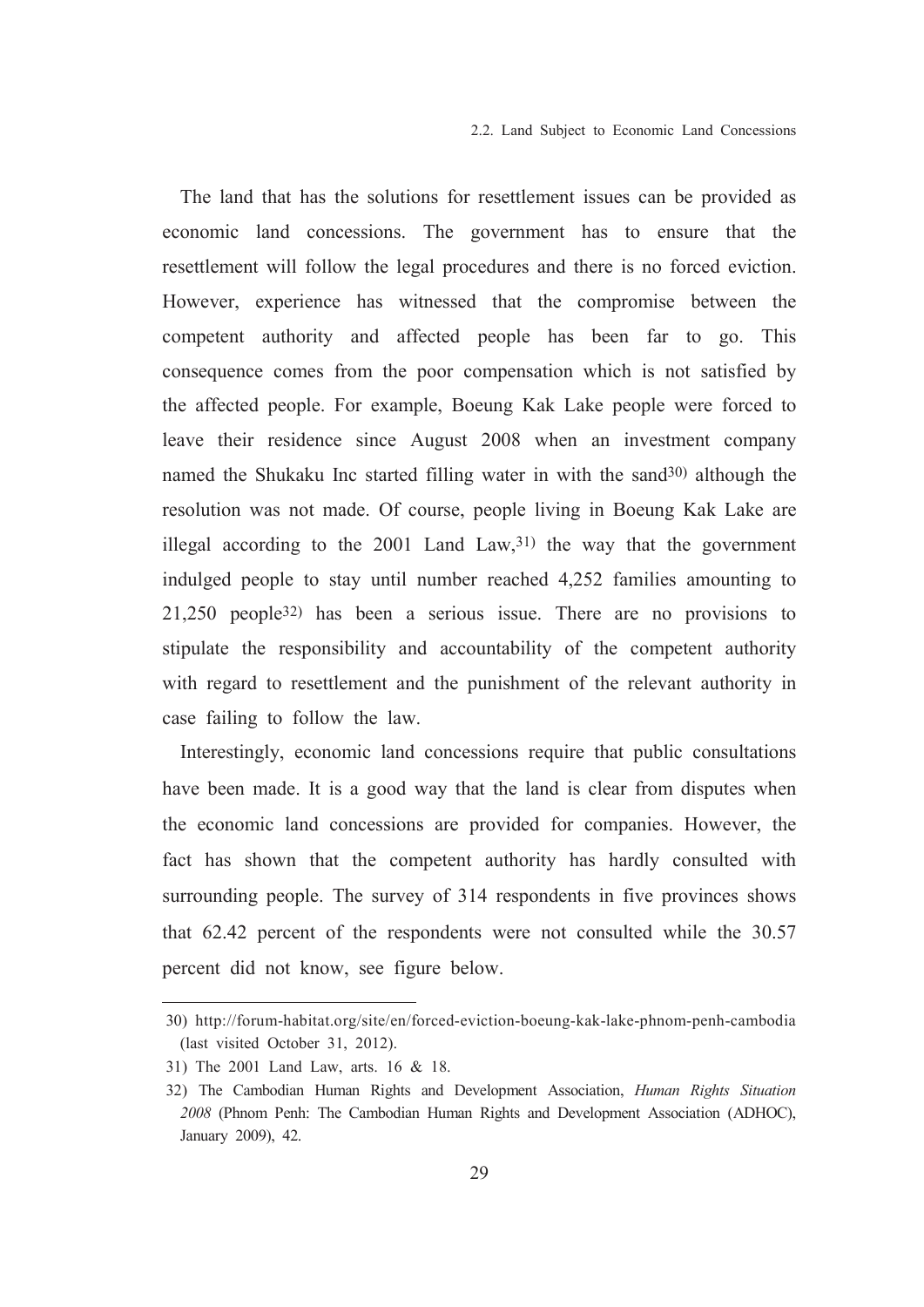The land that has the solutions for resettlement issues can be provided as economic land concessions. The government has to ensure that the resettlement will follow the legal procedures and there is no forced eviction. However, experience has witnessed that the compromise between the competent authority and affected people has been far to go. This consequence comes from the poor compensation which is not satisfied by the affected people. For example, Boeung Kak Lake people were forced to leave their residence since August 2008 when an investment company named the Shukaku Inc started filling water in with the sand[30] although the resolution was not made. Of course, people living in Boeung Kak Lake are illegal according to the 2001 Land Law,[31] the way that the government indulged people to stay until number reached 4,252 families amounting to 21,250 people[32] has been a serious issue. There are no provisions to stipulate the responsibility and accountability of the competent authority with regard to resettlement and the punishment of the relevant authority in case failing to follow the law.

Interestingly, economic land concessions require that public consultations have been made. It is a good way that the land is clear from disputes when the economic land concessions are provided for companies. However, the fact has shown that the competent authority has hardly consulted with surrounding people. The survey of 314 respondents in five provinces shows that 62.42 percent of the respondents were not consulted while the 30.57 percent did not know, see figure below.

---

30) http://forum-habitat.org/site/en/forced-eviction-boeung-kak-lake-phnom-penh-cambodia (last visited October 31, 2012).

31) The 2001 Land Law, arts. 16 & 18.

32) The Cambodian Human Rights and Development Association, *Human Rights Situation 2008* (Phnom Penh: The Cambodian Human Rights and Development Association (ADHOC), January 2009), 42.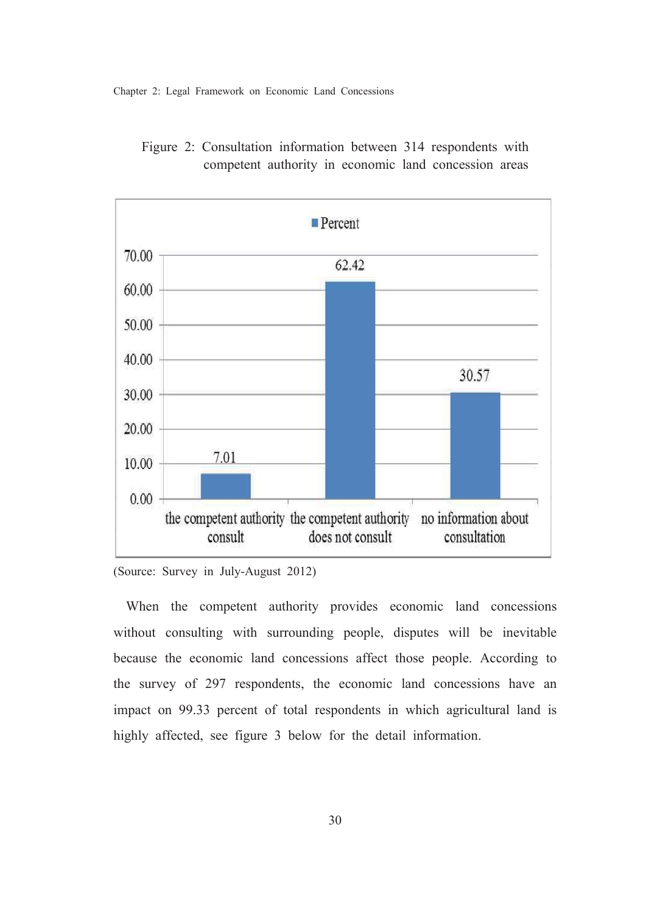Figure 2: Consultation information between 314 respondents with competent authority in economic land concession areas

| | Percent |
|---|---|
| the competent authority consult | 7.01 |
| the competent authority does not consult | 62.42 |
| no information about consultation | 30.57 |

(Source: Survey in July-August 2012)

When the competent authority provides economic land concessions without consulting with surrounding people, disputes will be inevitable because the economic land concessions affect those people. According to the survey of 297 respondents, the economic land concessions have an impact on 99.33 percent of total respondents in which agricultural land is highly affected, see figure 3 below for the detail information.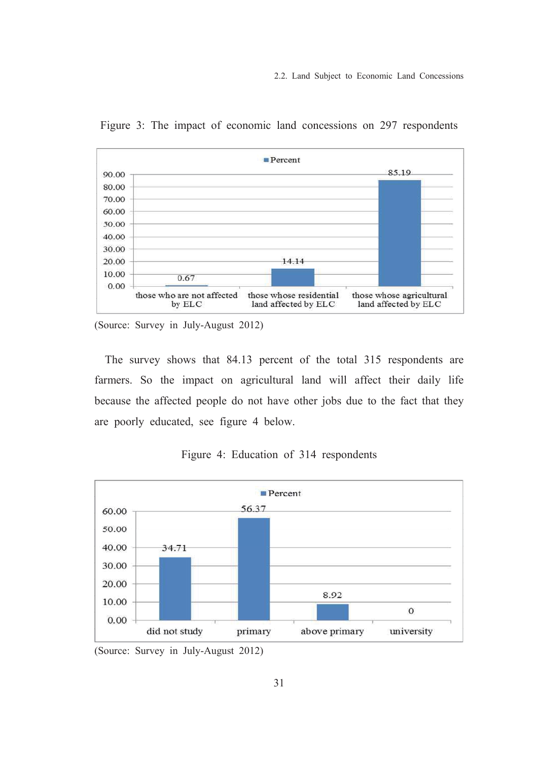Figure 3: The impact of economic land concessions on 297 respondents

| | Percent |
|---|---|
| those who are not affected by ELC | 0.67 |
| those whose residential land affected by ELC | 14.14 |
| those whose agricultural land affected by ELC | 85.19 |

(Source: Survey in July-August 2012)

The survey shows that 84.13 percent of the total 315 respondents are farmers. So the impact on agricultural land will affect their daily life because the affected people do not have other jobs due to the fact that they are poorly educated, see figure 4 below.

Figure 4: Education of 314 respondents

| | Percent |
|---|---|
| did not study | 34.71 |
| primary | 56.37 |
| above primary | 8.92 |
| university | 0 |

(Source: Survey in July-August 2012)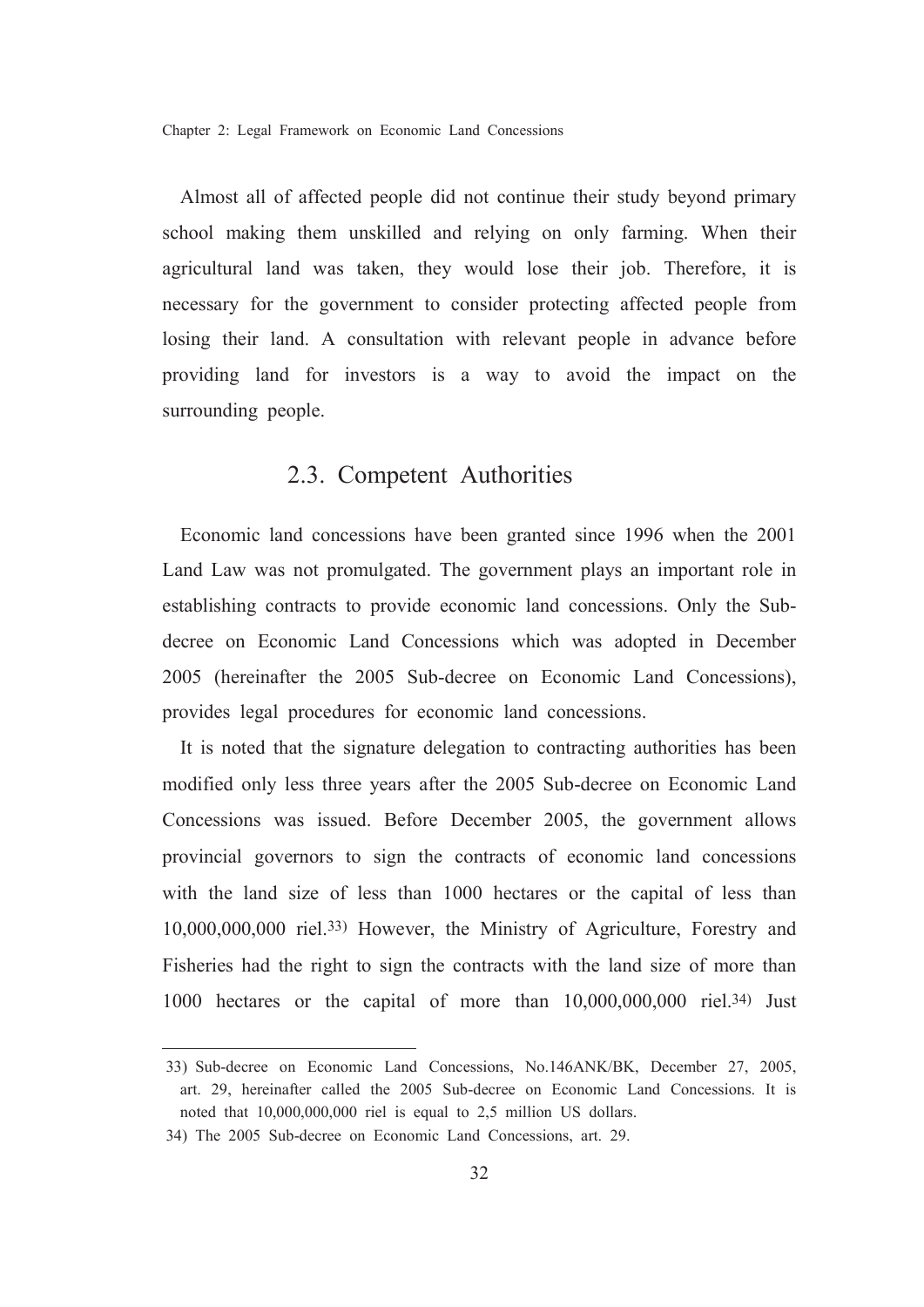Almost all of affected people did not continue their study beyond primary school making them unskilled and relying on only farming. When their agricultural land was taken, they would lose their job. Therefore, it is necessary for the government to consider protecting affected people from losing their land. A consultation with relevant people in advance before providing land for investors is a way to avoid the impact on the surrounding people.

## 2.3. Competent Authorities

Economic land concessions have been granted since 1996 when the 2001 Land Law was not promulgated. The government plays an important role in establishing contracts to provide economic land concessions. Only the Sub-decree on Economic Land Concessions which was adopted in December 2005 (hereinafter the 2005 Sub-decree on Economic Land Concessions), provides legal procedures for economic land concessions.

It is noted that the signature delegation to contracting authorities has been modified only less three years after the 2005 Sub-decree on Economic Land Concessions was issued. Before December 2005, the government allows provincial governors to sign the contracts of economic land concessions with the land size of less than 1000 hectares or the capital of less than 10,000,000,000 riel.[33] However, the Ministry of Agriculture, Forestry and Fisheries had the right to sign the contracts with the land size of more than 1000 hectares or the capital of more than 10,000,000,000 riel.[34] Just

33) Sub-decree on Economic Land Concessions, No.146ANK/BK, December 27, 2005, art. 29, hereinafter called the 2005 Sub-decree on Economic Land Concessions. It is noted that 10,000,000,000 riel is equal to 2,5 million US dollars.

34) The 2005 Sub-decree on Economic Land Concessions, art. 29.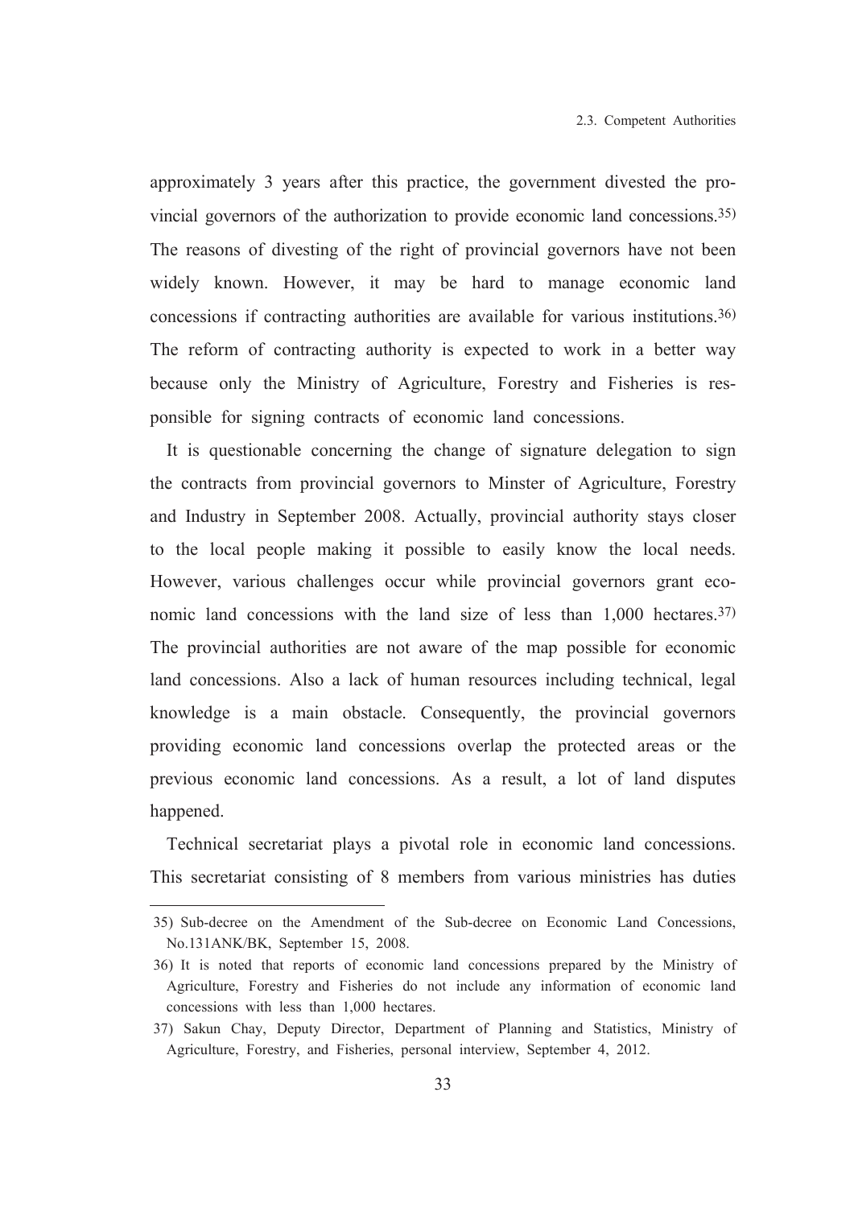approximately 3 years after this practice, the government divested the provincial governors of the authorization to provide economic land concessions.[35] The reasons of divesting of the right of provincial governors have not been widely known. However, it may be hard to manage economic land concessions if contracting authorities are available for various institutions.[36] The reform of contracting authority is expected to work in a better way because only the Ministry of Agriculture, Forestry and Fisheries is responsible for signing contracts of economic land concessions.

It is questionable concerning the change of signature delegation to sign the contracts from provincial governors to Minster of Agriculture, Forestry and Industry in September 2008. Actually, provincial authority stays closer to the local people making it possible to easily know the local needs. However, various challenges occur while provincial governors grant economic land concessions with the land size of less than 1,000 hectares.[37] The provincial authorities are not aware of the map possible for economic land concessions. Also a lack of human resources including technical, legal knowledge is a main obstacle. Consequently, the provincial governors providing economic land concessions overlap the protected areas or the previous economic land concessions. As a result, a lot of land disputes happened.

Technical secretariat plays a pivotal role in economic land concessions. This secretariat consisting of 8 members from various ministries has duties

---

35) Sub-decree on the Amendment of the Sub-decree on Economic Land Concessions, No.131ANK/BK, September 15, 2008.

36) It is noted that reports of economic land concessions prepared by the Ministry of Agriculture, Forestry and Fisheries do not include any information of economic land concessions with less than 1,000 hectares.

37) Sakun Chay, Deputy Director, Department of Planning and Statistics, Ministry of Agriculture, Forestry, and Fisheries, personal interview, September 4, 2012.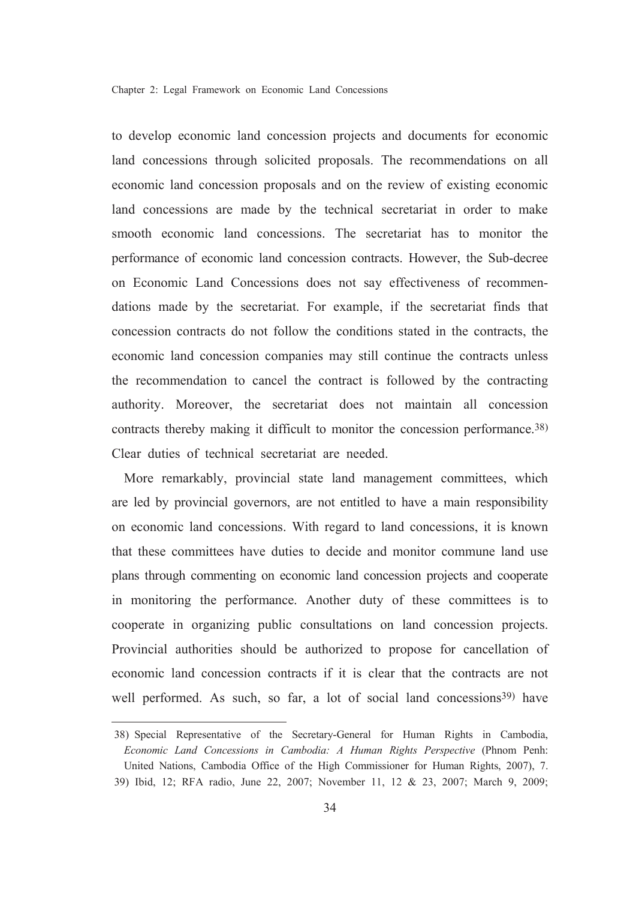to develop economic land concession projects and documents for economic land concessions through solicited proposals. The recommendations on all economic land concession proposals and on the review of existing economic land concessions are made by the technical secretariat in order to make smooth economic land concessions. The secretariat has to monitor the performance of economic land concession contracts. However, the Sub-decree on Economic Land Concessions does not say effectiveness of recommendations made by the secretariat. For example, if the secretariat finds that concession contracts do not follow the conditions stated in the contracts, the economic land concession companies may still continue the contracts unless the recommendation to cancel the contract is followed by the contracting authority. Moreover, the secretariat does not maintain all concession contracts thereby making it difficult to monitor the concession performance.[38) ] Clear duties of technical secretariat are needed.

More remarkably, provincial state land management committees, which are led by provincial governors, are not entitled to have a main responsibility on economic land concessions. With regard to land concessions, it is known that these committees have duties to decide and monitor commune land use plans through commenting on economic land concession projects and cooperate in monitoring the performance. Another duty of these committees is to cooperate in organizing public consultations on land concession projects. Provincial authorities should be authorized to propose for cancellation of economic land concession contracts if it is clear that the contracts are not well performed. As such, so far, a lot of social land concessions[39)] have

---

38) Special Representative of the Secretary-General for Human Rights in Cambodia, *Economic Land Concessions in Cambodia: A Human Rights Perspective* (Phnom Penh: United Nations, Cambodia Office of the High Commissioner for Human Rights, 2007), 7.

39) Ibid, 12; RFA radio, June 22, 2007; November 11, 12 & 23, 2007; March 9, 2009;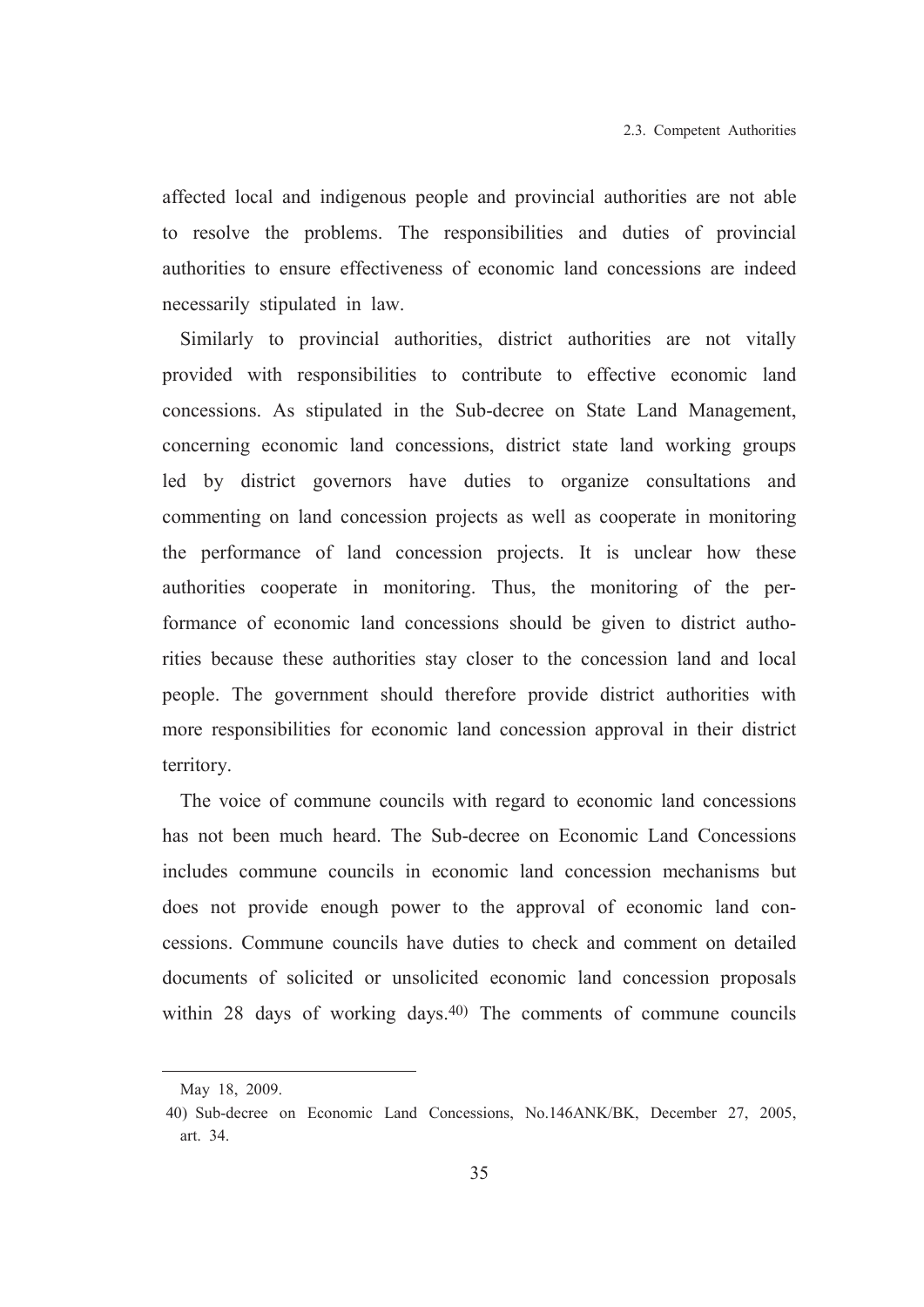affected local and indigenous people and provincial authorities are not able to resolve the problems. The responsibilities and duties of provincial authorities to ensure effectiveness of economic land concessions are indeed necessarily stipulated in law.

Similarly to provincial authorities, district authorities are not vitally provided with responsibilities to contribute to effective economic land concessions. As stipulated in the Sub-decree on State Land Management, concerning economic land concessions, district state land working groups led by district governors have duties to organize consultations and commenting on land concession projects as well as cooperate in monitoring the performance of land concession projects. It is unclear how these authorities cooperate in monitoring. Thus, the monitoring of the performance of economic land concessions should be given to district authorities because these authorities stay closer to the concession land and local people. The government should therefore provide district authorities with more responsibilities for economic land concession approval in their district territory.

The voice of commune councils with regard to economic land concessions has not been much heard. The Sub-decree on Economic Land Concessions includes commune councils in economic land concession mechanisms but does not provide enough power to the approval of economic land concessions. Commune councils have duties to check and comment on detailed documents of solicited or unsolicited economic land concession proposals within 28 days of working days.[40] The comments of commune councils

---

May 18, 2009.

40) Sub-decree on Economic Land Concessions, No.146ANK/BK, December 27, 2005, art. 34.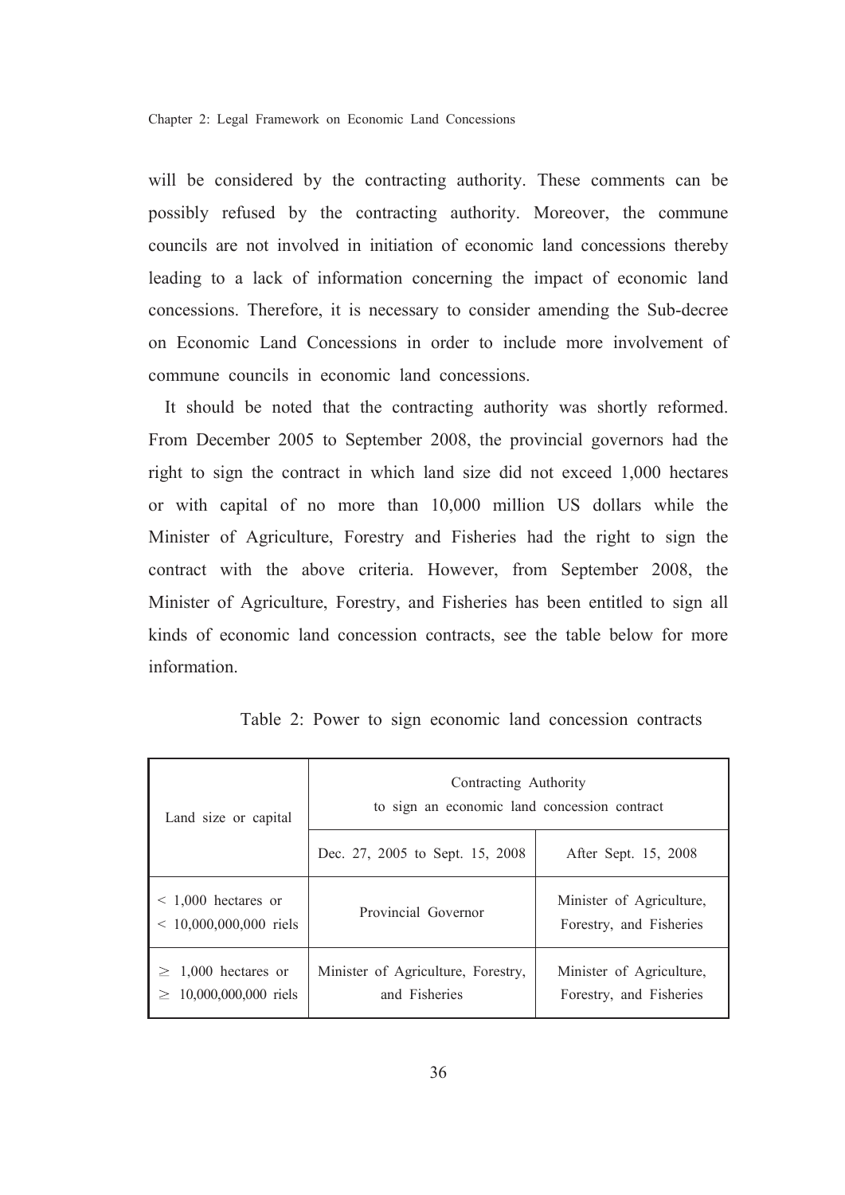will be considered by the contracting authority. These comments can be possibly refused by the contracting authority. Moreover, the commune councils are not involved in initiation of economic land concessions thereby leading to a lack of information concerning the impact of economic land concessions. Therefore, it is necessary to consider amending the Sub-decree on Economic Land Concessions in order to include more involvement of commune councils in economic land concessions.

It should be noted that the contracting authority was shortly reformed. From December 2005 to September 2008, the provincial governors had the right to sign the contract in which land size did not exceed 1,000 hectares or with capital of no more than 10,000 million US dollars while the Minister of Agriculture, Forestry and Fisheries had the right to sign the contract with the above criteria. However, from September 2008, the Minister of Agriculture, Forestry, and Fisheries has been entitled to sign all kinds of economic land concession contracts, see the table below for more information.

Table 2: Power to sign economic land concession contracts

| Land size or capital | Contracting Authority to sign an economic land concession contract | |
|---|---|---|
| | Dec. 27, 2005 to Sept. 15, 2008 | After Sept. 15, 2008 |
| < 1,000 hectares or < 10,000,000,000 riels | Provincial Governor | Minister of Agriculture, Forestry, and Fisheries |
| ≥ 1,000 hectares or ≥ 10,000,000,000 riels | Minister of Agriculture, Forestry, and Fisheries | Minister of Agriculture, Forestry, and Fisheries |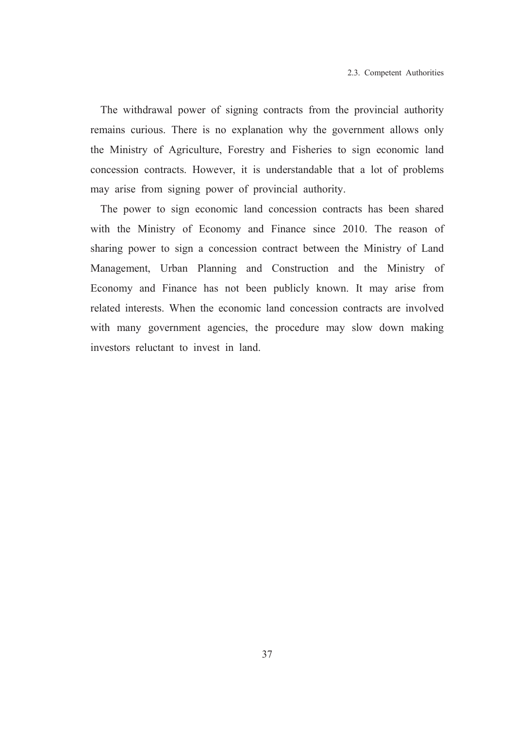The withdrawal power of signing contracts from the provincial authority remains curious. There is no explanation why the government allows only the Ministry of Agriculture, Forestry and Fisheries to sign economic land concession contracts. However, it is understandable that a lot of problems may arise from signing power of provincial authority.

The power to sign economic land concession contracts has been shared with the Ministry of Economy and Finance since 2010. The reason of sharing power to sign a concession contract between the Ministry of Land Management, Urban Planning and Construction and the Ministry of Economy and Finance has not been publicly known. It may arise from related interests. When the economic land concession contracts are involved with many government agencies, the procedure may slow down making investors reluctant to invest in land.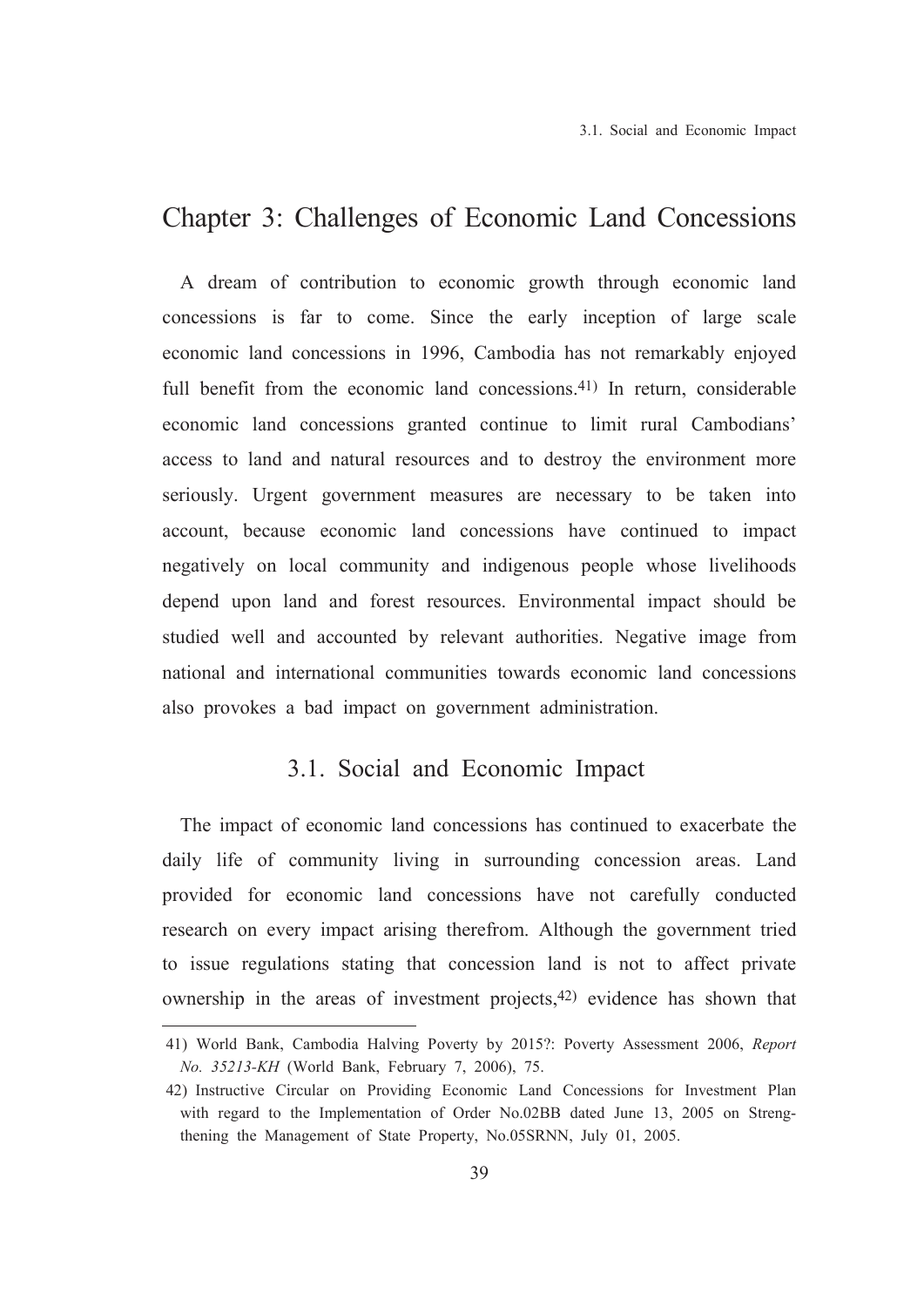# Chapter 3: Challenges of Economic Land Concessions

A dream of contribution to economic growth through economic land concessions is far to come. Since the early inception of large scale economic land concessions in 1996, Cambodia has not remarkably enjoyed full benefit from the economic land concessions.[41] In return, considerable economic land concessions granted continue to limit rural Cambodians' access to land and natural resources and to destroy the environment more seriously. Urgent government measures are necessary to be taken into account, because economic land concessions have continued to impact negatively on local community and indigenous people whose livelihoods depend upon land and forest resources. Environmental impact should be studied well and accounted by relevant authorities. Negative image from national and international communities towards economic land concessions also provokes a bad impact on government administration.

## 3.1. Social and Economic Impact

The impact of economic land concessions has continued to exacerbate the daily life of community living in surrounding concession areas. Land provided for economic land concessions have not carefully conducted research on every impact arising therefrom. Although the government tried to issue regulations stating that concession land is not to affect private ownership in the areas of investment projects,[42] evidence has shown that

---

41) World Bank, Cambodia Halving Poverty by 2015?: Poverty Assessment 2006, *Report No. 35213-KH* (World Bank, February 7, 2006), 75.

42) Instructive Circular on Providing Economic Land Concessions for Investment Plan with regard to the Implementation of Order No.02BB dated June 13, 2005 on Strengthening the Management of State Property, No.05SRNN, July 01, 2005.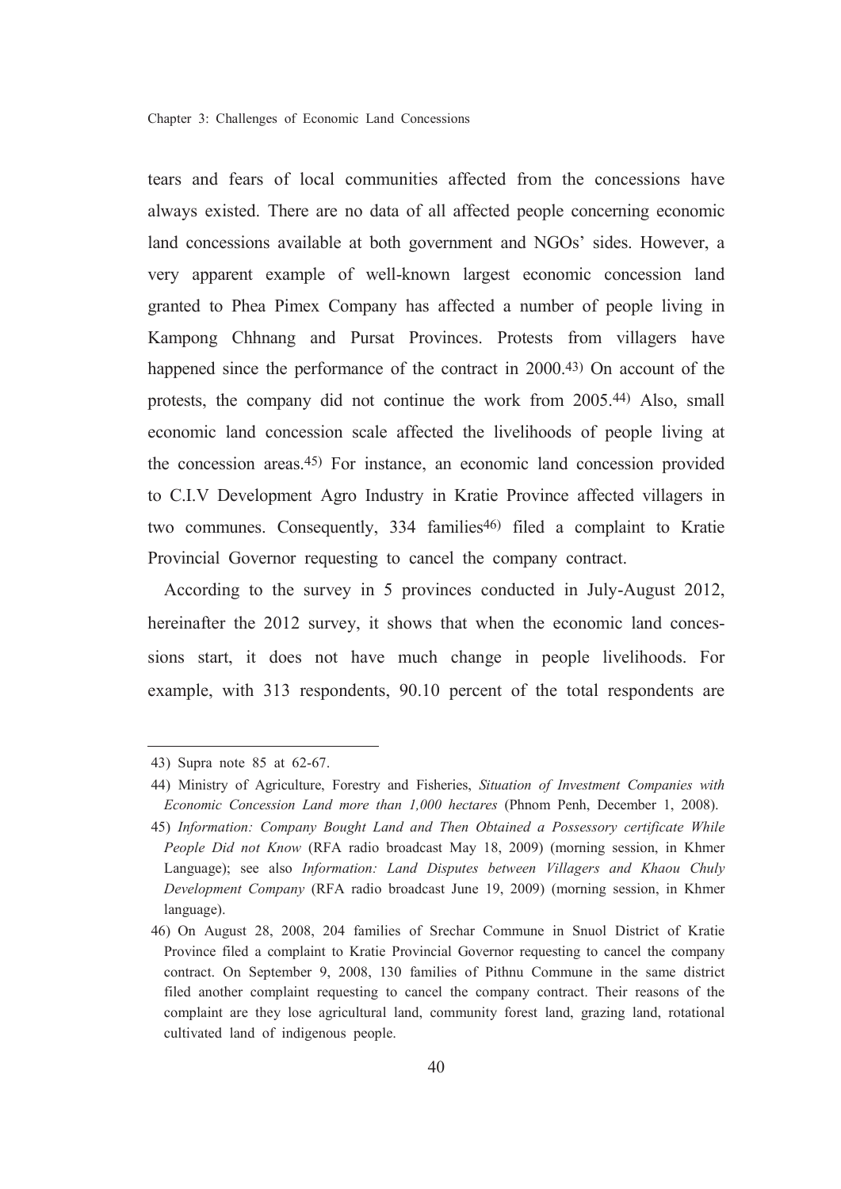tears and fears of local communities affected from the concessions have always existed. There are no data of all affected people concerning economic land concessions available at both government and NGOs' sides. However, a very apparent example of well-known largest economic concession land granted to Phea Pimex Company has affected a number of people living in Kampong Chhnang and Pursat Provinces. Protests from villagers have happened since the performance of the contract in 2000.[43] On account of the protests, the company did not continue the work from 2005.[44] Also, small economic land concession scale affected the livelihoods of people living at the concession areas.[45] For instance, an economic land concession provided to C.I.V Development Agro Industry in Kratie Province affected villagers in two communes. Consequently, 334 families[46] filed a complaint to Kratie Provincial Governor requesting to cancel the company contract.

According to the survey in 5 provinces conducted in July-August 2012, hereinafter the 2012 survey, it shows that when the economic land concessions start, it does not have much change in people livelihoods. For example, with 313 respondents, 90.10 percent of the total respondents are

---

43) Supra note 85 at 62-67.

44) Ministry of Agriculture, Forestry and Fisheries, *Situation of Investment Companies with Economic Concession Land more than 1,000 hectares* (Phnom Penh, December 1, 2008).

45) *Information: Company Bought Land and Then Obtained a Possessory certificate While People Did not Know* (RFA radio broadcast May 18, 2009) (morning session, in Khmer Language); see also *Information: Land Disputes between Villagers and Khaou Chuly Development Company* (RFA radio broadcast June 19, 2009) (morning session, in Khmer language).

46) On August 28, 2008, 204 families of Srechar Commune in Snuol District of Kratie Province filed a complaint to Kratie Provincial Governor requesting to cancel the company contract. On September 9, 2008, 130 families of Pithnu Commune in the same district filed another complaint requesting to cancel the company contract. Their reasons of the complaint are they lose agricultural land, community forest land, grazing land, rotational cultivated land of indigenous people.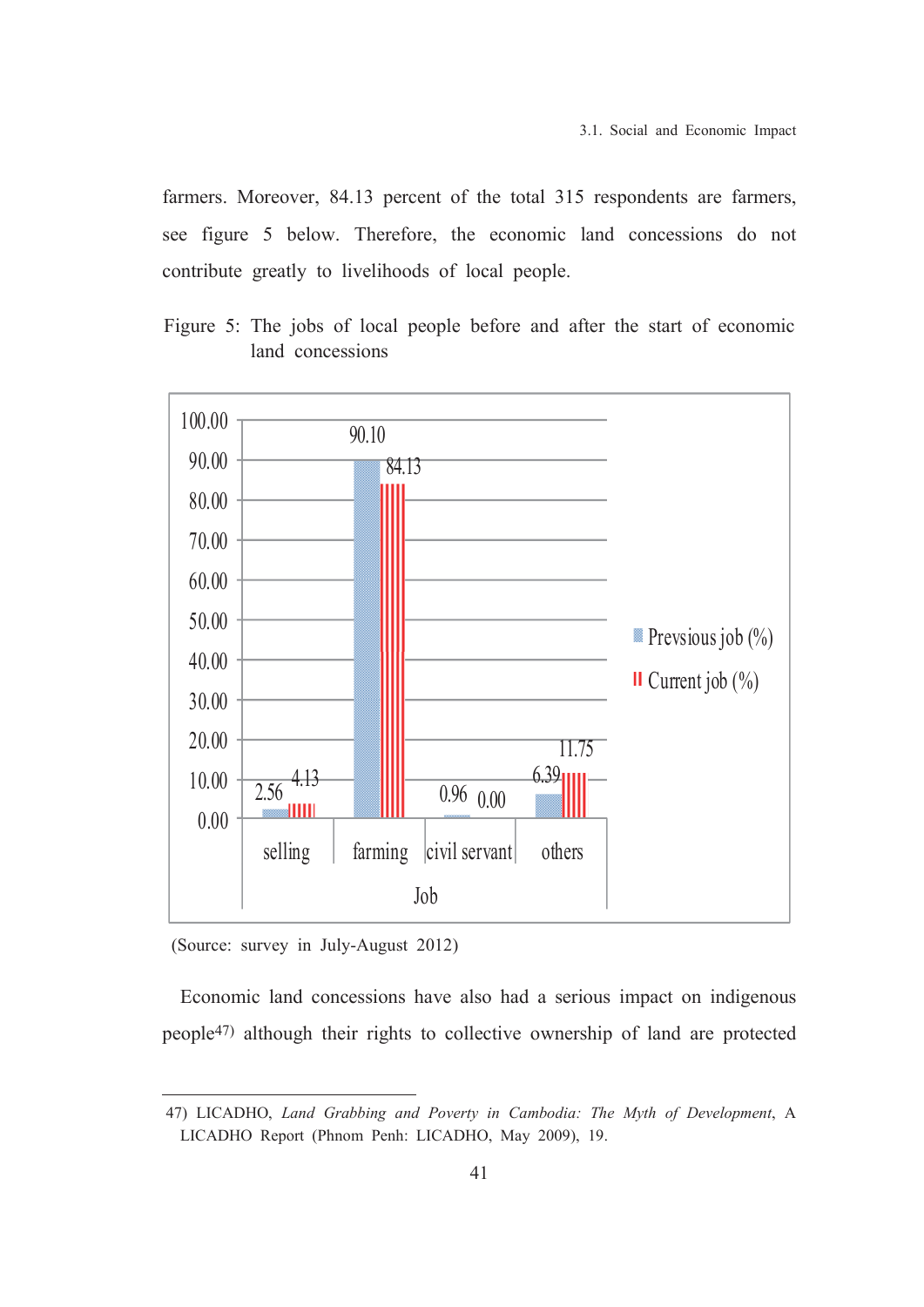farmers. Moreover, 84.13 percent of the total 315 respondents are farmers, see figure 5 below. Therefore, the economic land concessions do not contribute greatly to livelihoods of local people.

Figure 5: The jobs of local people before and after the start of economic land concessions

| Job | Prevsious job (%) | Current job (%) |
|---|---|---|
| selling | 2.56 | 4.13 |
| farming | 90.10 | 84.13 |
| civil servant | 0.96 | 0.00 |
| others | 6.39 | 11.75 |

(Source: survey in July-August 2012)

Economic land concessions have also had a serious impact on indigenous people[47] although their rights to collective ownership of land are protected

---

47) LICADHO, *Land Grabbing and Poverty in Cambodia: The Myth of Development*, A LICADHO Report (Phnom Penh: LICADHO, May 2009), 19.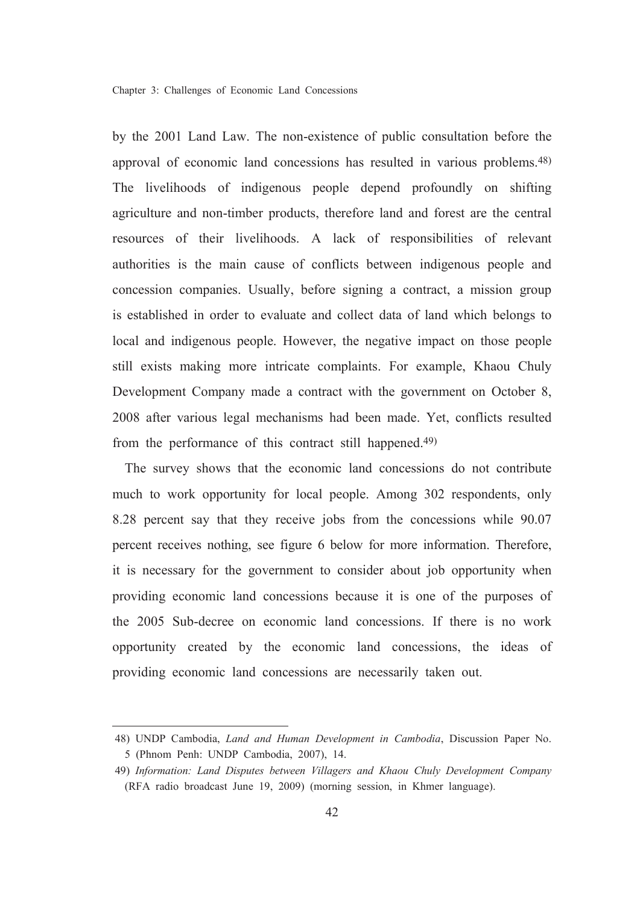by the 2001 Land Law. The non-existence of public consultation before the approval of economic land concessions has resulted in various problems.[48] The livelihoods of indigenous people depend profoundly on shifting agriculture and non-timber products, therefore land and forest are the central resources of their livelihoods. A lack of responsibilities of relevant authorities is the main cause of conflicts between indigenous people and concession companies. Usually, before signing a contract, a mission group is established in order to evaluate and collect data of land which belongs to local and indigenous people. However, the negative impact on those people still exists making more intricate complaints. For example, Khaou Chuly Development Company made a contract with the government on October 8, 2008 after various legal mechanisms had been made. Yet, conflicts resulted from the performance of this contract still happened.[49]

The survey shows that the economic land concessions do not contribute much to work opportunity for local people. Among 302 respondents, only 8.28 percent say that they receive jobs from the concessions while 90.07 percent receives nothing, see figure 6 below for more information. Therefore, it is necessary for the government to consider about job opportunity when providing economic land concessions because it is one of the purposes of the 2005 Sub-decree on economic land concessions. If there is no work opportunity created by the economic land concessions, the ideas of providing economic land concessions are necessarily taken out.

---

48) UNDP Cambodia, *Land and Human Development in Cambodia*, Discussion Paper No. 5 (Phnom Penh: UNDP Cambodia, 2007), 14.

49) *Information: Land Disputes between Villagers and Khaou Chuly Development Company* (RFA radio broadcast June 19, 2009) (morning session, in Khmer language).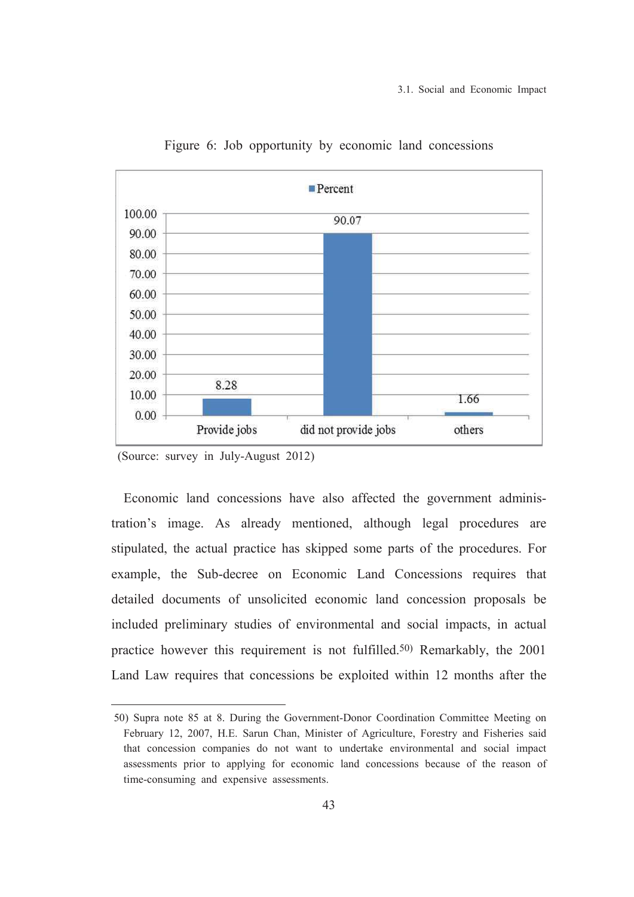Figure 6: Job opportunity by economic land concessions

| | Percent |
|---|---|
| Provide jobs | 8.28 |
| did not provide jobs | 90.07 |
| others | 1.66 |

(Source: survey in July-August 2012)

Economic land concessions have also affected the government administration's image. As already mentioned, although legal procedures are stipulated, the actual practice has skipped some parts of the procedures. For example, the Sub-decree on Economic Land Concessions requires that detailed documents of unsolicited economic land concession proposals be included preliminary studies of environmental and social impacts, in actual practice however this requirement is not fulfilled.[50] Remarkably, the 2001 Land Law requires that concessions be exploited within 12 months after the

---

50) Supra note 85 at 8. During the Government-Donor Coordination Committee Meeting on February 12, 2007, H.E. Sarun Chan, Minister of Agriculture, Forestry and Fisheries said that concession companies do not want to undertake environmental and social impact assessments prior to applying for economic land concessions because of the reason of time-consuming and expensive assessments.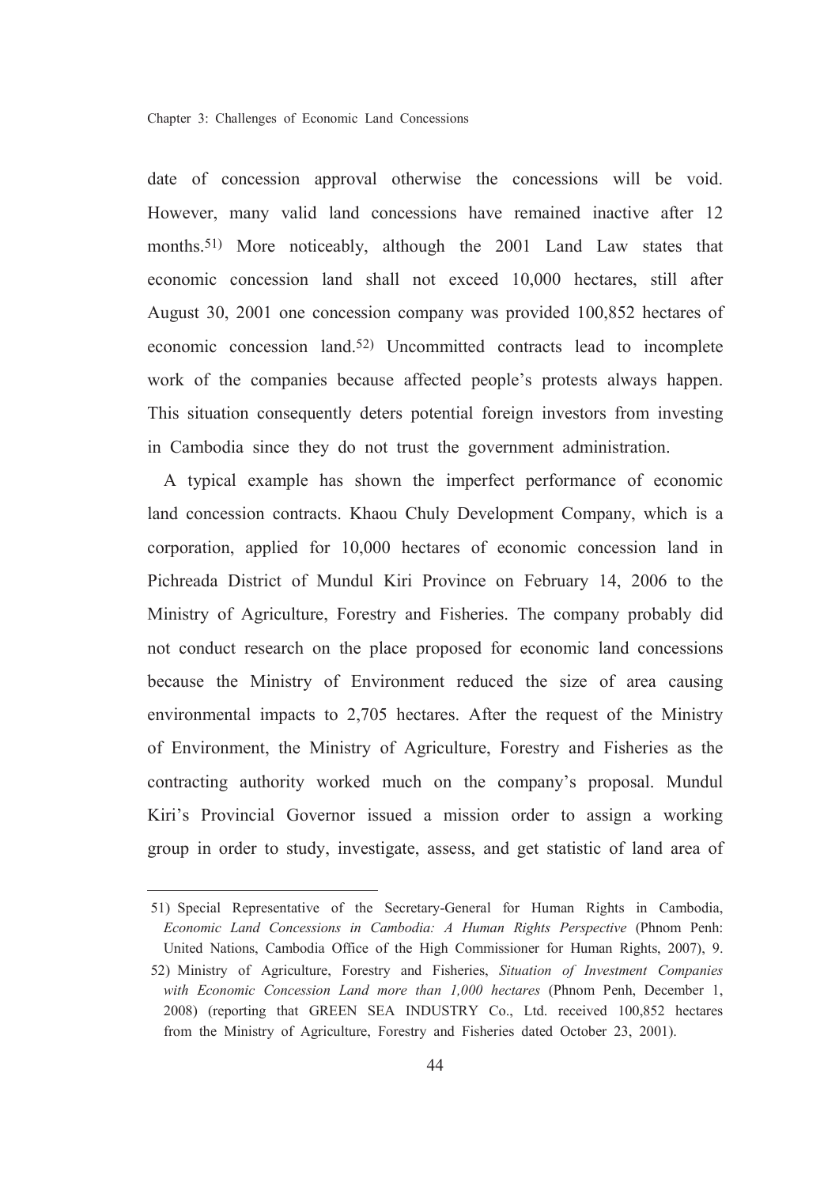date of concession approval otherwise the concessions will be void. However, many valid land concessions have remained inactive after 12 months.[51] More noticeably, although the 2001 Land Law states that economic concession land shall not exceed 10,000 hectares, still after August 30, 2001 one concession company was provided 100,852 hectares of economic concession land.[52] Uncommitted contracts lead to incomplete work of the companies because affected people's protests always happen. This situation consequently deters potential foreign investors from investing in Cambodia since they do not trust the government administration.

A typical example has shown the imperfect performance of economic land concession contracts. Khaou Chuly Development Company, which is a corporation, applied for 10,000 hectares of economic concession land in Pichreada District of Mundul Kiri Province on February 14, 2006 to the Ministry of Agriculture, Forestry and Fisheries. The company probably did not conduct research on the place proposed for economic land concessions because the Ministry of Environment reduced the size of area causing environmental impacts to 2,705 hectares. After the request of the Ministry of Environment, the Ministry of Agriculture, Forestry and Fisheries as the contracting authority worked much on the company's proposal. Mundul Kiri's Provincial Governor issued a mission order to assign a working group in order to study, investigate, assess, and get statistic of land area of

---

51) Special Representative of the Secretary-General for Human Rights in Cambodia, *Economic Land Concessions in Cambodia: A Human Rights Perspective* (Phnom Penh: United Nations, Cambodia Office of the High Commissioner for Human Rights, 2007), 9.

52) Ministry of Agriculture, Forestry and Fisheries, *Situation of Investment Companies with Economic Concession Land more than 1,000 hectares* (Phnom Penh, December 1, 2008) (reporting that GREEN SEA INDUSTRY Co., Ltd. received 100,852 hectares from the Ministry of Agriculture, Forestry and Fisheries dated October 23, 2001).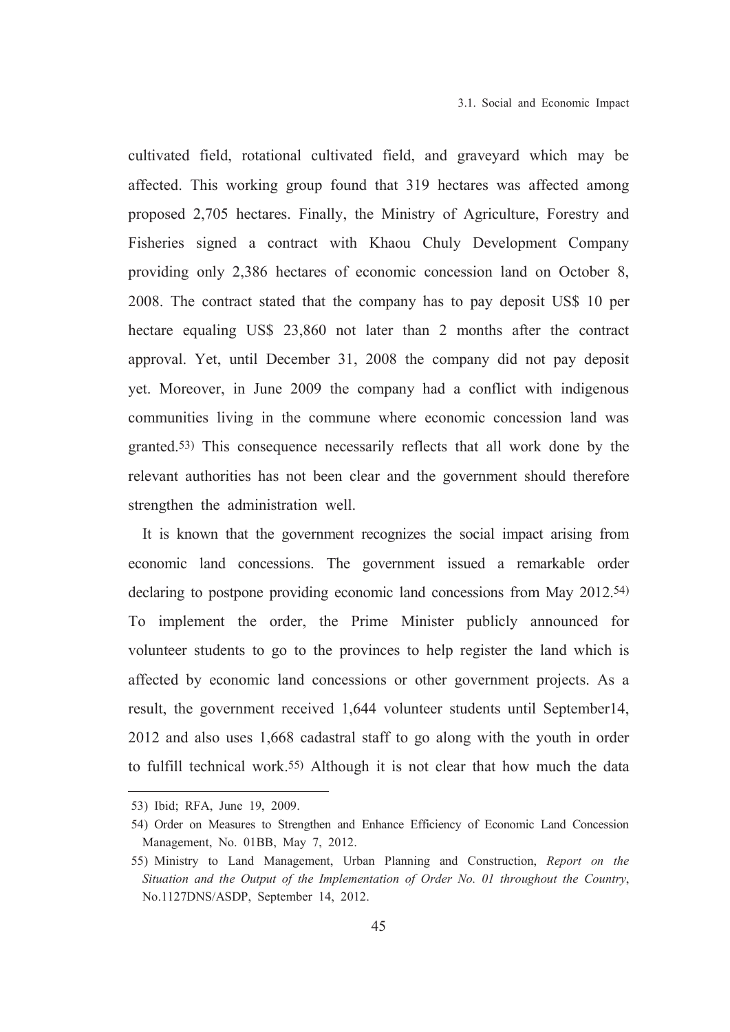cultivated field, rotational cultivated field, and graveyard which may be affected. This working group found that 319 hectares was affected among proposed 2,705 hectares. Finally, the Ministry of Agriculture, Forestry and Fisheries signed a contract with Khaou Chuly Development Company providing only 2,386 hectares of economic concession land on October 8, 2008. The contract stated that the company has to pay deposit US$ 10 per hectare equaling US$ 23,860 not later than 2 months after the contract approval. Yet, until December 31, 2008 the company did not pay deposit yet. Moreover, in June 2009 the company had a conflict with indigenous communities living in the commune where economic concession land was granted.[53] This consequence necessarily reflects that all work done by the relevant authorities has not been clear and the government should therefore strengthen the administration well.

It is known that the government recognizes the social impact arising from economic land concessions. The government issued a remarkable order declaring to postpone providing economic land concessions from May 2012.[54] To implement the order, the Prime Minister publicly announced for volunteer students to go to the provinces to help register the land which is affected by economic land concessions or other government projects. As a result, the government received 1,644 volunteer students until September14, 2012 and also uses 1,668 cadastral staff to go along with the youth in order to fulfill technical work.[55] Although it is not clear that how much the data

---

53) Ibid; RFA, June 19, 2009.

54) Order on Measures to Strengthen and Enhance Efficiency of Economic Land Concession Management, No. 01BB, May 7, 2012.

55) Ministry to Land Management, Urban Planning and Construction, *Report on the Situation and the Output of the Implementation of Order No. 01 throughout the Country*, No.1127DNS/ASDP, September 14, 2012.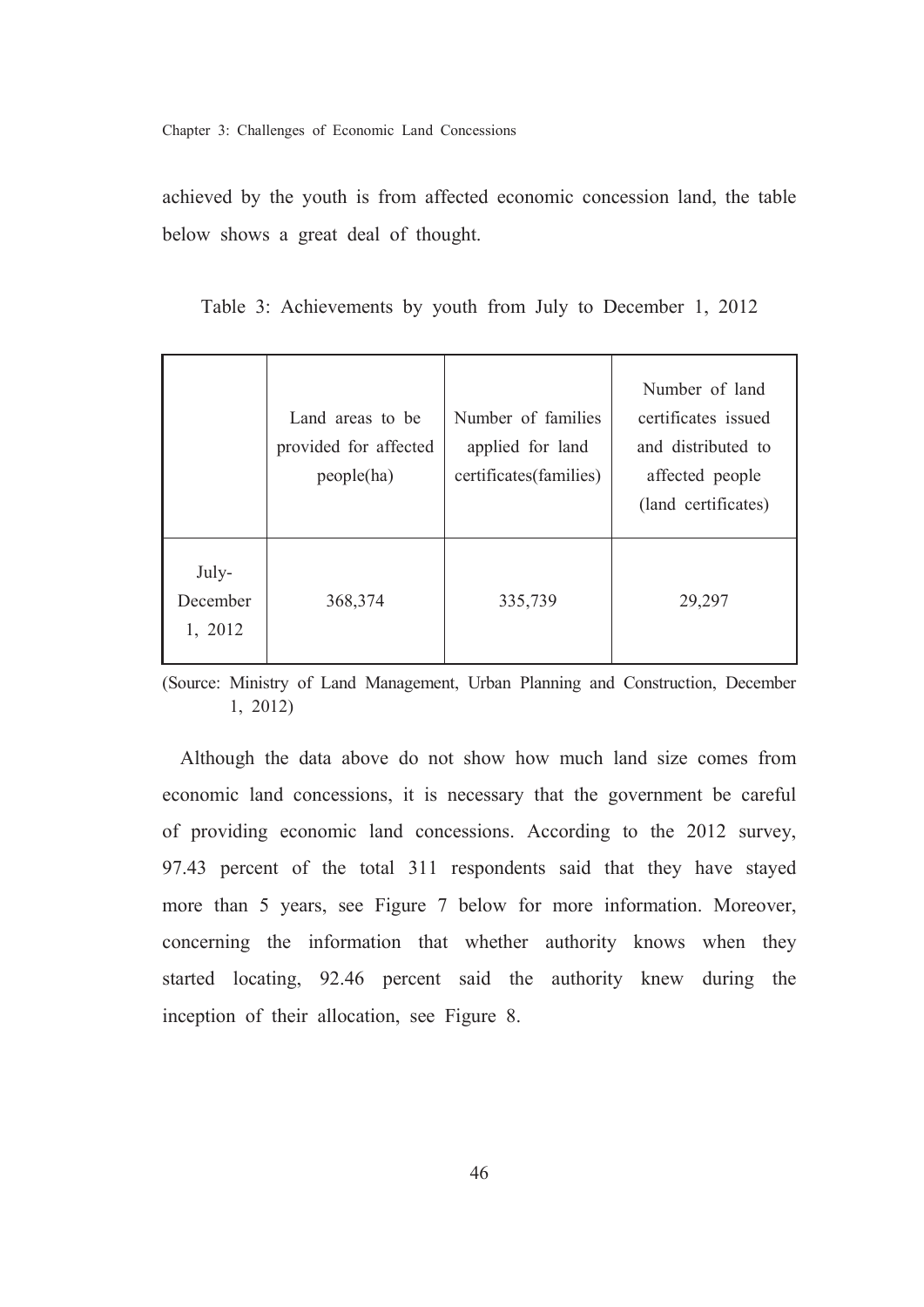achieved by the youth is from affected economic concession land, the table below shows a great deal of thought.

Table 3: Achievements by youth from July to December 1, 2012

| | Land areas to be provided for affected people(ha) | Number of families applied for land certificates(families) | Number of land certificates issued and distributed to affected people (land certificates) |
|---|---|---|---|
| July-December 1, 2012 | 368,374 | 335,739 | 29,297 |

(Source: Ministry of Land Management, Urban Planning and Construction, December 1, 2012)

Although the data above do not show how much land size comes from economic land concessions, it is necessary that the government be careful of providing economic land concessions. According to the 2012 survey, 97.43 percent of the total 311 respondents said that they have stayed more than 5 years, see Figure 7 below for more information. Moreover, concerning the information that whether authority knows when they started locating, 92.46 percent said the authority knew during the inception of their allocation, see Figure 8.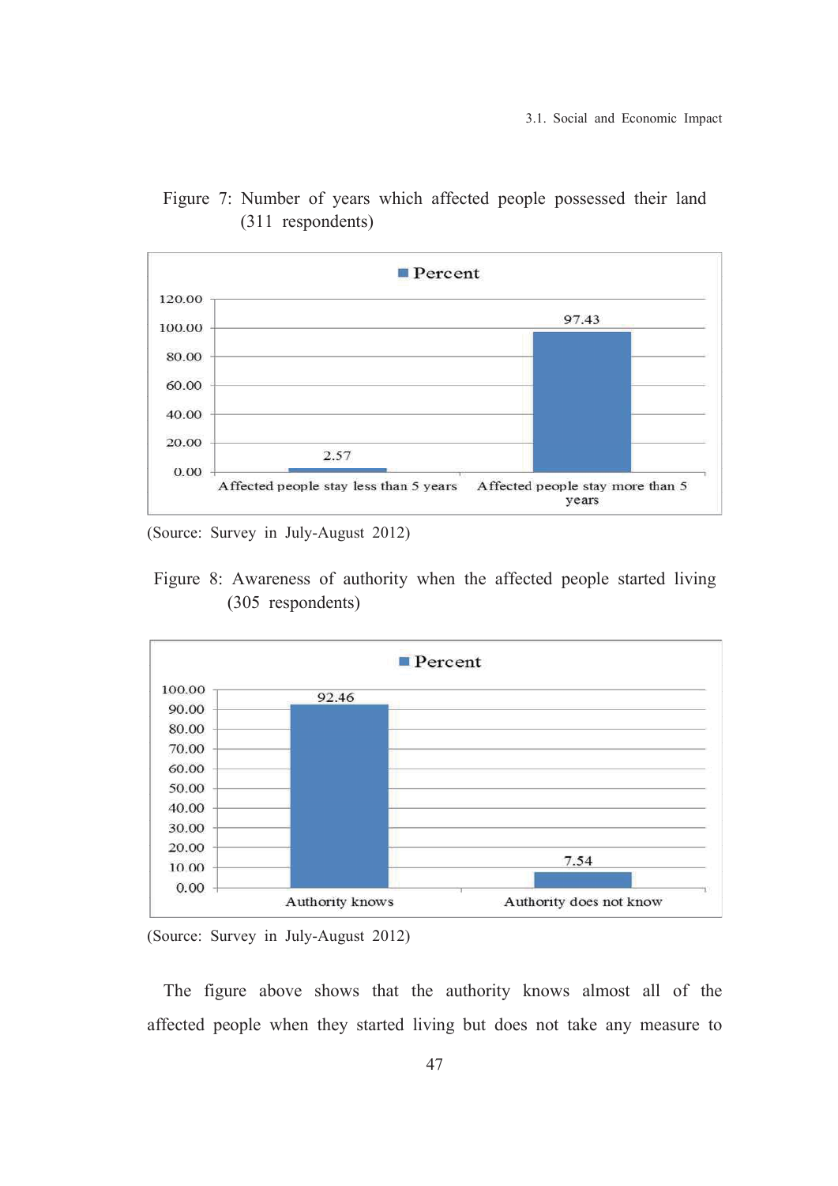Figure 7: Number of years which affected people possessed their land (311 respondents)

| | Percent |
|---|---|
| Affected people stay less than 5 years | 2.57 |
| Affected people stay more than 5 years | 97.43 |

(Source: Survey in July-August 2012)

Figure 8: Awareness of authority when the affected people started living (305 respondents)

| | Percent |
|---|---|
| Authority knows | 92.46 |
| Authority does not know | 7.54 |

(Source: Survey in July-August 2012)

The figure above shows that the authority knows almost all of the affected people when they started living but does not take any measure to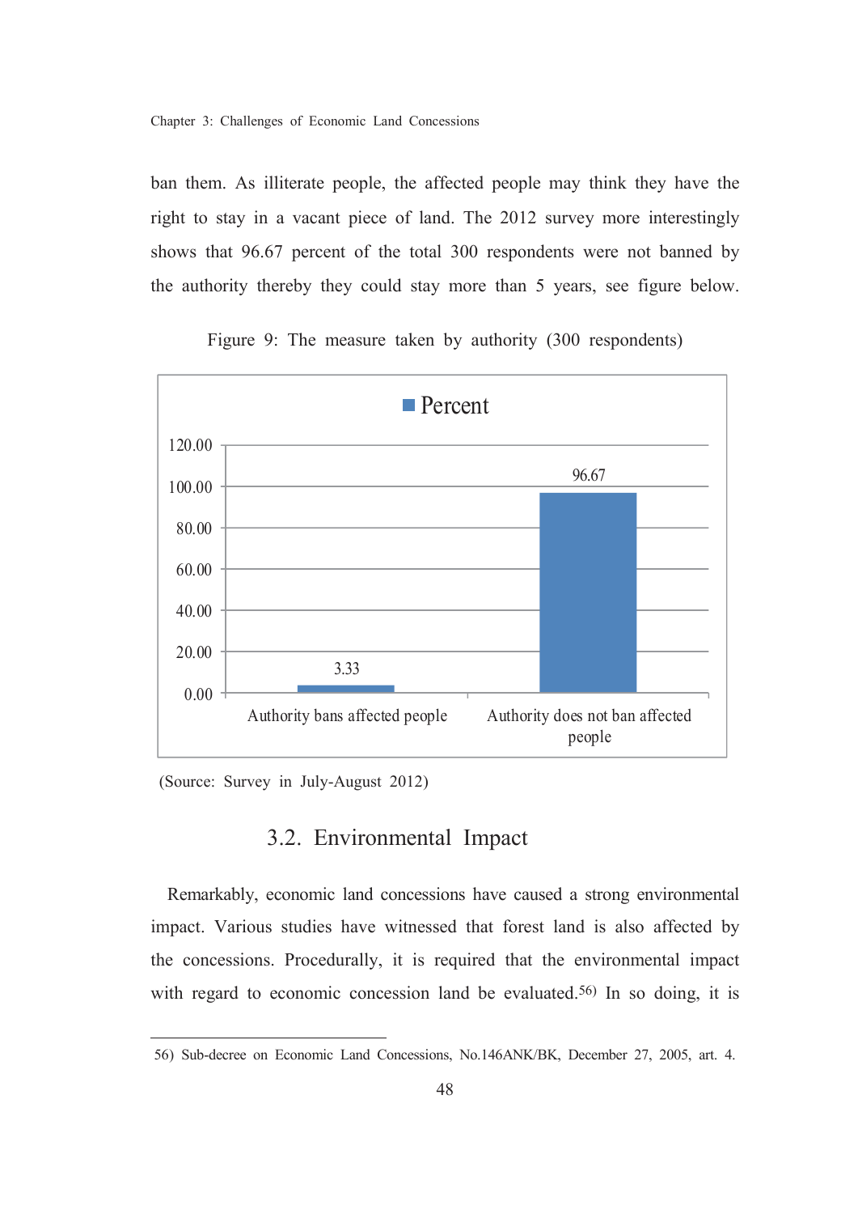ban them. As illiterate people, the affected people may think they have the right to stay in a vacant piece of land. The 2012 survey more interestingly shows that 96.67 percent of the total 300 respondents were not banned by the authority thereby they could stay more than 5 years, see figure below.

Figure 9: The measure taken by authority (300 respondents)

| | Percent |
|---|---|
| Authority bans affected people | 3.33 |
| Authority does not ban affected people | 96.67 |

(Source: Survey in July-August 2012)

## 3.2. Environmental Impact

Remarkably, economic land concessions have caused a strong environmental impact. Various studies have witnessed that forest land is also affected by the concessions. Procedurally, it is required that the environmental impact with regard to economic concession land be evaluated.[56] In so doing, it is

56) Sub-decree on Economic Land Concessions, No.146ANK/BK, December 27, 2005, art. 4.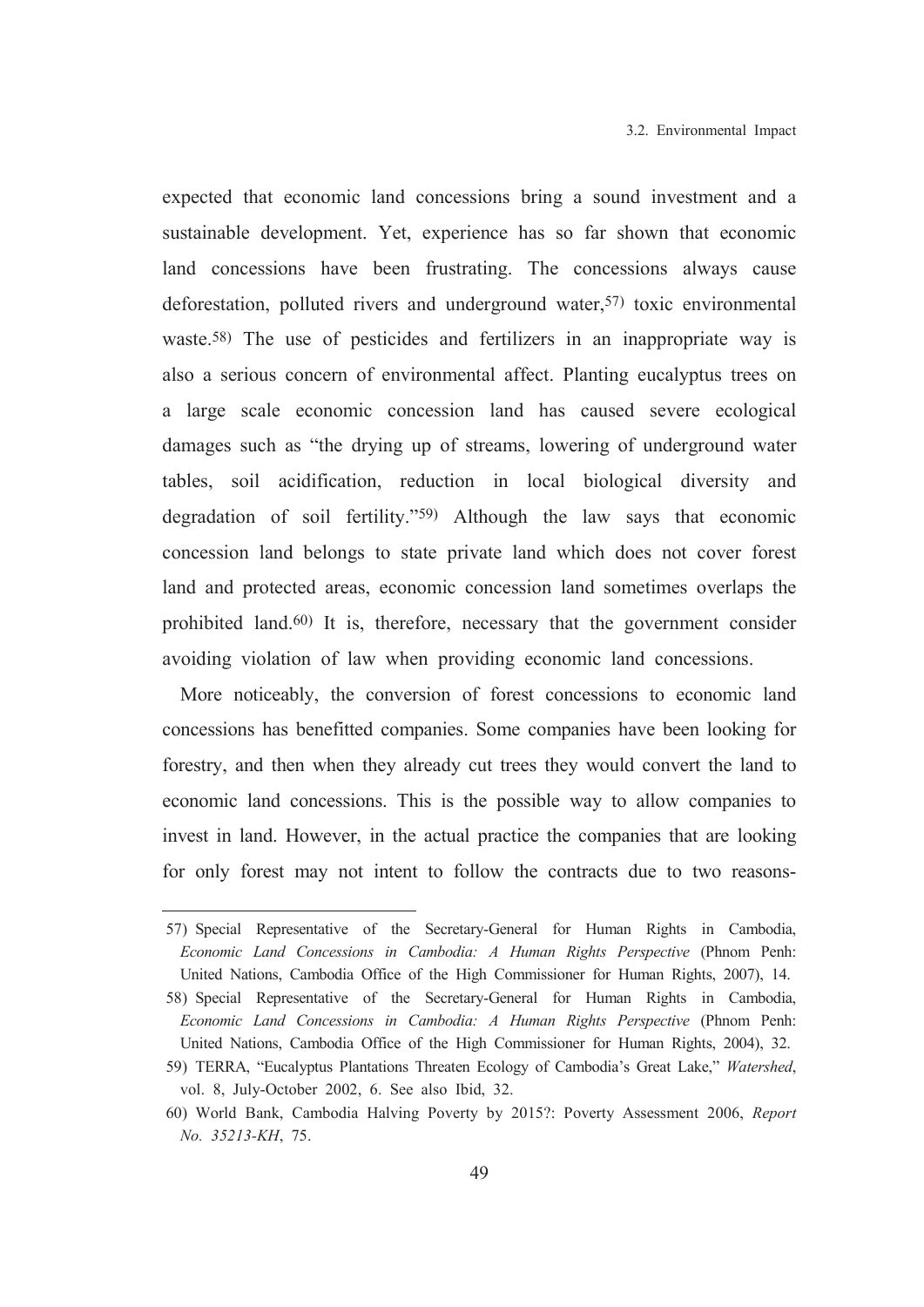expected that economic land concessions bring a sound investment and a sustainable development. Yet, experience has so far shown that economic land concessions have been frustrating. The concessions always cause deforestation, polluted rivers and underground water,[57] toxic environmental waste.[58] The use of pesticides and fertilizers in an inappropriate way is also a serious concern of environmental affect. Planting eucalyptus trees on a large scale economic concession land has caused severe ecological damages such as "the drying up of streams, lowering of underground water tables, soil acidification, reduction in local biological diversity and degradation of soil fertility."[59] Although the law says that economic concession land belongs to state private land which does not cover forest land and protected areas, economic concession land sometimes overlaps the prohibited land.[60] It is, therefore, necessary that the government consider avoiding violation of law when providing economic land concessions.

More noticeably, the conversion of forest concessions to economic land concessions has benefitted companies. Some companies have been looking for forestry, and then when they already cut trees they would convert the land to economic land concessions. This is the possible way to allow companies to invest in land. However, in the actual practice the companies that are looking for only forest may not intent to follow the contracts due to two reasons-

---

57) Special Representative of the Secretary-General for Human Rights in Cambodia, *Economic Land Concessions in Cambodia: A Human Rights Perspective* (Phnom Penh: United Nations, Cambodia Office of the High Commissioner for Human Rights, 2007), 14.

58) Special Representative of the Secretary-General for Human Rights in Cambodia, *Economic Land Concessions in Cambodia: A Human Rights Perspective* (Phnom Penh: United Nations, Cambodia Office of the High Commissioner for Human Rights, 2004), 32.

59) TERRA, "Eucalyptus Plantations Threaten Ecology of Cambodia's Great Lake," *Watershed*, vol. 8, July-October 2002, 6. See also Ibid, 32.

60) World Bank, Cambodia Halving Poverty by 2015?: Poverty Assessment 2006, *Report No. 35213-KH*, 75.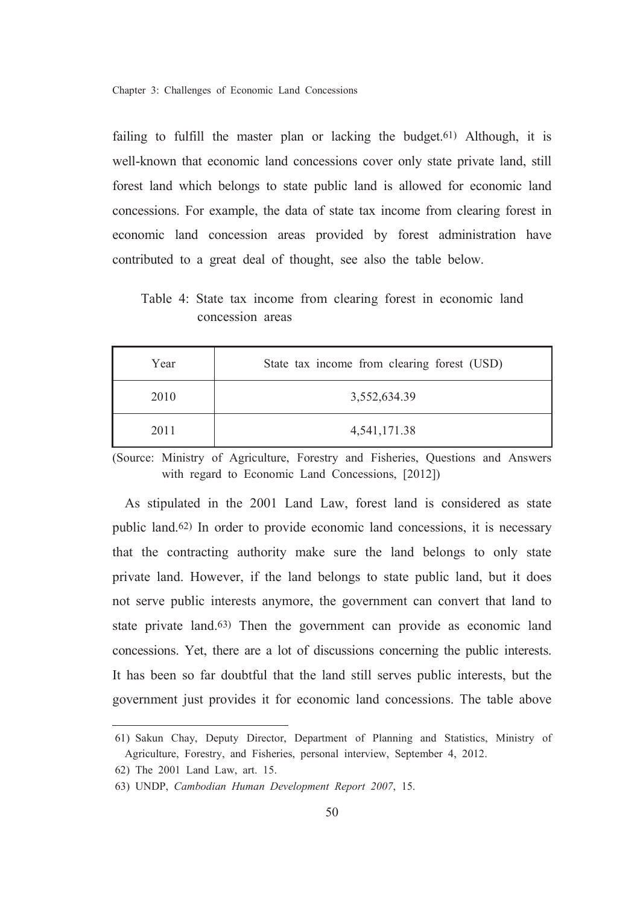failing to fulfill the master plan or lacking the budget.[61] Although, it is well-known that economic land concessions cover only state private land, still forest land which belongs to state public land is allowed for economic land concessions. For example, the data of state tax income from clearing forest in economic land concession areas provided by forest administration have contributed to a great deal of thought, see also the table below.

Table 4: State tax income from clearing forest in economic land concession areas

| Year | State tax income from clearing forest (USD) |
|---|---|
| 2010 | 3,552,634.39 |
| 2011 | 4,541,171.38 |

(Source: Ministry of Agriculture, Forestry and Fisheries, Questions and Answers with regard to Economic Land Concessions, [2012])

As stipulated in the 2001 Land Law, forest land is considered as state public land.[62] In order to provide economic land concessions, it is necessary that the contracting authority make sure the land belongs to only state private land. However, if the land belongs to state public land, but it does not serve public interests anymore, the government can convert that land to state private land.[63] Then the government can provide as economic land concessions. Yet, there are a lot of discussions concerning the public interests. It has been so far doubtful that the land still serves public interests, but the government just provides it for economic land concessions. The table above

61) Sakun Chay, Deputy Director, Department of Planning and Statistics, Ministry of Agriculture, Forestry, and Fisheries, personal interview, September 4, 2012.

62) The 2001 Land Law, art. 15.

63) UNDP, *Cambodian Human Development Report 2007*, 15.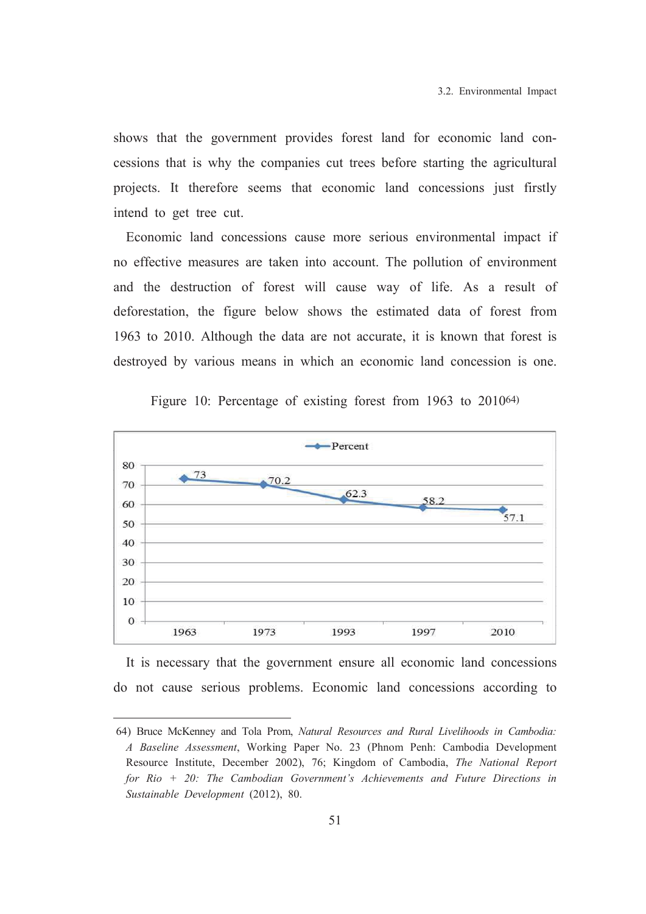shows that the government provides forest land for economic land concessions that is why the companies cut trees before starting the agricultural projects. It therefore seems that economic land concessions just firstly intend to get tree cut.

Economic land concessions cause more serious environmental impact if no effective measures are taken into account. The pollution of environment and the destruction of forest will cause way of life. As a result of deforestation, the figure below shows the estimated data of forest from 1963 to 2010. Although the data are not accurate, it is known that forest is destroyed by various means in which an economic land concession is one.

Figure 10: Percentage of existing forest from 1963 to 2010[64)]

| Year | Percent |
|---|---|
| 1963 | 73 |
| 1973 | 70.2 |
| 1993 | 62.3 |
| 1997 | 58.2 |
| 2010 | 57.1 |

It is necessary that the government ensure all economic land concessions do not cause serious problems. Economic land concessions according to

64) Bruce McKenney and Tola Prom, *Natural Resources and Rural Livelihoods in Cambodia: A Baseline Assessment*, Working Paper No. 23 (Phnom Penh: Cambodia Development Resource Institute, December 2002), 76; Kingdom of Cambodia, *The National Report for Rio + 20: The Cambodian Government's Achievements and Future Directions in Sustainable Development* (2012), 80.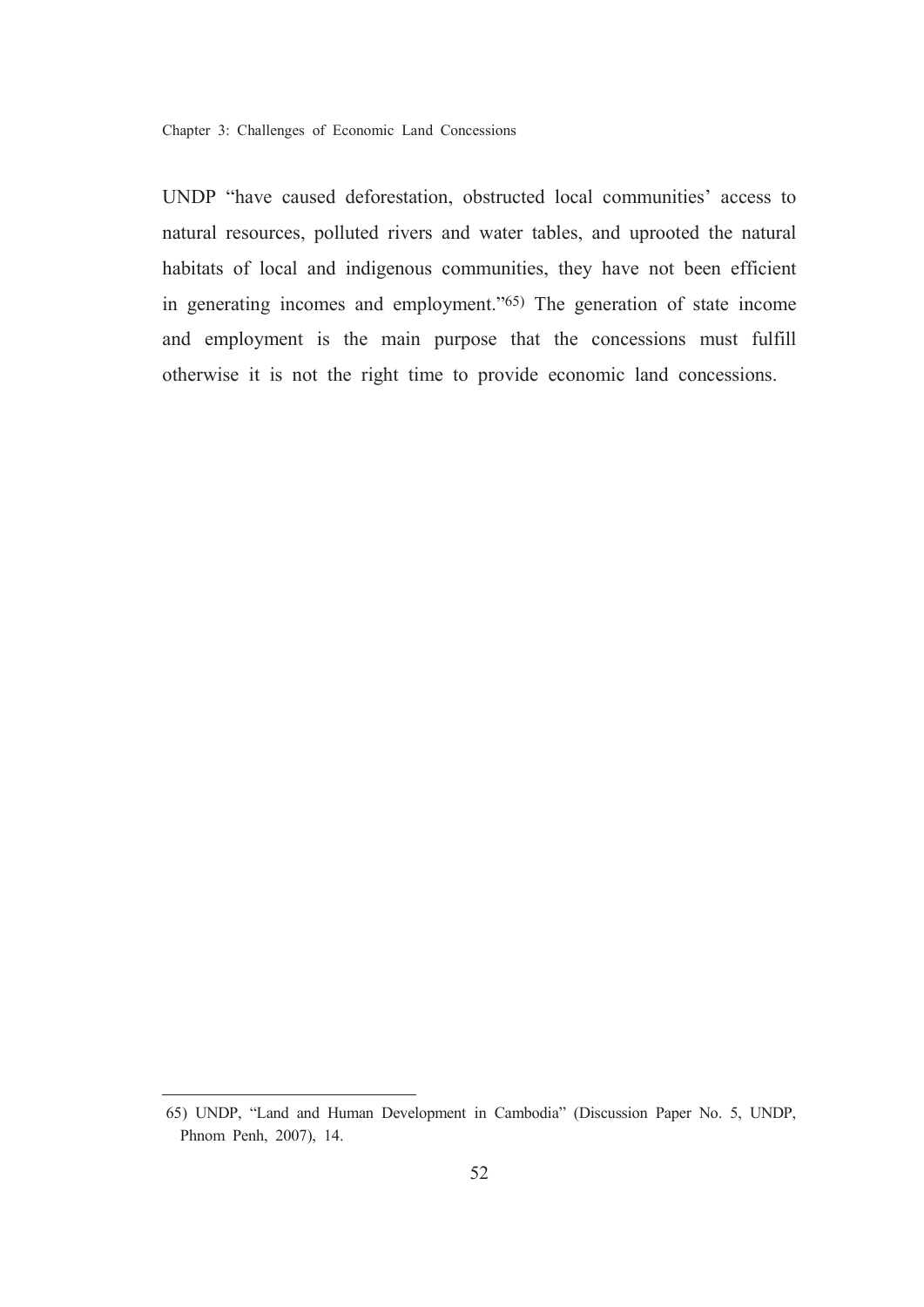UNDP "have caused deforestation, obstructed local communities' access to natural resources, polluted rivers and water tables, and uprooted the natural habitats of local and indigenous communities, they have not been efficient in generating incomes and employment."[65] The generation of state income and employment is the main purpose that the concessions must fulfill otherwise it is not the right time to provide economic land concessions.

---

65) UNDP, "Land and Human Development in Cambodia" (Discussion Paper No. 5, UNDP, Phnom Penh, 2007), 14.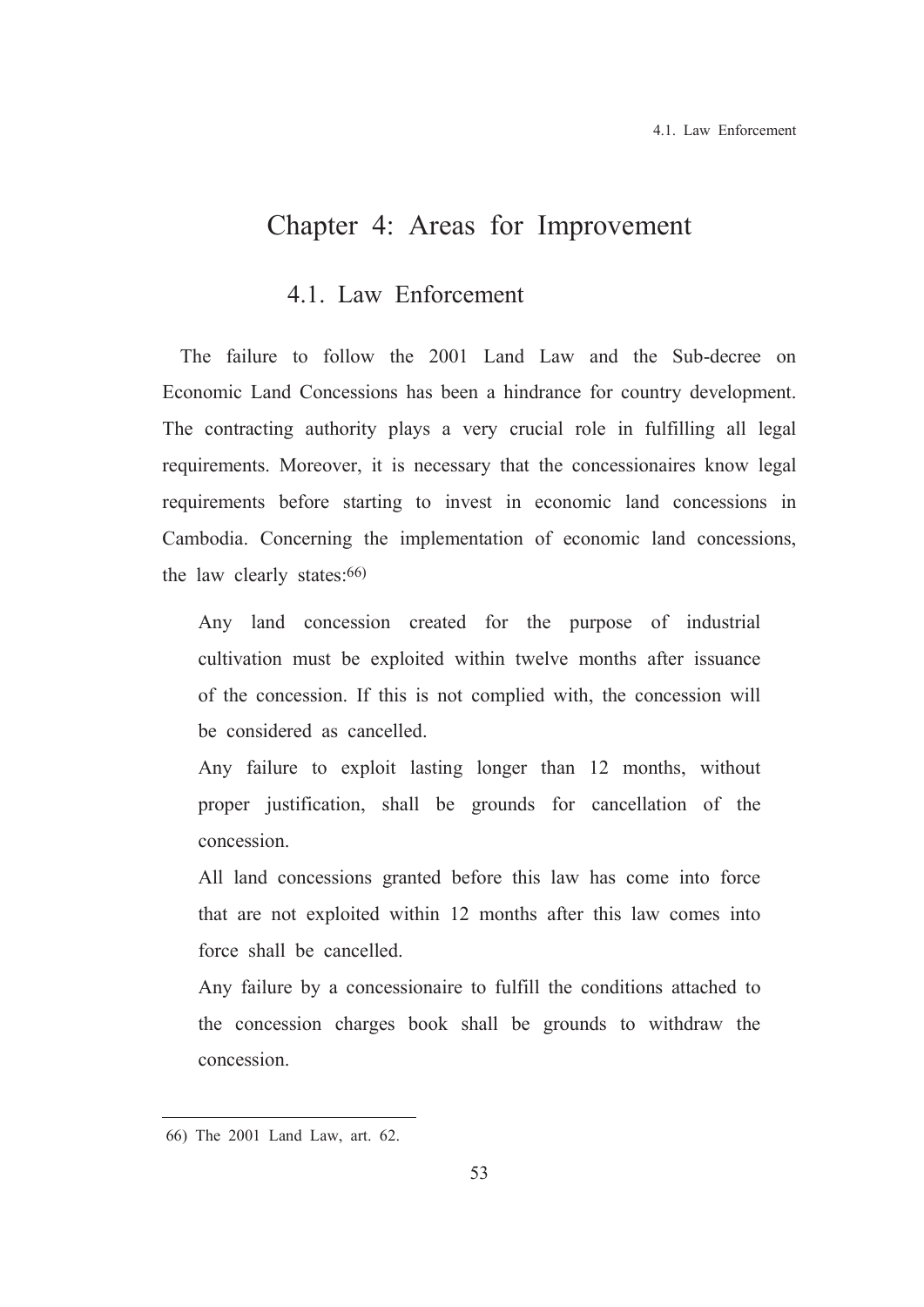# Chapter 4: Areas for Improvement

## 4.1. Law Enforcement

The failure to follow the 2001 Land Law and the Sub-decree on Economic Land Concessions has been a hindrance for country development. The contracting authority plays a very crucial role in fulfilling all legal requirements. Moreover, it is necessary that the concessionaires know legal requirements before starting to invest in economic land concessions in Cambodia. Concerning the implementation of economic land concessions, the law clearly states:[66)]

> Any land concession created for the purpose of industrial cultivation must be exploited within twelve months after issuance of the concession. If this is not complied with, the concession will be considered as cancelled.
>
> Any failure to exploit lasting longer than 12 months, without proper justification, shall be grounds for cancellation of the concession.
>
> All land concessions granted before this law has come into force that are not exploited within 12 months after this law comes into force shall be cancelled.
>
> Any failure by a concessionaire to fulfill the conditions attached to the concession charges book shall be grounds to withdraw the concession.

---

66) The 2001 Land Law, art. 62.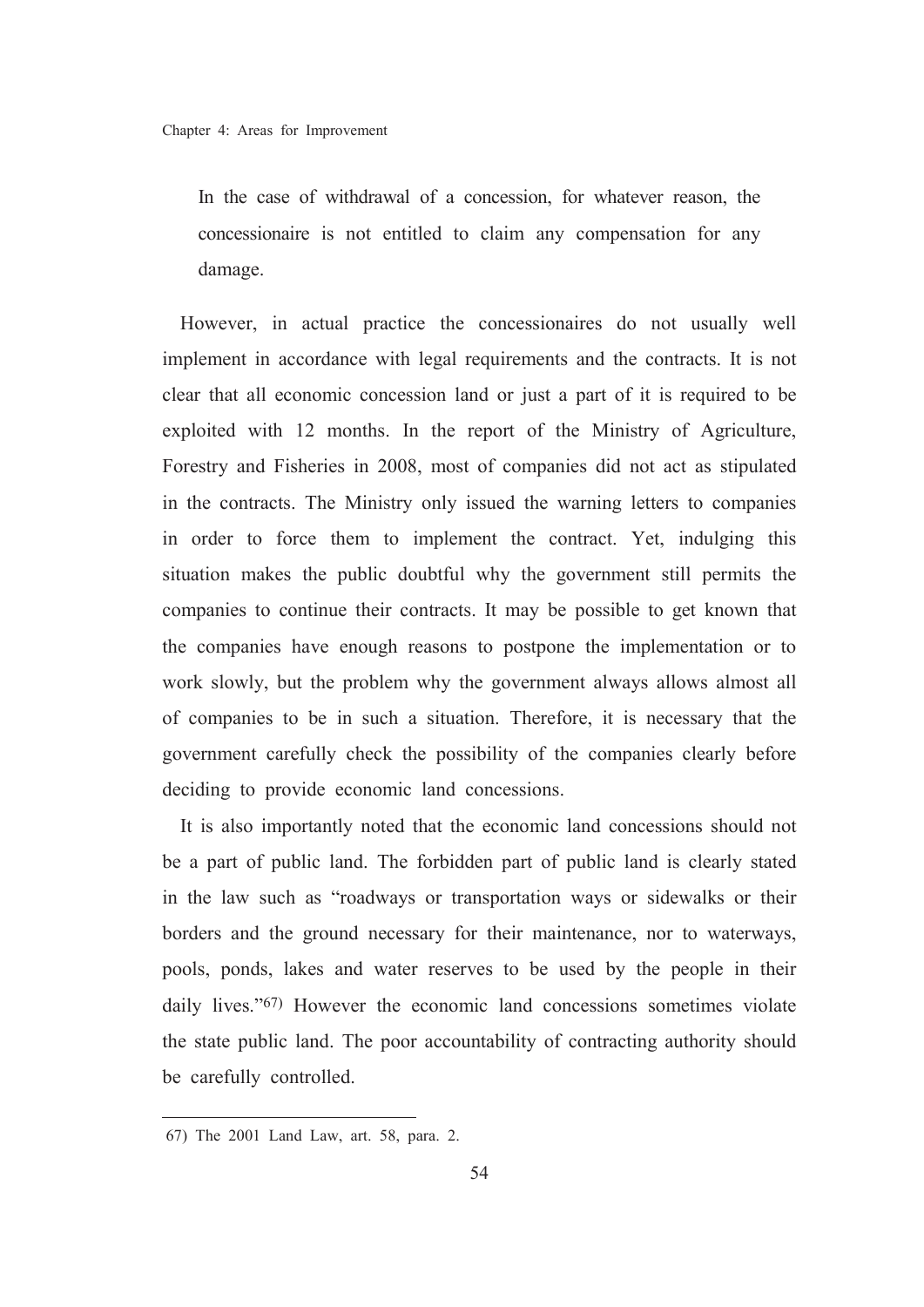> In the case of withdrawal of a concession, for whatever reason, the concessionaire is not entitled to claim any compensation for any damage.

However, in actual practice the concessionaires do not usually well implement in accordance with legal requirements and the contracts. It is not clear that all economic concession land or just a part of it is required to be exploited with 12 months. In the report of the Ministry of Agriculture, Forestry and Fisheries in 2008, most of companies did not act as stipulated in the contracts. The Ministry only issued the warning letters to companies in order to force them to implement the contract. Yet, indulging this situation makes the public doubtful why the government still permits the companies to continue their contracts. It may be possible to get known that the companies have enough reasons to postpone the implementation or to work slowly, but the problem why the government always allows almost all of companies to be in such a situation. Therefore, it is necessary that the government carefully check the possibility of the companies clearly before deciding to provide economic land concessions.

It is also importantly noted that the economic land concessions should not be a part of public land. The forbidden part of public land is clearly stated in the law such as "roadways or transportation ways or sidewalks or their borders and the ground necessary for their maintenance, nor to waterways, pools, ponds, lakes and water reserves to be used by the people in their daily lives."[67] However the economic land concessions sometimes violate the state public land. The poor accountability of contracting authority should be carefully controlled.

---

67) The 2001 Land Law, art. 58, para. 2.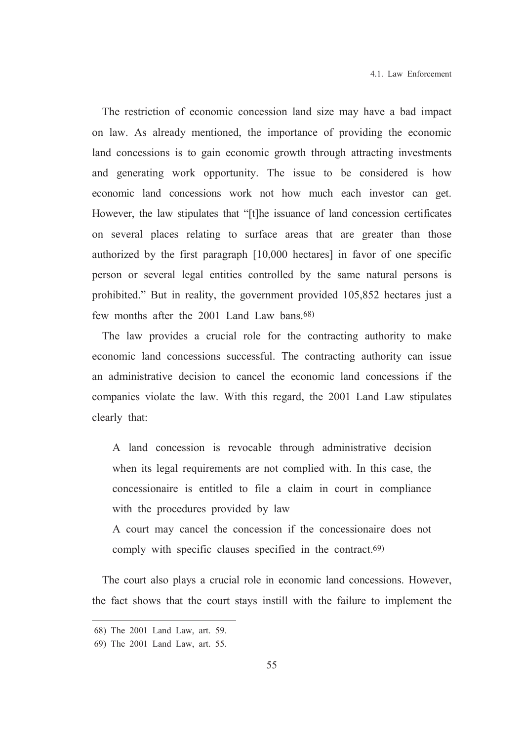The restriction of economic concession land size may have a bad impact on law. As already mentioned, the importance of providing the economic land concessions is to gain economic growth through attracting investments and generating work opportunity. The issue to be considered is how economic land concessions work not how much each investor can get. However, the law stipulates that "[t]he issuance of land concession certificates on several places relating to surface areas that are greater than those authorized by the first paragraph [10,000 hectares] in favor of one specific person or several legal entities controlled by the same natural persons is prohibited." But in reality, the government provided 105,852 hectares just a few months after the 2001 Land Law bans.[68]

The law provides a crucial role for the contracting authority to make economic land concessions successful. The contracting authority can issue an administrative decision to cancel the economic land concessions if the companies violate the law. With this regard, the 2001 Land Law stipulates clearly that:

> A land concession is revocable through administrative decision when its legal requirements are not complied with. In this case, the concessionaire is entitled to file a claim in court in compliance with the procedures provided by law
>
> A court may cancel the concession if the concessionaire does not comply with specific clauses specified in the contract.[69]

The court also plays a crucial role in economic land concessions. However, the fact shows that the court stays instill with the failure to implement the

---

68) The 2001 Land Law, art. 59.

69) The 2001 Land Law, art. 55.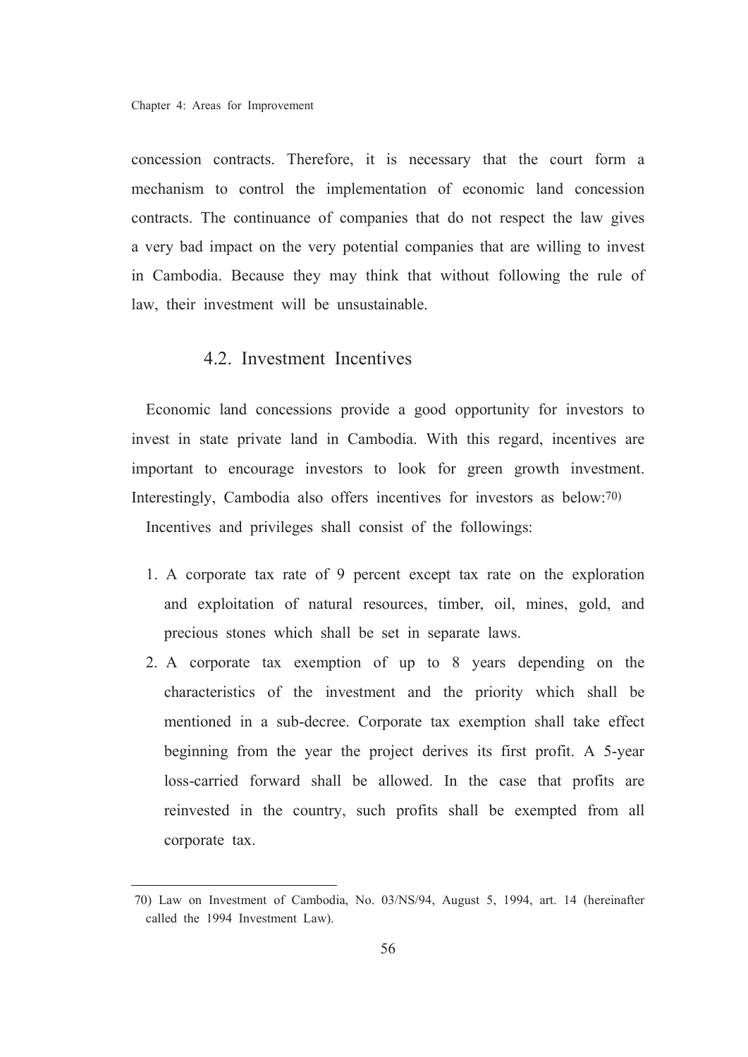concession contracts. Therefore, it is necessary that the court form a mechanism to control the implementation of economic land concession contracts. The continuance of companies that do not respect the law gives a very bad impact on the very potential companies that are willing to invest in Cambodia. Because they may think that without following the rule of law, their investment will be unsustainable.

### 4.2. Investment Incentives

Economic land concessions provide a good opportunity for investors to invest in state private land in Cambodia. With this regard, incentives are important to encourage investors to look for green growth investment. Interestingly, Cambodia also offers incentives for investors as below:[70]

Incentives and privileges shall consist of the followings:

1. A corporate tax rate of 9 percent except tax rate on the exploration and exploitation of natural resources, timber, oil, mines, gold, and precious stones which shall be set in separate laws.
2. A corporate tax exemption of up to 8 years depending on the characteristics of the investment and the priority which shall be mentioned in a sub-decree. Corporate tax exemption shall take effect beginning from the year the project derives its first profit. A 5-year loss-carried forward shall be allowed. In the case that profits are reinvested in the country, such profits shall be exempted from all corporate tax.

---

70) Law on Investment of Cambodia, No. 03/NS/94, August 5, 1994, art. 14 (hereinafter called the 1994 Investment Law).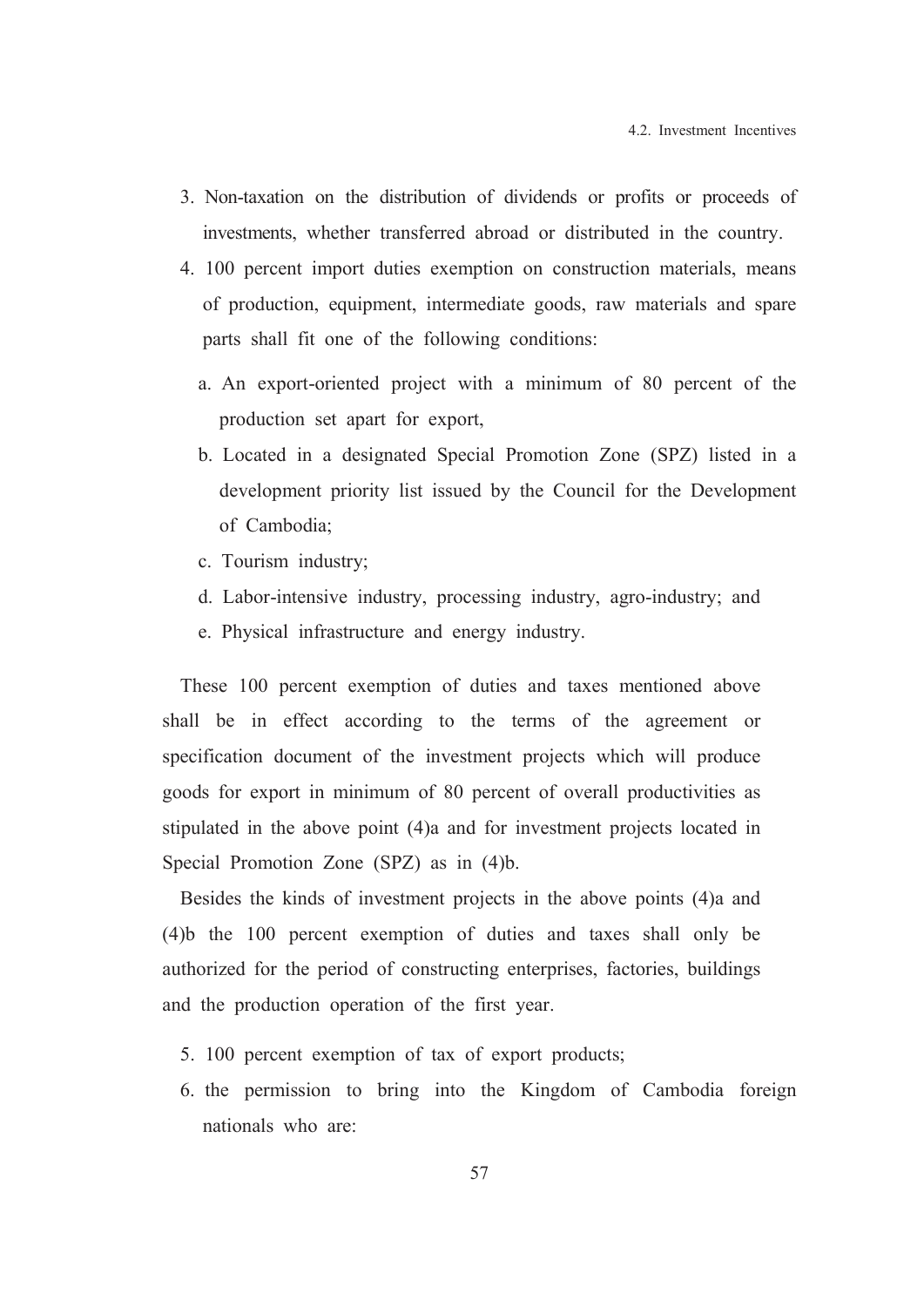3. Non-taxation on the distribution of dividends or profits or proceeds of investments, whether transferred abroad or distributed in the country.
4. 100 percent import duties exemption on construction materials, means of production, equipment, intermediate goods, raw materials and spare parts shall fit one of the following conditions:
   a. An export-oriented project with a minimum of 80 percent of the production set apart for export,
   b. Located in a designated Special Promotion Zone (SPZ) listed in a development priority list issued by the Council for the Development of Cambodia;
   c. Tourism industry;
   d. Labor-intensive industry, processing industry, agro-industry; and
   e. Physical infrastructure and energy industry.

These 100 percent exemption of duties and taxes mentioned above shall be in effect according to the terms of the agreement or specification document of the investment projects which will produce goods for export in minimum of 80 percent of overall productivities as stipulated in the above point (4)a and for investment projects located in Special Promotion Zone (SPZ) as in (4)b.

Besides the kinds of investment projects in the above points (4)a and (4)b the 100 percent exemption of duties and taxes shall only be authorized for the period of constructing enterprises, factories, buildings and the production operation of the first year.

5. 100 percent exemption of tax of export products;
6. the permission to bring into the Kingdom of Cambodia foreign nationals who are: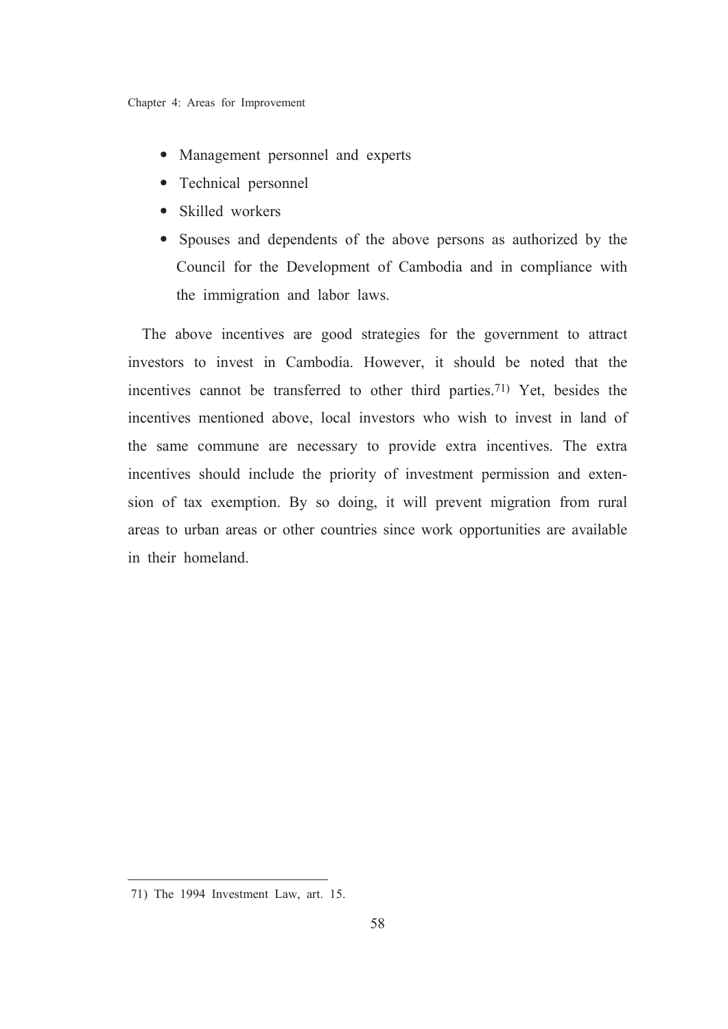- Management personnel and experts
- Technical personnel
- Skilled workers
- Spouses and dependents of the above persons as authorized by the Council for the Development of Cambodia and in compliance with the immigration and labor laws.

The above incentives are good strategies for the government to attract investors to invest in Cambodia. However, it should be noted that the incentives cannot be transferred to other third parties.[71] Yet, besides the incentives mentioned above, local investors who wish to invest in land of the same commune are necessary to provide extra incentives. The extra incentives should include the priority of investment permission and extension of tax exemption. By so doing, it will prevent migration from rural areas to urban areas or other countries since work opportunities are available in their homeland.

---

71) The 1994 Investment Law, art. 15.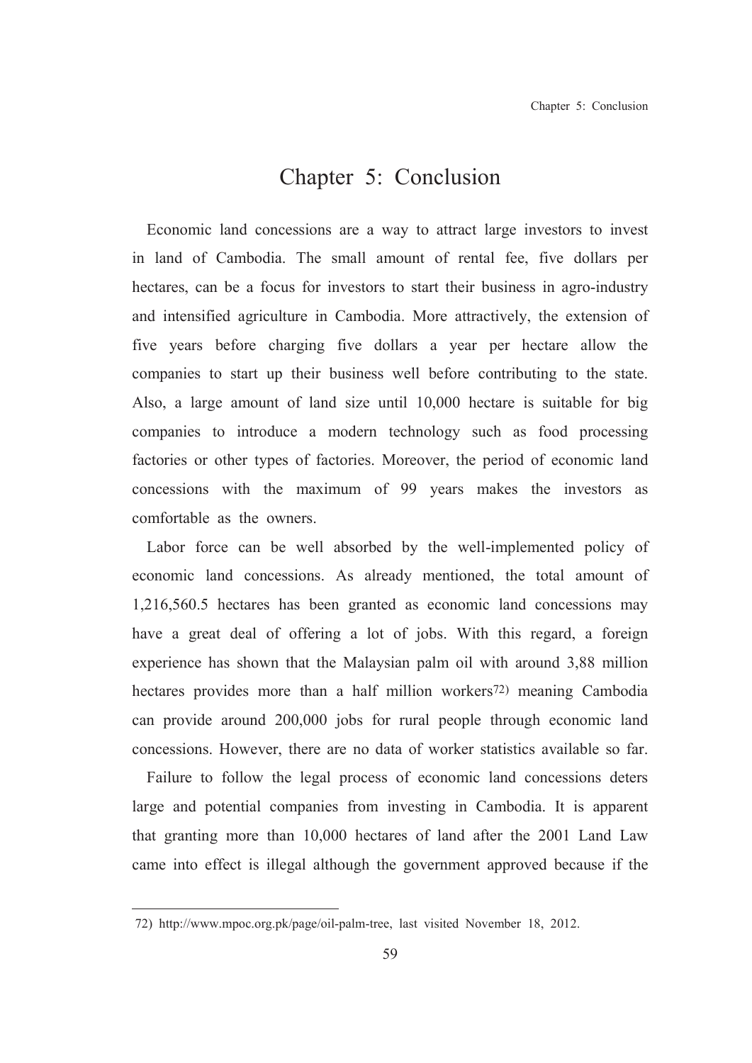# Chapter 5: Conclusion

Economic land concessions are a way to attract large investors to invest in land of Cambodia. The small amount of rental fee, five dollars per hectares, can be a focus for investors to start their business in agro-industry and intensified agriculture in Cambodia. More attractively, the extension of five years before charging five dollars a year per hectare allow the companies to start up their business well before contributing to the state. Also, a large amount of land size until 10,000 hectare is suitable for big companies to introduce a modern technology such as food processing factories or other types of factories. Moreover, the period of economic land concessions with the maximum of 99 years makes the investors as comfortable as the owners.

Labor force can be well absorbed by the well-implemented policy of economic land concessions. As already mentioned, the total amount of 1,216,560.5 hectares has been granted as economic land concessions may have a great deal of offering a lot of jobs. With this regard, a foreign experience has shown that the Malaysian palm oil with around 3,88 million hectares provides more than a half million workers[72] meaning Cambodia can provide around 200,000 jobs for rural people through economic land concessions. However, there are no data of worker statistics available so far.

Failure to follow the legal process of economic land concessions deters large and potential companies from investing in Cambodia. It is apparent that granting more than 10,000 hectares of land after the 2001 Land Law came into effect is illegal although the government approved because if the

---

72) http://www.mpoc.org.pk/page/oil-palm-tree, last visited November 18, 2012.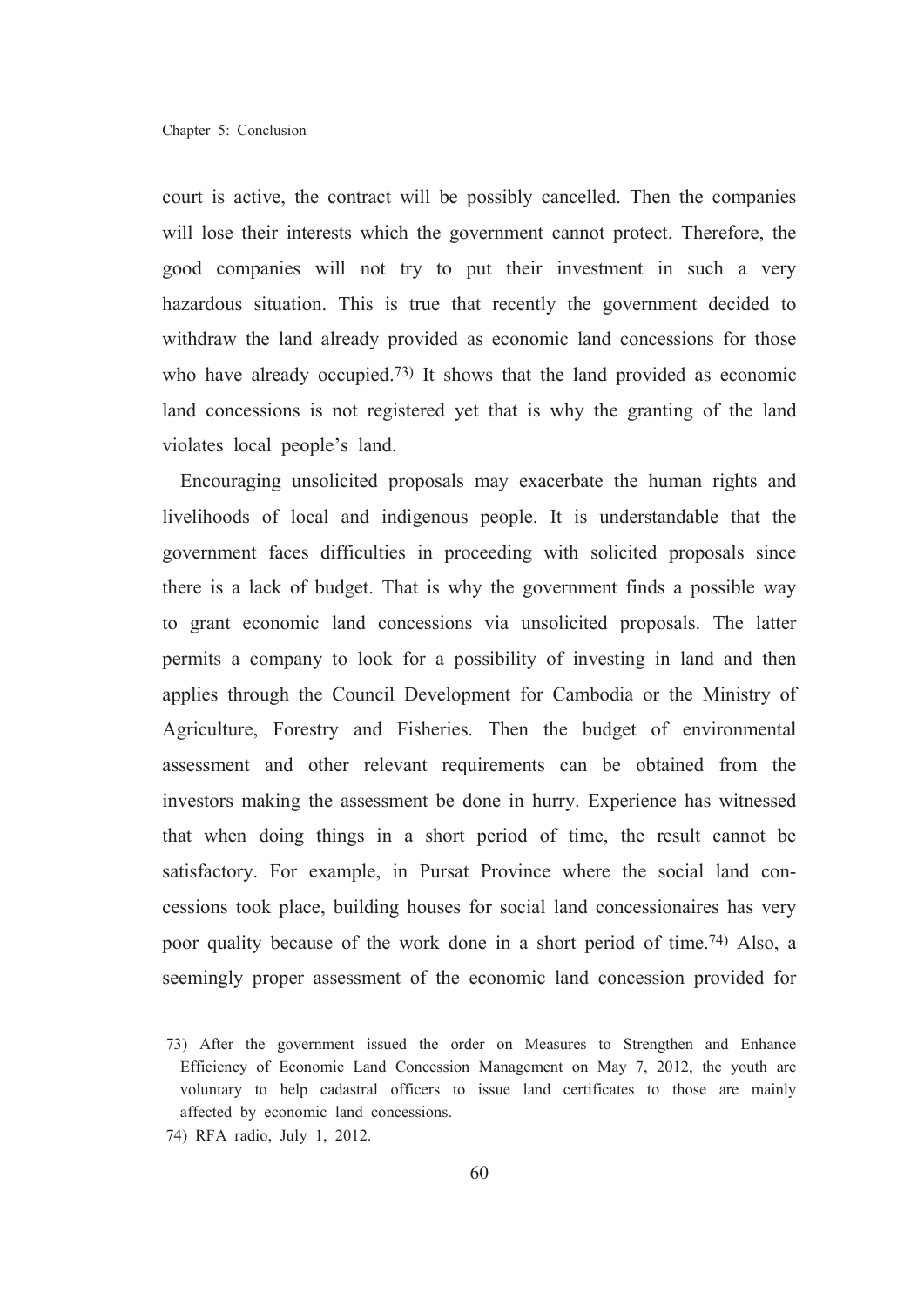court is active, the contract will be possibly cancelled. Then the companies will lose their interests which the government cannot protect. Therefore, the good companies will not try to put their investment in such a very hazardous situation. This is true that recently the government decided to withdraw the land already provided as economic land concessions for those who have already occupied.[73] It shows that the land provided as economic land concessions is not registered yet that is why the granting of the land violates local people's land.

Encouraging unsolicited proposals may exacerbate the human rights and livelihoods of local and indigenous people. It is understandable that the government faces difficulties in proceeding with solicited proposals since there is a lack of budget. That is why the government finds a possible way to grant economic land concessions via unsolicited proposals. The latter permits a company to look for a possibility of investing in land and then applies through the Council Development for Cambodia or the Ministry of Agriculture, Forestry and Fisheries. Then the budget of environmental assessment and other relevant requirements can be obtained from the investors making the assessment be done in hurry. Experience has witnessed that when doing things in a short period of time, the result cannot be satisfactory. For example, in Pursat Province where the social land concessions took place, building houses for social land concessionaires has very poor quality because of the work done in a short period of time.[74] Also, a seemingly proper assessment of the economic land concession provided for

---

73) After the government issued the order on Measures to Strengthen and Enhance Efficiency of Economic Land Concession Management on May 7, 2012, the youth are voluntary to help cadastral officers to issue land certificates to those are mainly affected by economic land concessions.

74) RFA radio, July 1, 2012.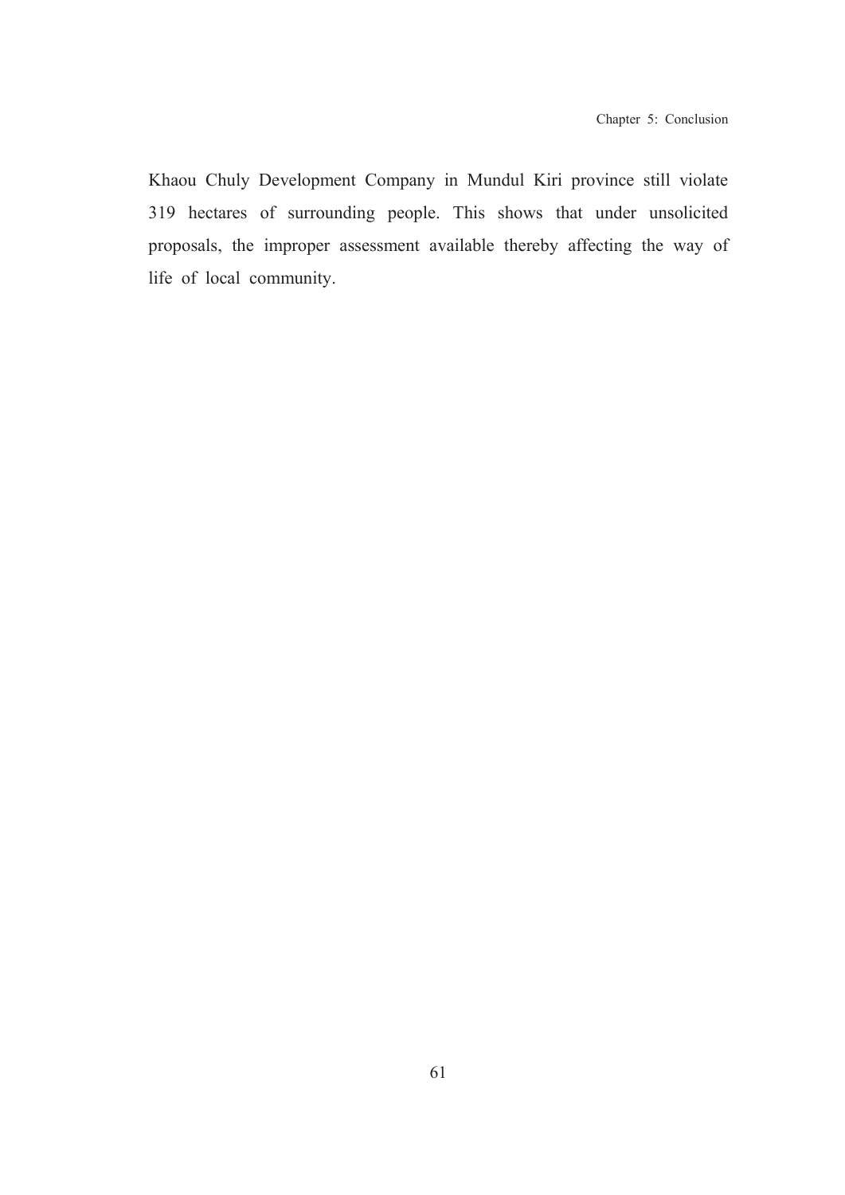Khaou Chuly Development Company in Mundul Kiri province still violate 319 hectares of surrounding people. This shows that under unsolicited proposals, the improper assessment available thereby affecting the way of life of local community.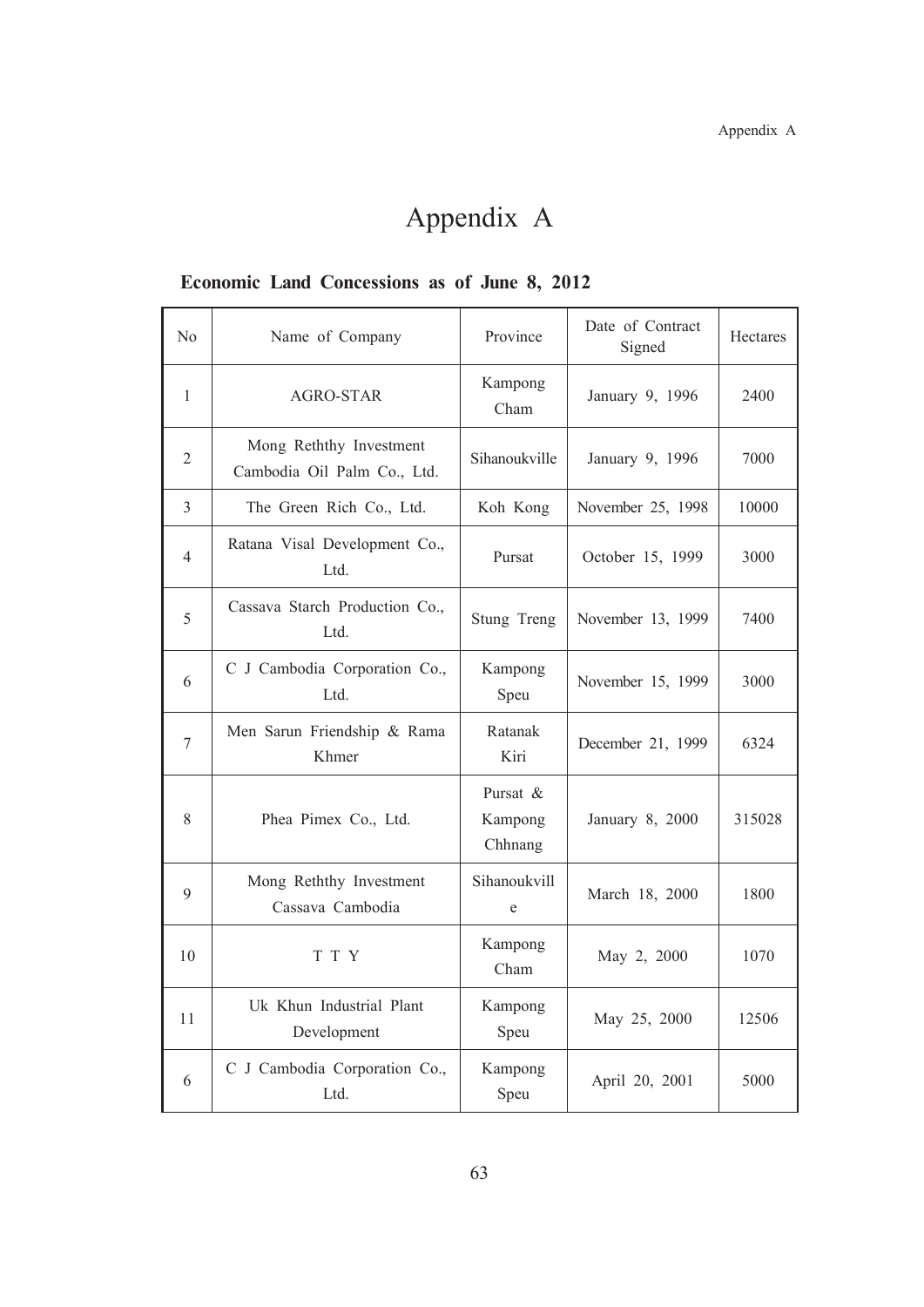# Appendix A

**Economic Land Concessions as of June 8, 2012**

| No | Name of Company | Province | Date of Contract Signed | Hectares |
|---|---|---|---|---|
| 1 | AGRO-STAR | Kampong Cham | January 9, 1996 | 2400 |
| 2 | Mong Reththy Investment Cambodia Oil Palm Co., Ltd. | Sihanoukville | January 9, 1996 | 7000 |
| 3 | The Green Rich Co., Ltd. | Koh Kong | November 25, 1998 | 10000 |
| 4 | Ratana Visal Development Co., Ltd. | Pursat | October 15, 1999 | 3000 |
| 5 | Cassava Starch Production Co., Ltd. | Stung Treng | November 13, 1999 | 7400 |
| 6 | C J Cambodia Corporation Co., Ltd. | Kampong Speu | November 15, 1999 | 3000 |
| 7 | Men Sarun Friendship & Rama Khmer | Ratanak Kiri | December 21, 1999 | 6324 |
| 8 | Phea Pimex Co., Ltd. | Pursat & Kampong Chhnang | January 8, 2000 | 315028 |
| 9 | Mong Reththy Investment Cassava Cambodia | Sihanoukville | March 18, 2000 | 1800 |
| 10 | T T Y | Kampong Cham | May 2, 2000 | 1070 |
| 11 | Uk Khun Industrial Plant Development | Kampong Speu | May 25, 2000 | 12506 |
| 6 | C J Cambodia Corporation Co., Ltd. | Kampong Speu | April 20, 2001 | 5000 |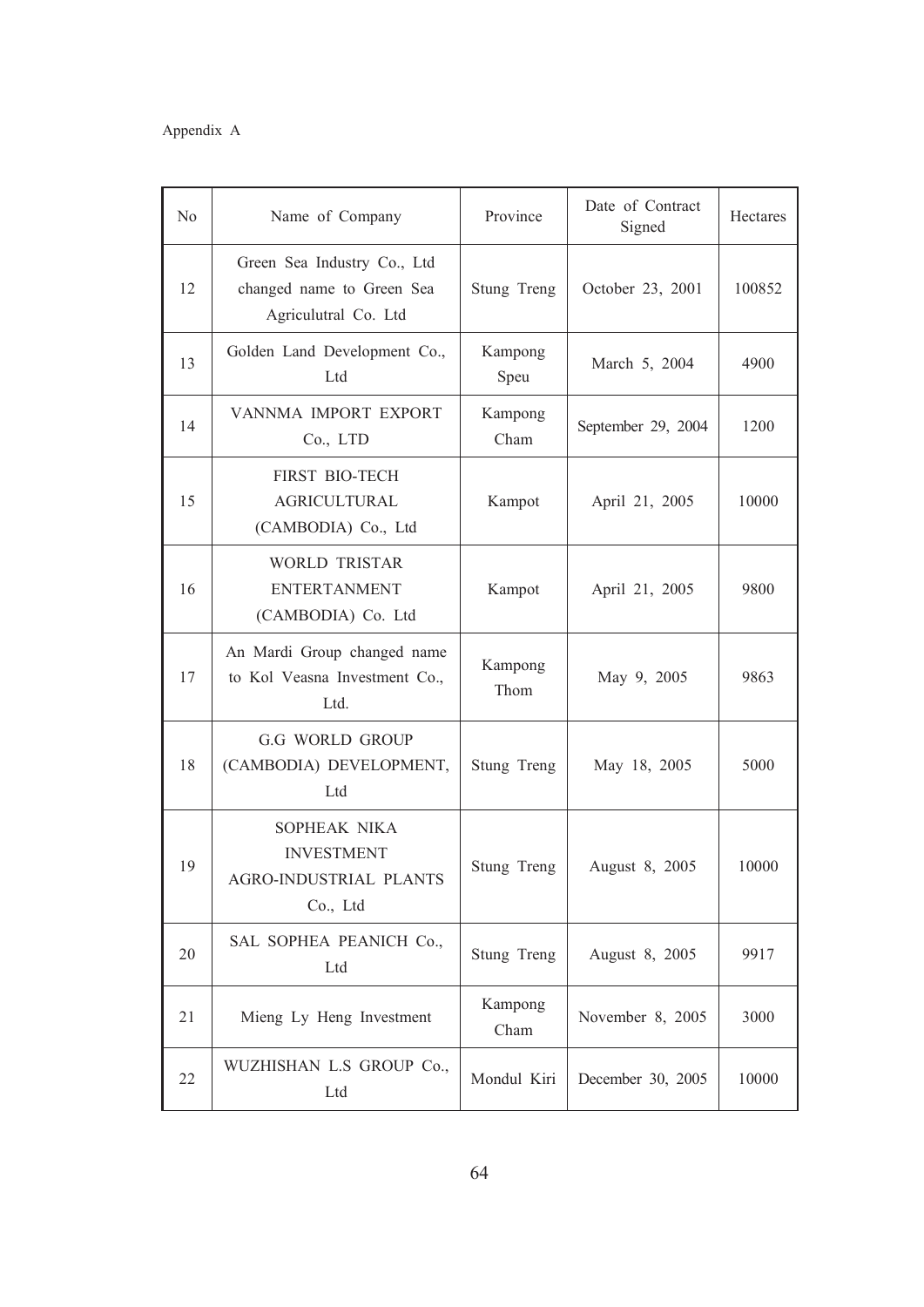Appendix A

| No | Name of Company | Province | Date of Contract Signed | Hectares |
|---|---|---|---|---|
| 12 | Green Sea Industry Co., Ltd changed name to Green Sea Agricultural Co. Ltd | Stung Treng | October 23, 2001 | 100852 |
| 13 | Golden Land Development Co., Ltd | Kampong Speu | March 5, 2004 | 4900 |
| 14 | VANNMA IMPORT EXPORT Co., LTD | Kampong Cham | September 29, 2004 | 1200 |
| 15 | FIRST BIO-TECH AGRICULTURAL (CAMBODIA) Co., Ltd | Kampot | April 21, 2005 | 10000 |
| 16 | WORLD TRISTAR ENTERTANMENT (CAMBODIA) Co. Ltd | Kampot | April 21, 2005 | 9800 |
| 17 | An Mardi Group changed name to Kol Veasna Investment Co., Ltd. | Kampong Thom | May 9, 2005 | 9863 |
| 18 | G.G WORLD GROUP (CAMBODIA) DEVELOPMENT, Ltd | Stung Treng | May 18, 2005 | 5000 |
| 19 | SOPHEAK NIKA INVESTMENT AGRO-INDUSTRIAL PLANTS Co., Ltd | Stung Treng | August 8, 2005 | 10000 |
| 20 | SAL SOPHEA PEANICH Co., Ltd | Stung Treng | August 8, 2005 | 9917 |
| 21 | Mieng Ly Heng Investment | Kampong Cham | November 8, 2005 | 3000 |
| 22 | WUZHISHAN L.S GROUP Co., Ltd | Mondul Kiri | December 30, 2005 | 10000 |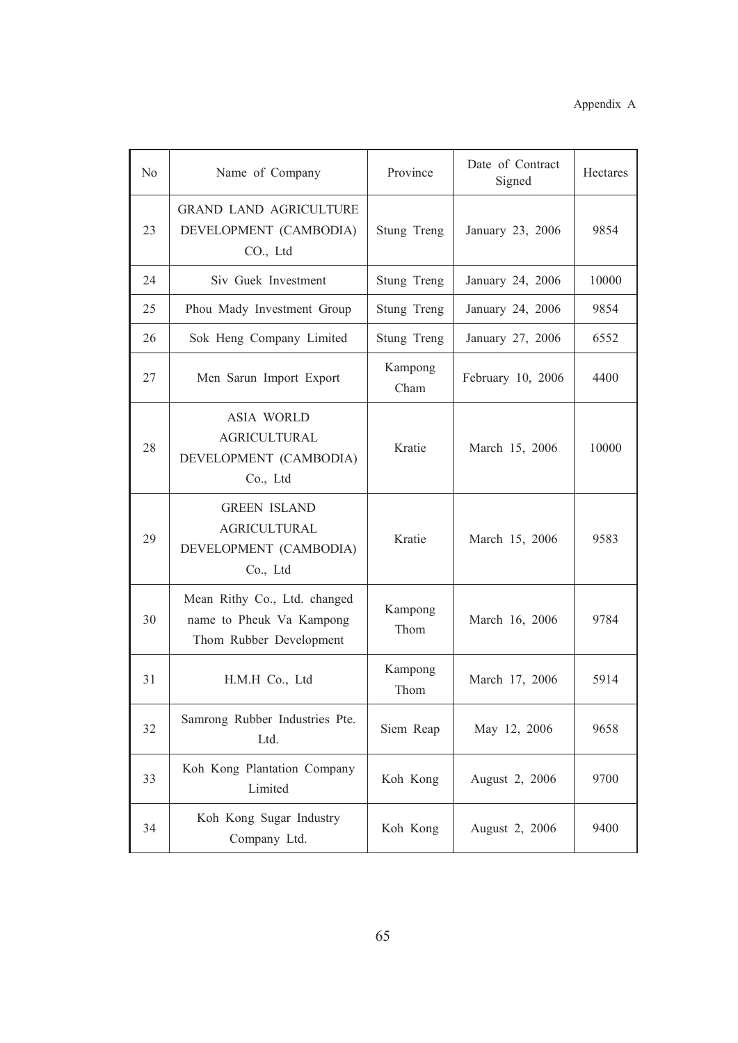| No | Name of Company | Province | Date of Contract Signed | Hectares |
|---|---|---|---|---|
| 23 | GRAND LAND AGRICULTURE DEVELOPMENT (CAMBODIA) CO., Ltd | Stung Treng | January 23, 2006 | 9854 |
| 24 | Siv Guek Investment | Stung Treng | January 24, 2006 | 10000 |
| 25 | Phou Mady Investment Group | Stung Treng | January 24, 2006 | 9854 |
| 26 | Sok Heng Company Limited | Stung Treng | January 27, 2006 | 6552 |
| 27 | Men Sarun Import Export | Kampong Cham | February 10, 2006 | 4400 |
| 28 | ASIA WORLD AGRICULTURAL DEVELOPMENT (CAMBODIA) Co., Ltd | Kratie | March 15, 2006 | 10000 |
| 29 | GREEN ISLAND AGRICULTURAL DEVELOPMENT (CAMBODIA) Co., Ltd | Kratie | March 15, 2006 | 9583 |
| 30 | Mean Rithy Co., Ltd. changed name to Pheuk Va Kampong Thom Rubber Development | Kampong Thom | March 16, 2006 | 9784 |
| 31 | H.M.H Co., Ltd | Kampong Thom | March 17, 2006 | 5914 |
| 32 | Samrong Rubber Industries Pte. Ltd. | Siem Reap | May 12, 2006 | 9658 |
| 33 | Koh Kong Plantation Company Limited | Koh Kong | August 2, 2006 | 9700 |
| 34 | Koh Kong Sugar Industry Company Ltd. | Koh Kong | August 2, 2006 | 9400 |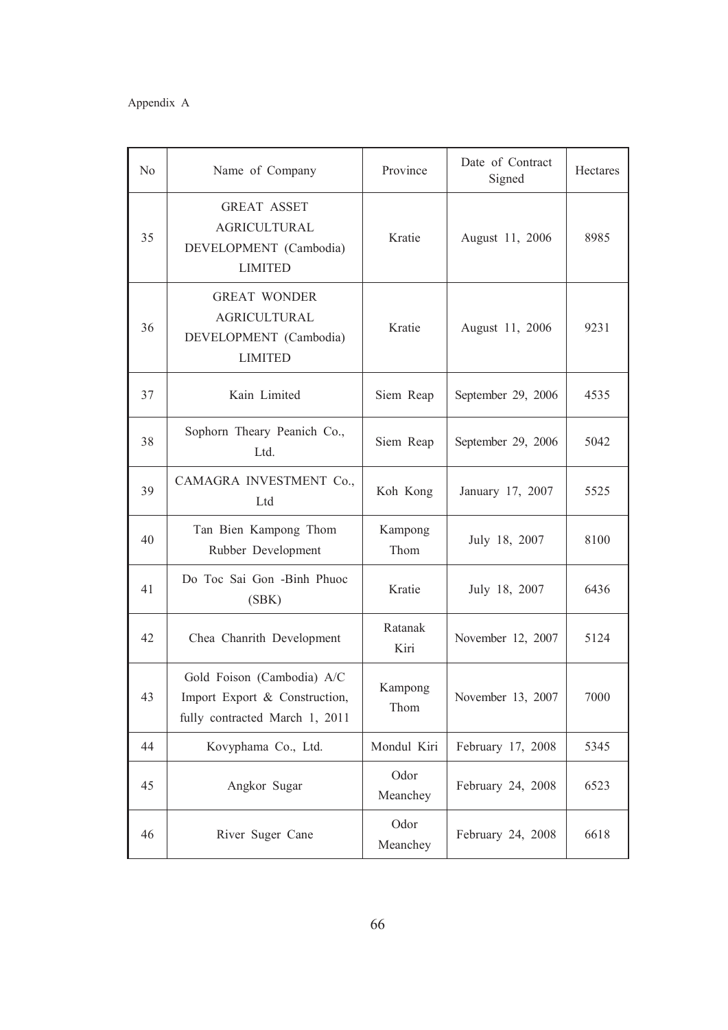Appendix A

| No | Name of Company | Province | Date of Contract Signed | Hectares |
|---|---|---|---|---|
| 35 | GREAT ASSET AGRICULTURAL DEVELOPMENT (Cambodia) LIMITED | Kratie | August 11, 2006 | 8985 |
| 36 | GREAT WONDER AGRICULTURAL DEVELOPMENT (Cambodia) LIMITED | Kratie | August 11, 2006 | 9231 |
| 37 | Kain Limited | Siem Reap | September 29, 2006 | 4535 |
| 38 | Sophorn Theary Peanich Co., Ltd. | Siem Reap | September 29, 2006 | 5042 |
| 39 | CAMAGRA INVESTMENT Co., Ltd | Koh Kong | January 17, 2007 | 5525 |
| 40 | Tan Bien Kampong Thom Rubber Development | Kampong Thom | July 18, 2007 | 8100 |
| 41 | Do Toc Sai Gon -Binh Phuoc (SBK) | Kratie | July 18, 2007 | 6436 |
| 42 | Chea Chanrith Development | Ratanak Kiri | November 12, 2007 | 5124 |
| 43 | Gold Foison (Cambodia) A/C Import Export & Construction, fully contracted March 1, 2011 | Kampong Thom | November 13, 2007 | 7000 |
| 44 | Kovyphama Co., Ltd. | Mondul Kiri | February 17, 2008 | 5345 |
| 45 | Angkor Sugar | Odor Meanchey | February 24, 2008 | 6523 |
| 46 | River Suger Cane | Odor Meanchey | February 24, 2008 | 6618 |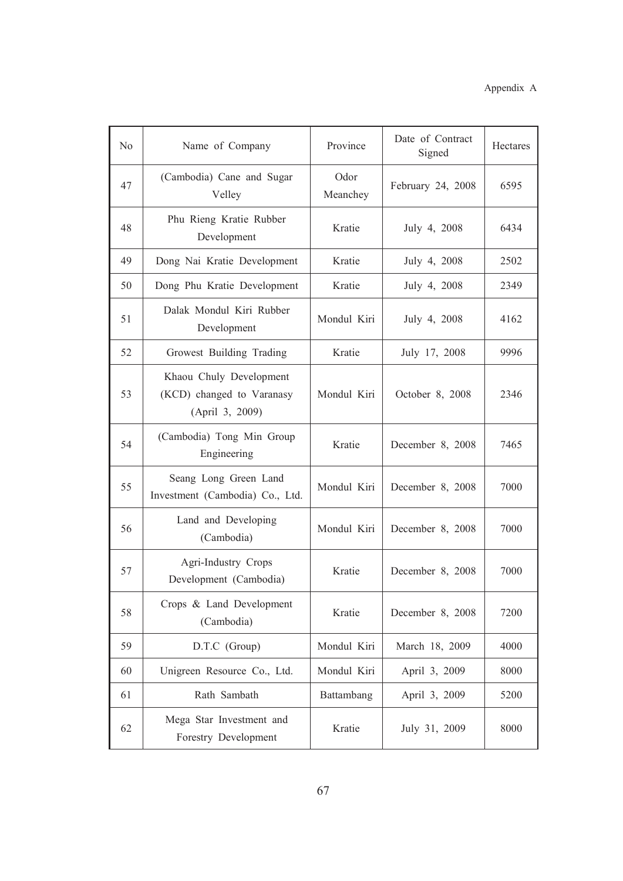| No | Name of Company | Province | Date of Contract Signed | Hectares |
|---|---|---|---|---|
| 47 | (Cambodia) Cane and Sugar Velley | Odor Meanchey | February 24, 2008 | 6595 |
| 48 | Phu Rieng Kratie Rubber Development | Kratie | July 4, 2008 | 6434 |
| 49 | Dong Nai Kratie Development | Kratie | July 4, 2008 | 2502 |
| 50 | Dong Phu Kratie Development | Kratie | July 4, 2008 | 2349 |
| 51 | Dalak Mondul Kiri Rubber Development | Mondul Kiri | July 4, 2008 | 4162 |
| 52 | Growest Building Trading | Kratie | July 17, 2008 | 9996 |
| 53 | Khaou Chuly Development (KCD) changed to Varanasy (April 3, 2009) | Mondul Kiri | October 8, 2008 | 2346 |
| 54 | (Cambodia) Tong Min Group Engineering | Kratie | December 8, 2008 | 7465 |
| 55 | Seang Long Green Land Investment (Cambodia) Co., Ltd. | Mondul Kiri | December 8, 2008 | 7000 |
| 56 | Land and Developing (Cambodia) | Mondul Kiri | December 8, 2008 | 7000 |
| 57 | Agri-Industry Crops Development (Cambodia) | Kratie | December 8, 2008 | 7000 |
| 58 | Crops & Land Development (Cambodia) | Kratie | December 8, 2008 | 7200 |
| 59 | D.T.C (Group) | Mondul Kiri | March 18, 2009 | 4000 |
| 60 | Unigreen Resource Co., Ltd. | Mondul Kiri | April 3, 2009 | 8000 |
| 61 | Rath Sambath | Battambang | April 3, 2009 | 5200 |
| 62 | Mega Star Investment and Forestry Development | Kratie | July 31, 2009 | 8000 |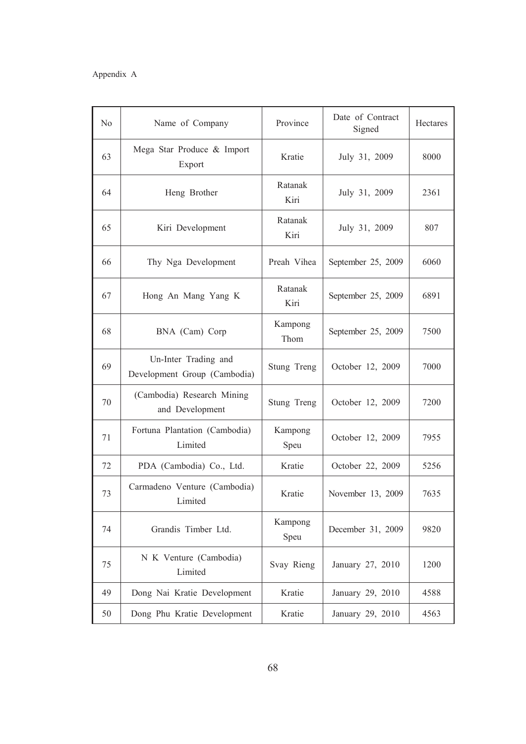Appendix A

| No | Name of Company | Province | Date of Contract Signed | Hectares |
|---|---|---|---|---|
| 63 | Mega Star Produce & Import Export | Kratie | July 31, 2009 | 8000 |
| 64 | Heng Brother | Ratanak Kiri | July 31, 2009 | 2361 |
| 65 | Kiri Development | Ratanak Kiri | July 31, 2009 | 807 |
| 66 | Thy Nga Development | Preah Vihea | September 25, 2009 | 6060 |
| 67 | Hong An Mang Yang K | Ratanak Kiri | September 25, 2009 | 6891 |
| 68 | BNA (Cam) Corp | Kampong Thom | September 25, 2009 | 7500 |
| 69 | Un-Inter Trading and Development Group (Cambodia) | Stung Treng | October 12, 2009 | 7000 |
| 70 | (Cambodia) Research Mining and Development | Stung Treng | October 12, 2009 | 7200 |
| 71 | Fortuna Plantation (Cambodia) Limited | Kampong Speu | October 12, 2009 | 7955 |
| 72 | PDA (Cambodia) Co., Ltd. | Kratie | October 22, 2009 | 5256 |
| 73 | Carmadeno Venture (Cambodia) Limited | Kratie | November 13, 2009 | 7635 |
| 74 | Grandis Timber Ltd. | Kampong Speu | December 31, 2009 | 9820 |
| 75 | N K Venture (Cambodia) Limited | Svay Rieng | January 27, 2010 | 1200 |
| 49 | Dong Nai Kratie Development | Kratie | January 29, 2010 | 4588 |
| 50 | Dong Phu Kratie Development | Kratie | January 29, 2010 | 4563 |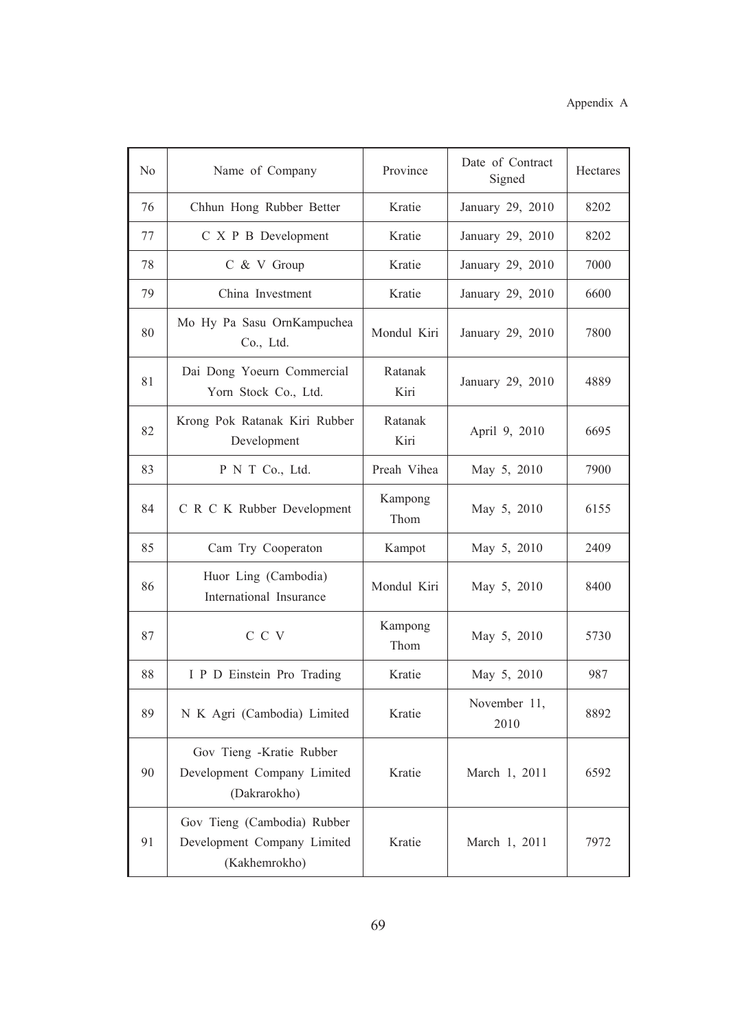| No | Name of Company | Province | Date of Contract Signed | Hectares |
|---|---|---|---|---|
| 76 | Chhun Hong Rubber Better | Kratie | January 29, 2010 | 8202 |
| 77 | C X P B Development | Kratie | January 29, 2010 | 8202 |
| 78 | C & V Group | Kratie | January 29, 2010 | 7000 |
| 79 | China Investment | Kratie | January 29, 2010 | 6600 |
| 80 | Mo Hy Pa Sasu OrnKampuchea Co., Ltd. | Mondul Kiri | January 29, 2010 | 7800 |
| 81 | Dai Dong Yoeurn Commercial Yorn Stock Co., Ltd. | Ratanak Kiri | January 29, 2010 | 4889 |
| 82 | Krong Pok Ratanak Kiri Rubber Development | Ratanak Kiri | April 9, 2010 | 6695 |
| 83 | P N T Co., Ltd. | Preah Vihea | May 5, 2010 | 7900 |
| 84 | C R C K Rubber Development | Kampong Thom | May 5, 2010 | 6155 |
| 85 | Cam Try Cooperaton | Kampot | May 5, 2010 | 2409 |
| 86 | Huor Ling (Cambodia) International Insurance | Mondul Kiri | May 5, 2010 | 8400 |
| 87 | C C V | Kampong Thom | May 5, 2010 | 5730 |
| 88 | I P D Einstein Pro Trading | Kratie | May 5, 2010 | 987 |
| 89 | N K Agri (Cambodia) Limited | Kratie | November 11, 2010 | 8892 |
| 90 | Gov Tieng -Kratie Rubber Development Company Limited (Dakrarokho) | Kratie | March 1, 2011 | 6592 |
| 91 | Gov Tieng (Cambodia) Rubber Development Company Limited (Kakhemrokho) | Kratie | March 1, 2011 | 7972 |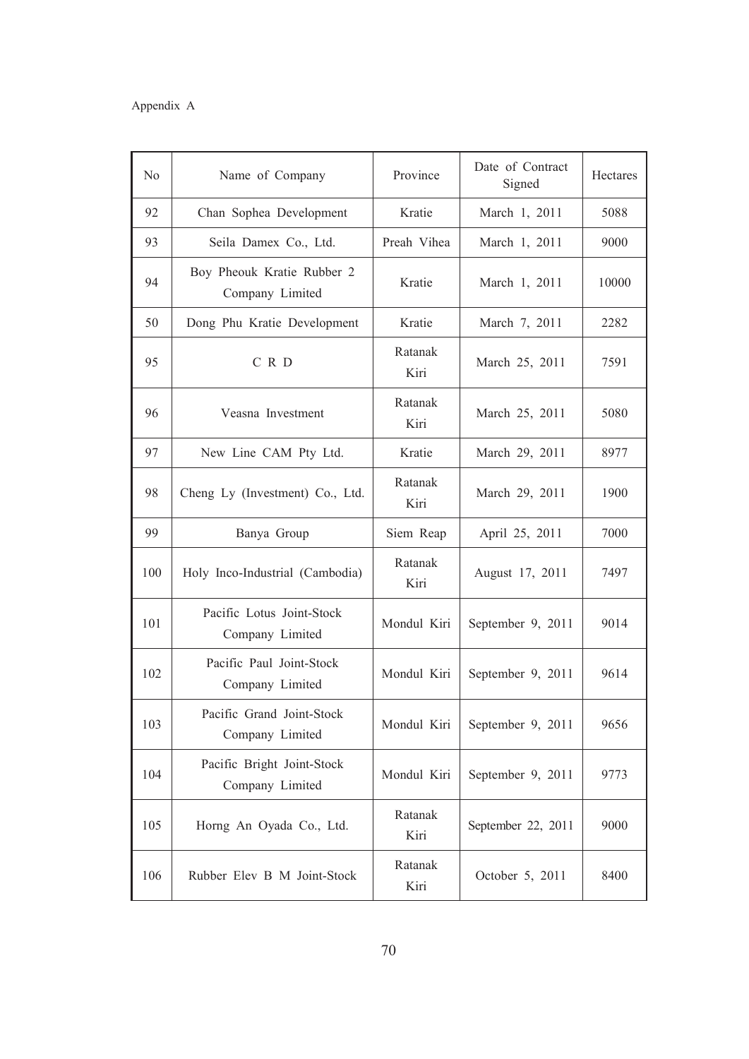Appendix A

| No | Name of Company | Province | Date of Contract Signed | Hectares |
|---|---|---|---|---|
| 92 | Chan Sophea Development | Kratie | March 1, 2011 | 5088 |
| 93 | Seila Damex Co., Ltd. | Preah Vihea | March 1, 2011 | 9000 |
| 94 | Boy Pheouk Kratie Rubber 2 Company Limited | Kratie | March 1, 2011 | 10000 |
| 50 | Dong Phu Kratie Development | Kratie | March 7, 2011 | 2282 |
| 95 | C R D | Ratanak Kiri | March 25, 2011 | 7591 |
| 96 | Veasna Investment | Ratanak Kiri | March 25, 2011 | 5080 |
| 97 | New Line CAM Pty Ltd. | Kratie | March 29, 2011 | 8977 |
| 98 | Cheng Ly (Investment) Co., Ltd. | Ratanak Kiri | March 29, 2011 | 1900 |
| 99 | Banya Group | Siem Reap | April 25, 2011 | 7000 |
| 100 | Holy Inco-Industrial (Cambodia) | Ratanak Kiri | August 17, 2011 | 7497 |
| 101 | Pacific Lotus Joint-Stock Company Limited | Mondul Kiri | September 9, 2011 | 9014 |
| 102 | Pacific Paul Joint-Stock Company Limited | Mondul Kiri | September 9, 2011 | 9614 |
| 103 | Pacific Grand Joint-Stock Company Limited | Mondul Kiri | September 9, 2011 | 9656 |
| 104 | Pacific Bright Joint-Stock Company Limited | Mondul Kiri | September 9, 2011 | 9773 |
| 105 | Horng An Oyada Co., Ltd. | Ratanak Kiri | September 22, 2011 | 9000 |
| 106 | Rubber Elev B M Joint-Stock | Ratanak Kiri | October 5, 2011 | 8400 |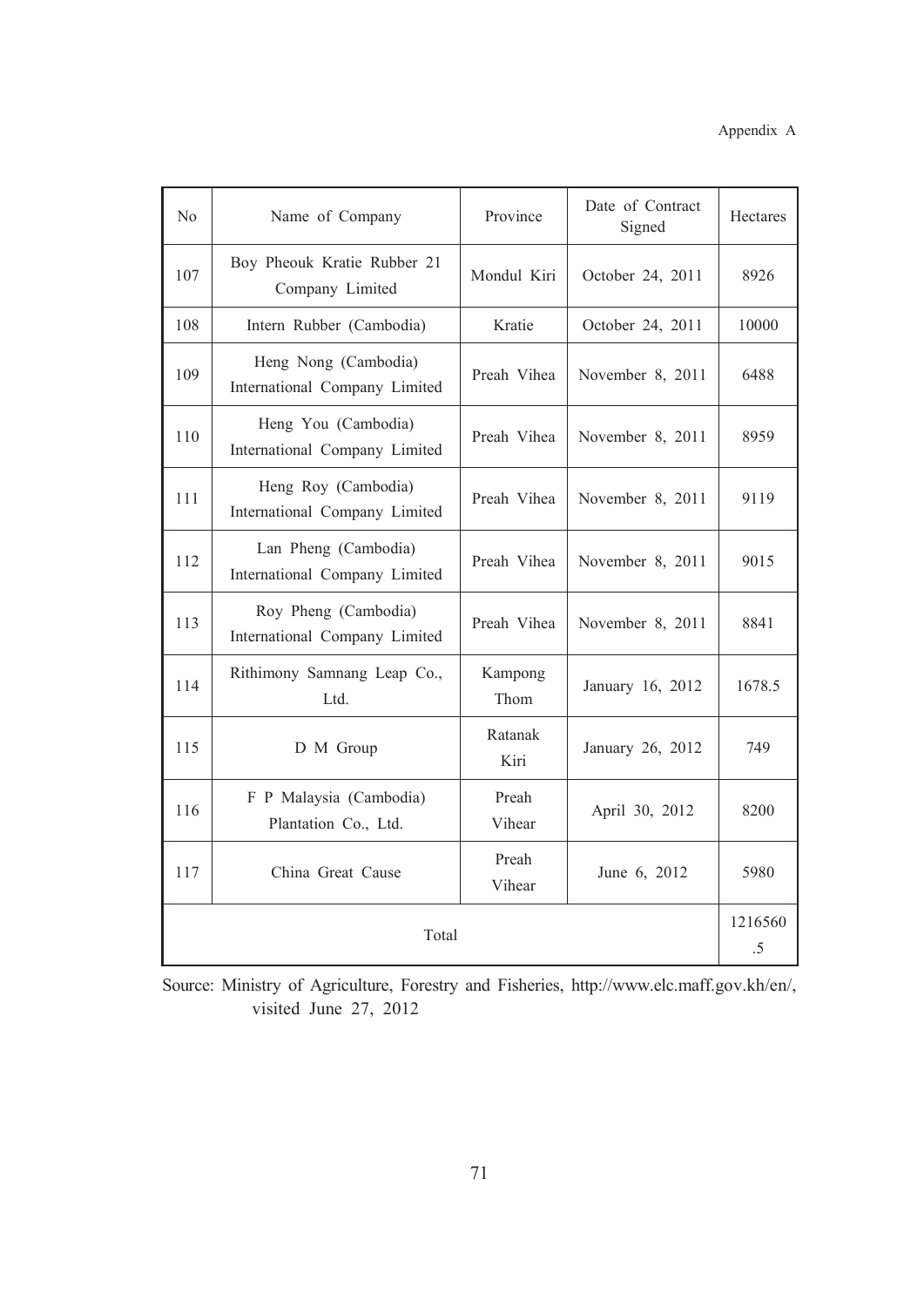| No | Name of Company | Province | Date of Contract Signed | Hectares |
|---|---|---|---|---|
| 107 | Boy Pheouk Kratie Rubber 21 Company Limited | Mondul Kiri | October 24, 2011 | 8926 |
| 108 | Intern Rubber (Cambodia) | Kratie | October 24, 2011 | 10000 |
| 109 | Heng Nong (Cambodia) International Company Limited | Preah Vihea | November 8, 2011 | 6488 |
| 110 | Heng You (Cambodia) International Company Limited | Preah Vihea | November 8, 2011 | 8959 |
| 111 | Heng Roy (Cambodia) International Company Limited | Preah Vihea | November 8, 2011 | 9119 |
| 112 | Lan Pheng (Cambodia) International Company Limited | Preah Vihea | November 8, 2011 | 9015 |
| 113 | Roy Pheng (Cambodia) International Company Limited | Preah Vihea | November 8, 2011 | 8841 |
| 114 | Rithimony Samnang Leap Co., Ltd. | Kampong Thom | January 16, 2012 | 1678.5 |
| 115 | D M Group | Ratanak Kiri | January 26, 2012 | 749 |
| 116 | F P Malaysia (Cambodia) Plantation Co., Ltd. | Preah Vihear | April 30, 2012 | 8200 |
| 117 | China Great Cause | Preah Vihear | June 6, 2012 | 5980 |
| Total | | | | 1216560.5 |

Source: Ministry of Agriculture, Forestry and Fisheries, http://www.elc.maff.gov.kh/en/, visited June 27, 2012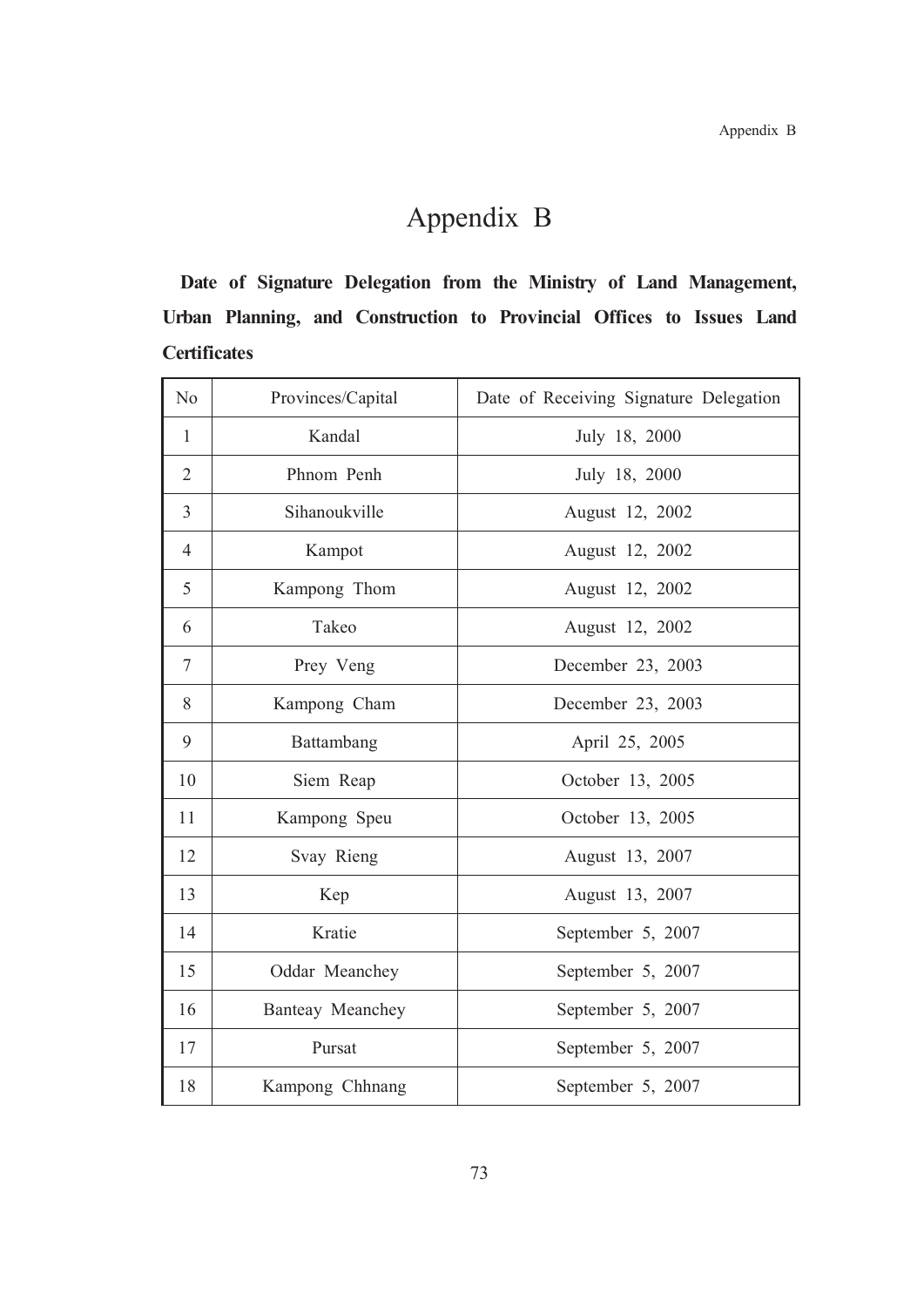# Appendix B

**Date of Signature Delegation from the Ministry of Land Management, Urban Planning, and Construction to Provincial Offices to Issues Land Certificates**

| No | Provinces/Capital | Date of Receiving Signature Delegation |
|---|---|---|
| 1 | Kandal | July 18, 2000 |
| 2 | Phnom Penh | July 18, 2000 |
| 3 | Sihanoukville | August 12, 2002 |
| 4 | Kampot | August 12, 2002 |
| 5 | Kampong Thom | August 12, 2002 |
| 6 | Takeo | August 12, 2002 |
| 7 | Prey Veng | December 23, 2003 |
| 8 | Kampong Cham | December 23, 2003 |
| 9 | Battambang | April 25, 2005 |
| 10 | Siem Reap | October 13, 2005 |
| 11 | Kampong Speu | October 13, 2005 |
| 12 | Svay Rieng | August 13, 2007 |
| 13 | Kep | August 13, 2007 |
| 14 | Kratie | September 5, 2007 |
| 15 | Oddar Meanchey | September 5, 2007 |
| 16 | Banteay Meanchey | September 5, 2007 |
| 17 | Pursat | September 5, 2007 |
| 18 | Kampong Chhnang | September 5, 2007 |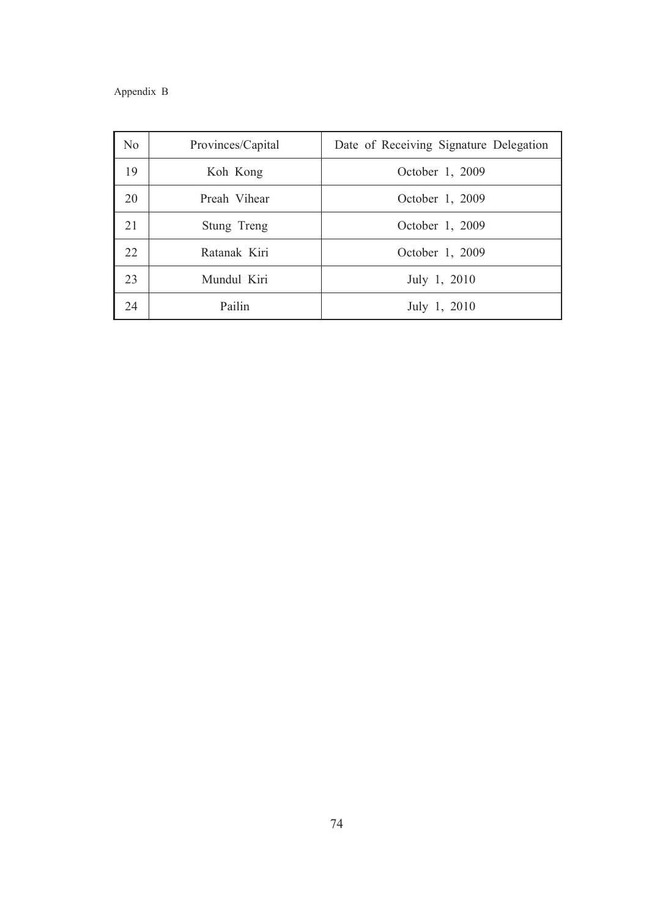Appendix B

| No | Provinces/Capital | Date of Receiving Signature Delegation |
|---|---|---|
| 19 | Koh Kong | October 1, 2009 |
| 20 | Preah Vihear | October 1, 2009 |
| 21 | Stung Treng | October 1, 2009 |
| 22 | Ratanak Kiri | October 1, 2009 |
| 23 | Mundul Kiri | July 1, 2010 |
| 24 | Pailin | July 1, 2010 |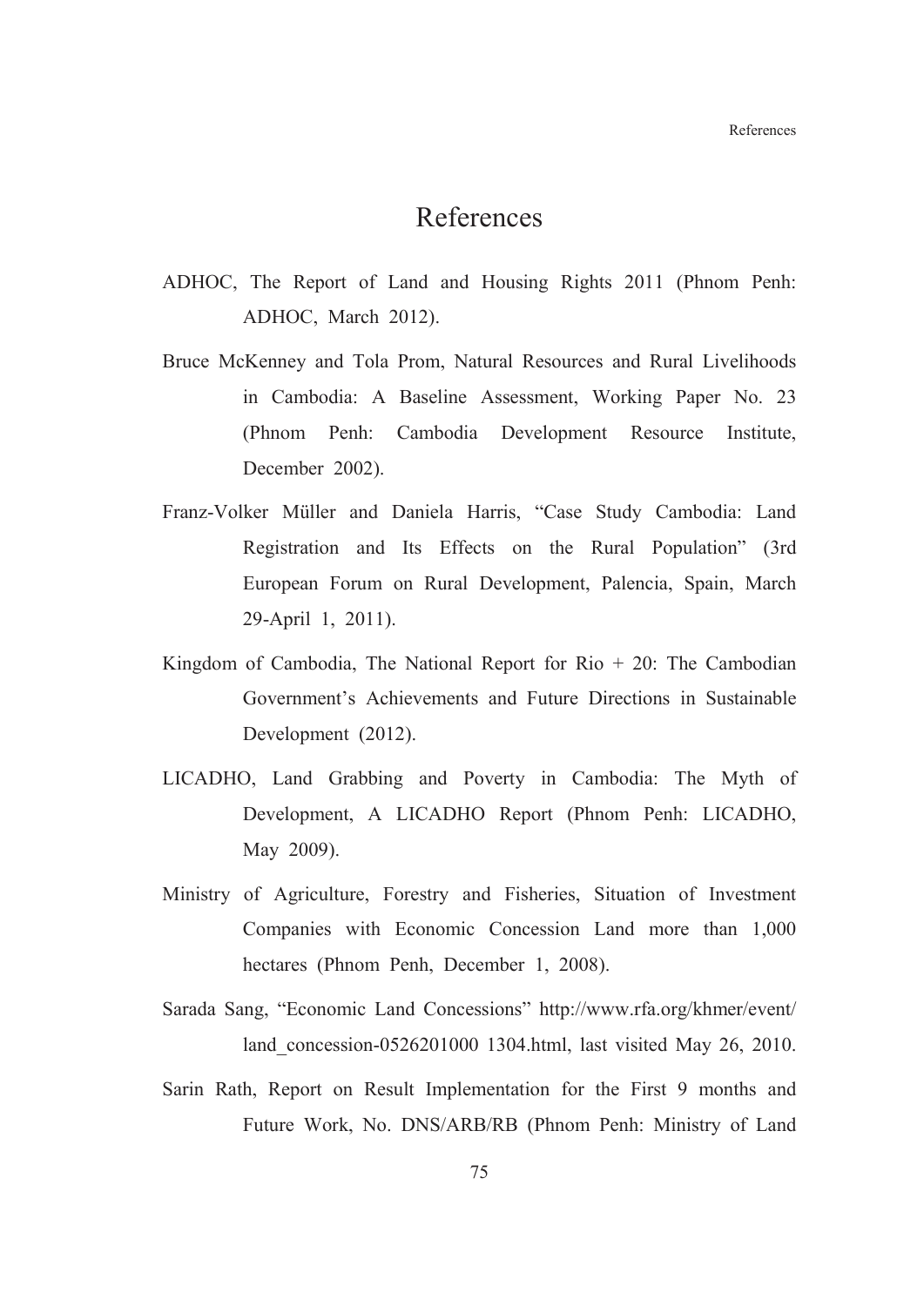# References

ADHOC, The Report of Land and Housing Rights 2011 (Phnom Penh: ADHOC, March 2012).

Bruce McKenney and Tola Prom, Natural Resources and Rural Livelihoods in Cambodia: A Baseline Assessment, Working Paper No. 23 (Phnom Penh: Cambodia Development Resource Institute, December 2002).

Franz-Volker Müller and Daniela Harris, "Case Study Cambodia: Land Registration and Its Effects on the Rural Population" (3rd European Forum on Rural Development, Palencia, Spain, March 29-April 1, 2011).

Kingdom of Cambodia, The National Report for Rio + 20: The Cambodian Government's Achievements and Future Directions in Sustainable Development (2012).

LICADHO, Land Grabbing and Poverty in Cambodia: The Myth of Development, A LICADHO Report (Phnom Penh: LICADHO, May 2009).

Ministry of Agriculture, Forestry and Fisheries, Situation of Investment Companies with Economic Concession Land more than 1,000 hectares (Phnom Penh, December 1, 2008).

Sarada Sang, "Economic Land Concessions" http://www.rfa.org/khmer/event/land_concession-0526201000 1304.html, last visited May 26, 2010.

Sarin Rath, Report on Result Implementation for the First 9 months and Future Work, No. DNS/ARB/RB (Phnom Penh: Ministry of Land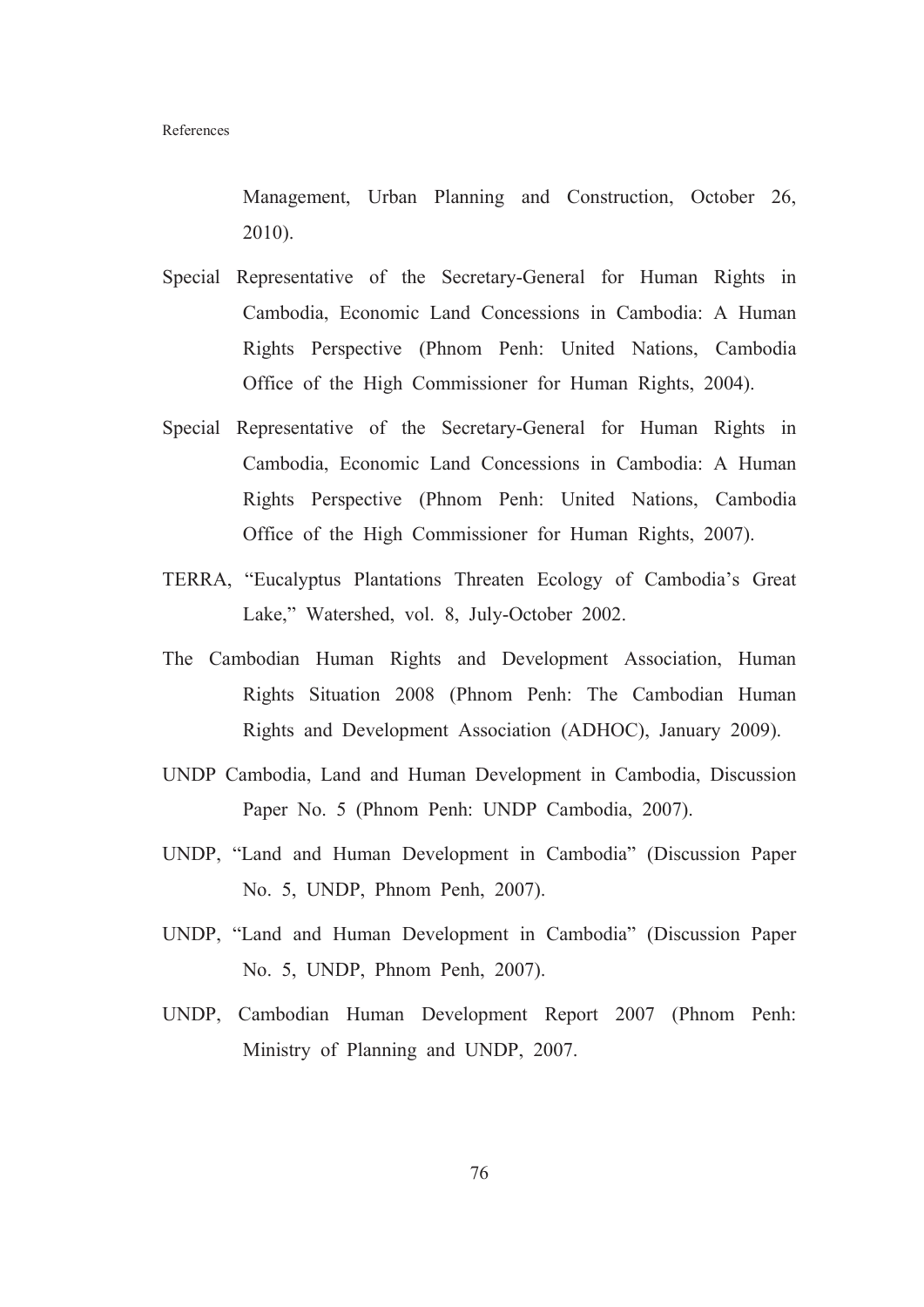Management, Urban Planning and Construction, October 26, 2010).

Special Representative of the Secretary-General for Human Rights in Cambodia, Economic Land Concessions in Cambodia: A Human Rights Perspective (Phnom Penh: United Nations, Cambodia Office of the High Commissioner for Human Rights, 2004).

Special Representative of the Secretary-General for Human Rights in Cambodia, Economic Land Concessions in Cambodia: A Human Rights Perspective (Phnom Penh: United Nations, Cambodia Office of the High Commissioner for Human Rights, 2007).

TERRA, "Eucalyptus Plantations Threaten Ecology of Cambodia's Great Lake," Watershed, vol. 8, July-October 2002.

The Cambodian Human Rights and Development Association, Human Rights Situation 2008 (Phnom Penh: The Cambodian Human Rights and Development Association (ADHOC), January 2009).

UNDP Cambodia, Land and Human Development in Cambodia, Discussion Paper No. 5 (Phnom Penh: UNDP Cambodia, 2007).

UNDP, "Land and Human Development in Cambodia" (Discussion Paper No. 5, UNDP, Phnom Penh, 2007).

UNDP, "Land and Human Development in Cambodia" (Discussion Paper No. 5, UNDP, Phnom Penh, 2007).

UNDP, Cambodian Human Development Report 2007 (Phnom Penh: Ministry of Planning and UNDP, 2007.